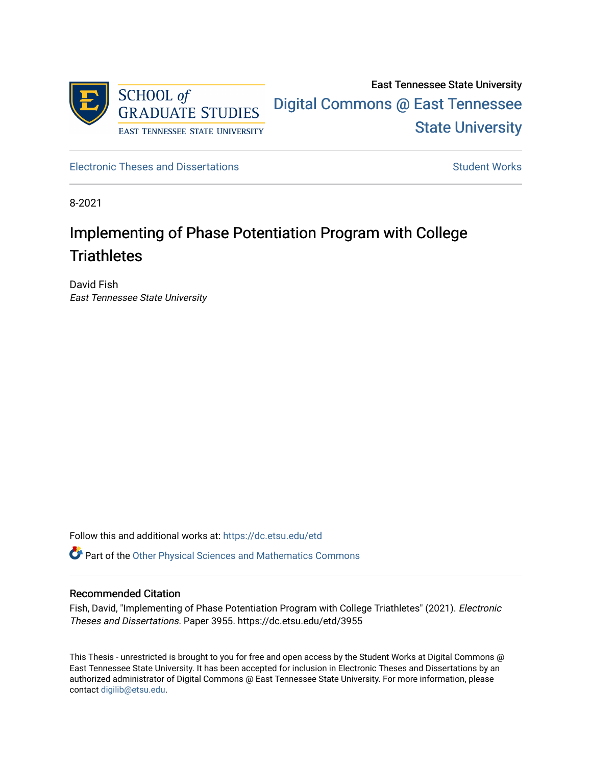SCHOOL *of* GRADUATE STUDIES
EAST TENNESSEE STATE UNIVERSITY

East Tennessee State University

Digital Commons @ East Tennessee State University

Electronic Theses and Dissertations

Student Works

8-2021

# Implementing of Phase Potentiation Program with College Triathletes

David Fish
*East Tennessee State University*

Follow this and additional works at: https://dc.etsu.edu/etd

Part of the Other Physical Sciences and Mathematics Commons

## Recommended Citation

Fish, David, "Implementing of Phase Potentiation Program with College Triathletes" (2021). *Electronic Theses and Dissertations.* Paper 3955. https://dc.etsu.edu/etd/3955

This Thesis - unrestricted is brought to you for free and open access by the Student Works at Digital Commons @ East Tennessee State University. It has been accepted for inclusion in Electronic Theses and Dissertations by an authorized administrator of Digital Commons @ East Tennessee State University. For more information, please contact digilib@etsu.edu.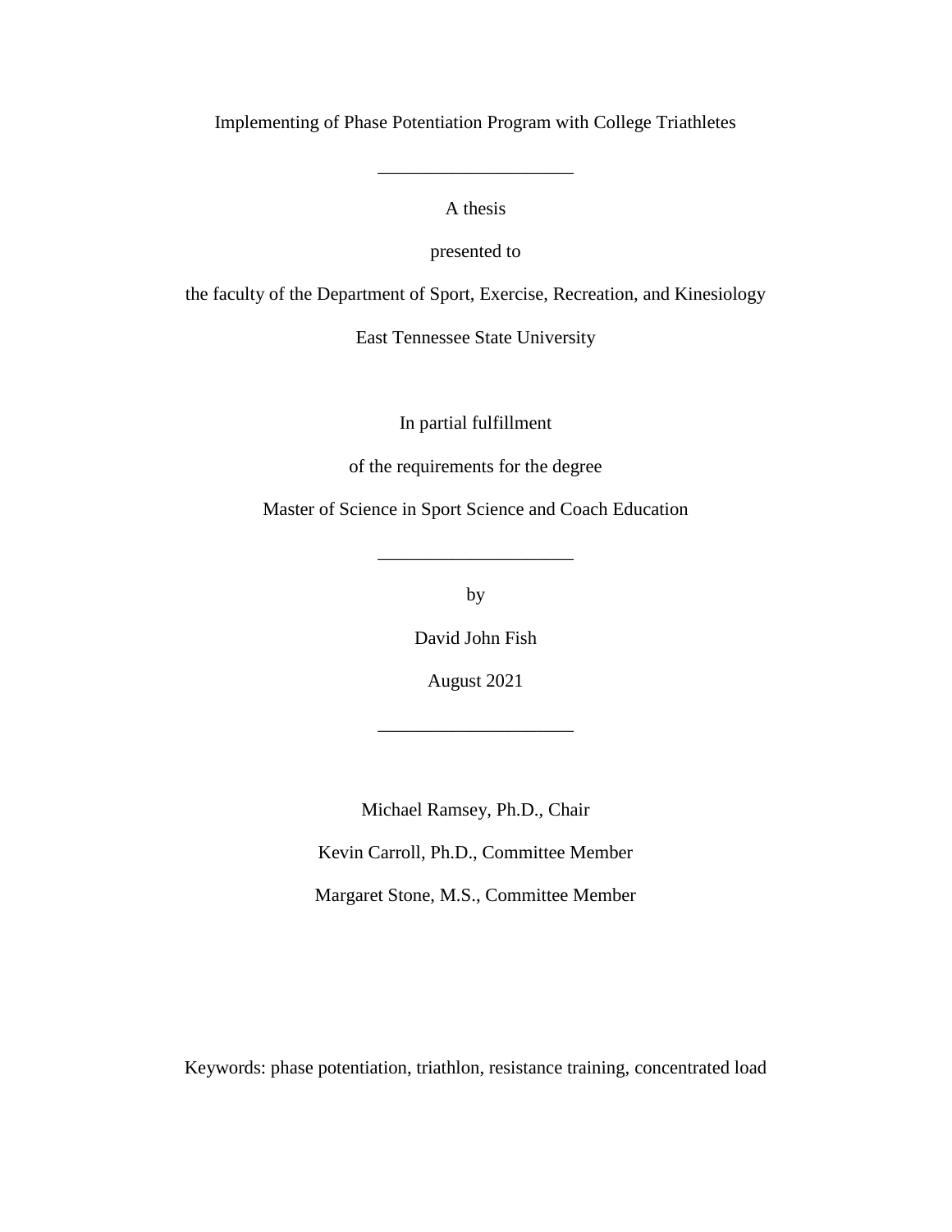Implementing of Phase Potentiation Program with College Triathletes

---

A thesis

presented to

the faculty of the Department of Sport, Exercise, Recreation, and Kinesiology

East Tennessee State University

In partial fulfillment

of the requirements for the degree

Master of Science in Sport Science and Coach Education

---

by

David John Fish

August 2021

---

Michael Ramsey, Ph.D., Chair

Kevin Carroll, Ph.D., Committee Member

Margaret Stone, M.S., Committee Member

Keywords: phase potentiation, triathlon, resistance training, concentrated load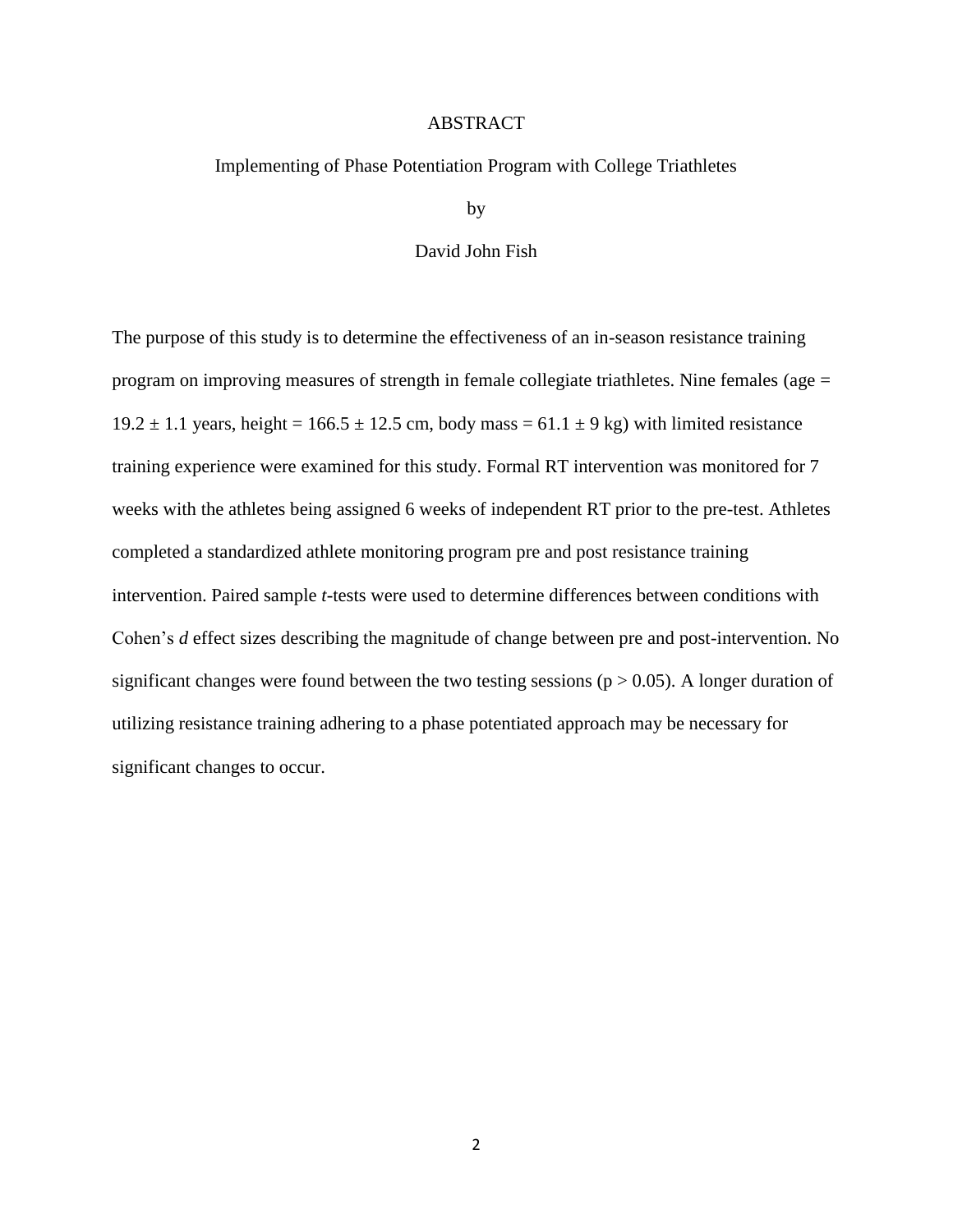# ABSTRACT

Implementing of Phase Potentiation Program with College Triathletes

by

David John Fish

The purpose of this study is to determine the effectiveness of an in-season resistance training program on improving measures of strength in female collegiate triathletes. Nine females (age = 19.2 ± 1.1 years, height = 166.5 ± 12.5 cm, body mass = 61.1 ± 9 kg) with limited resistance training experience were examined for this study. Formal RT intervention was monitored for 7 weeks with the athletes being assigned 6 weeks of independent RT prior to the pre-test. Athletes completed a standardized athlete monitoring program pre and post resistance training intervention. Paired sample *t*-tests were used to determine differences between conditions with Cohen's *d* effect sizes describing the magnitude of change between pre and post-intervention. No significant changes were found between the two testing sessions ($p > 0.05$). A longer duration of utilizing resistance training adhering to a phase potentiated approach may be necessary for significant changes to occur.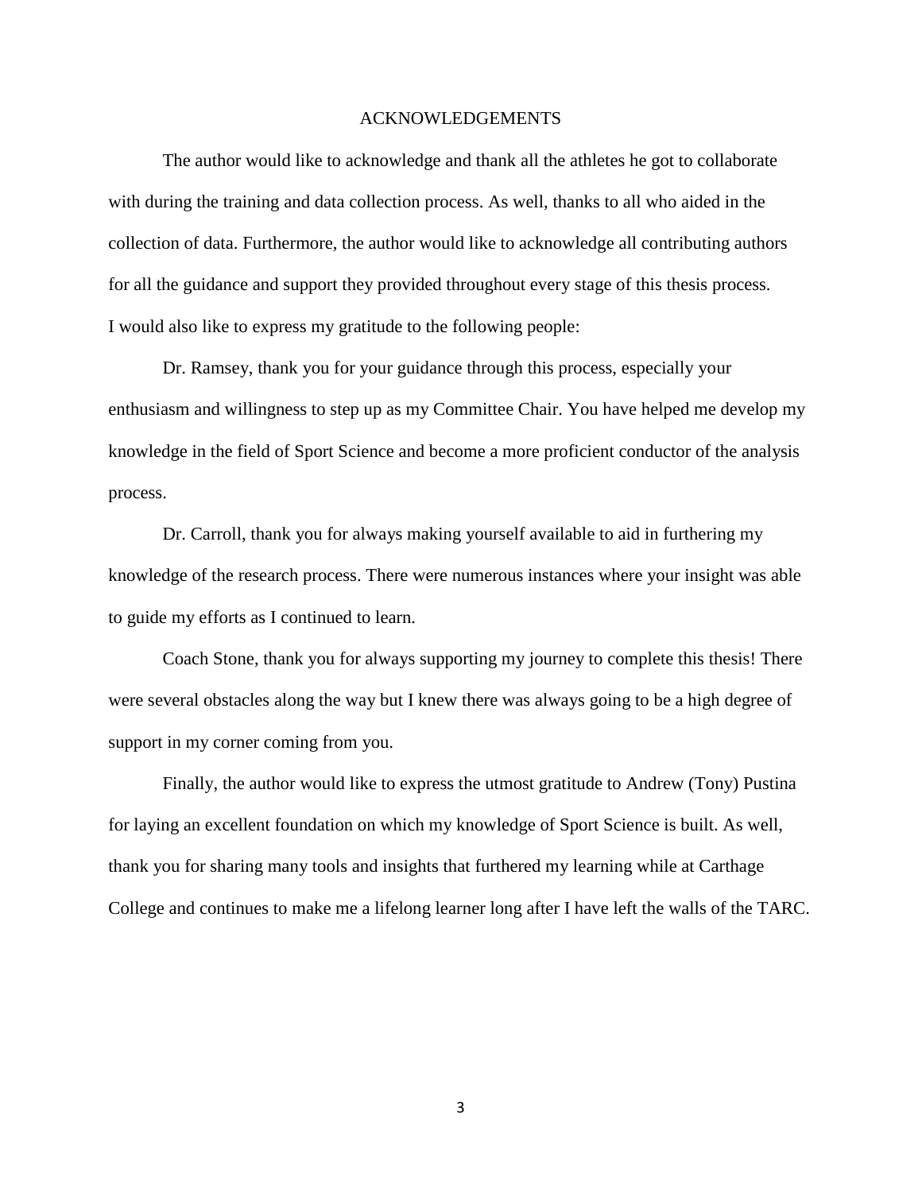# ACKNOWLEDGEMENTS

The author would like to acknowledge and thank all the athletes he got to collaborate with during the training and data collection process. As well, thanks to all who aided in the collection of data. Furthermore, the author would like to acknowledge all contributing authors for all the guidance and support they provided throughout every stage of this thesis process. I would also like to express my gratitude to the following people:

Dr. Ramsey, thank you for your guidance through this process, especially your enthusiasm and willingness to step up as my Committee Chair. You have helped me develop my knowledge in the field of Sport Science and become a more proficient conductor of the analysis process.

Dr. Carroll, thank you for always making yourself available to aid in furthering my knowledge of the research process. There were numerous instances where your insight was able to guide my efforts as I continued to learn.

Coach Stone, thank you for always supporting my journey to complete this thesis! There were several obstacles along the way but I knew there was always going to be a high degree of support in my corner coming from you.

Finally, the author would like to express the utmost gratitude to Andrew (Tony) Pustina for laying an excellent foundation on which my knowledge of Sport Science is built. As well, thank you for sharing many tools and insights that furthered my learning while at Carthage College and continues to make me a lifelong learner long after I have left the walls of the TARC.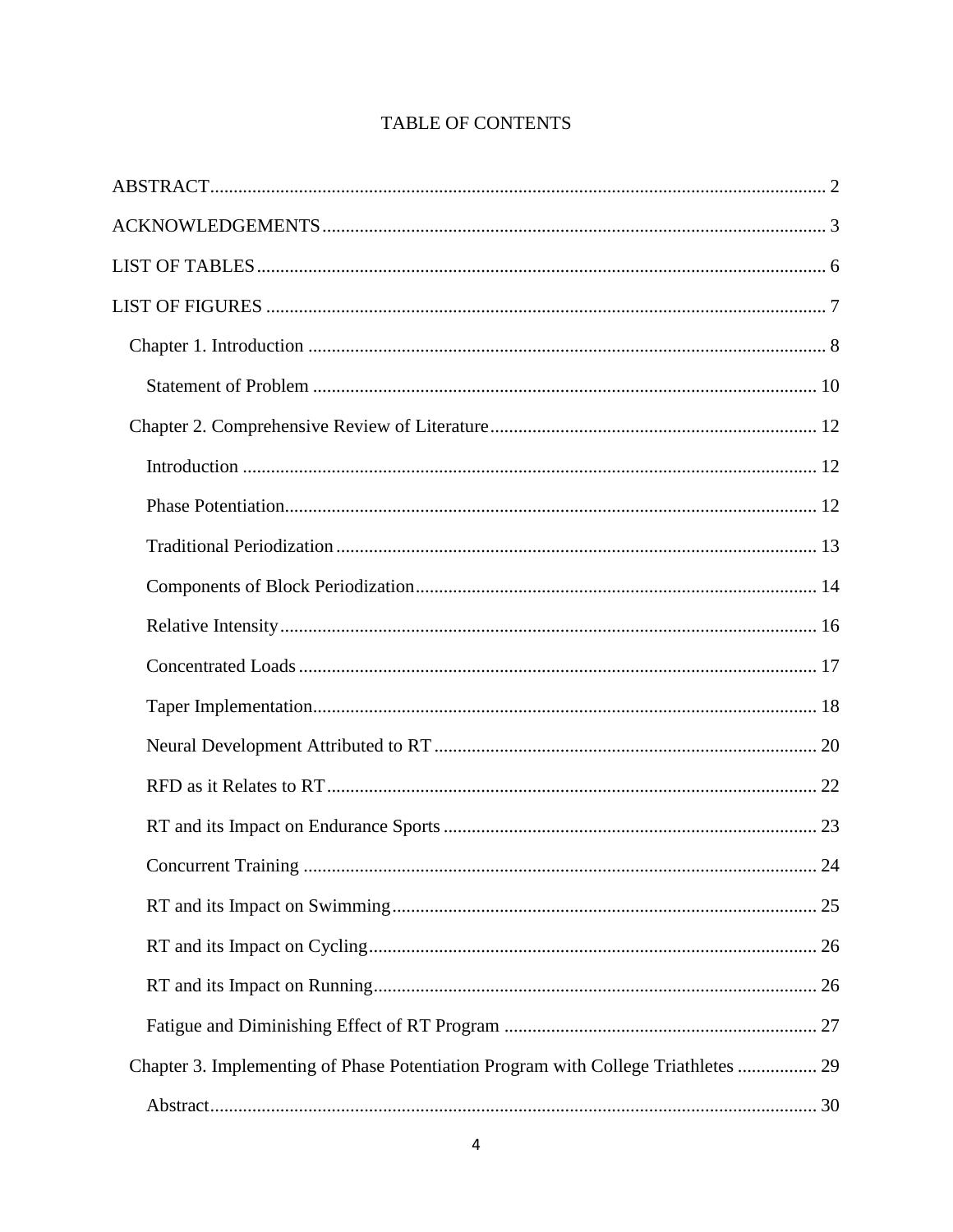# TABLE OF CONTENTS

ABSTRACT ........................................................................................................................ 2

ACKNOWLEDGEMENTS ................................................................................................. 3

LIST OF TABLES ............................................................................................................. 6

LIST OF FIGURES ........................................................................................................... 7

- Chapter 1. Introduction .................................................................................................. 8
  - Statement of Problem ................................................................................................ 10
- Chapter 2. Comprehensive Review of Literature ........................................................... 12
  - Introduction ............................................................................................................... 12
  - Phase Potentiation ..................................................................................................... 12
  - Traditional Periodization ........................................................................................... 13
  - Components of Block Periodization .......................................................................... 14
  - Relative Intensity ....................................................................................................... 16
  - Concentrated Loads ................................................................................................... 17
  - Taper Implementation ................................................................................................ 18
  - Neural Development Attributed to RT ...................................................................... 20
  - RFD as it Relates to RT ............................................................................................. 22
  - RT and its Impact on Endurance Sports .................................................................... 23
  - Concurrent Training .................................................................................................. 24
  - RT and its Impact on Swimming ............................................................................... 25
  - RT and its Impact on Cycling .................................................................................... 26
  - RT and its Impact on Running ................................................................................... 26
  - Fatigue and Diminishing Effect of RT Program ....................................................... 27
- Chapter 3. Implementing of Phase Potentiation Program with College Triathletes ................. 29
  - Abstract ...................................................................................................................... 30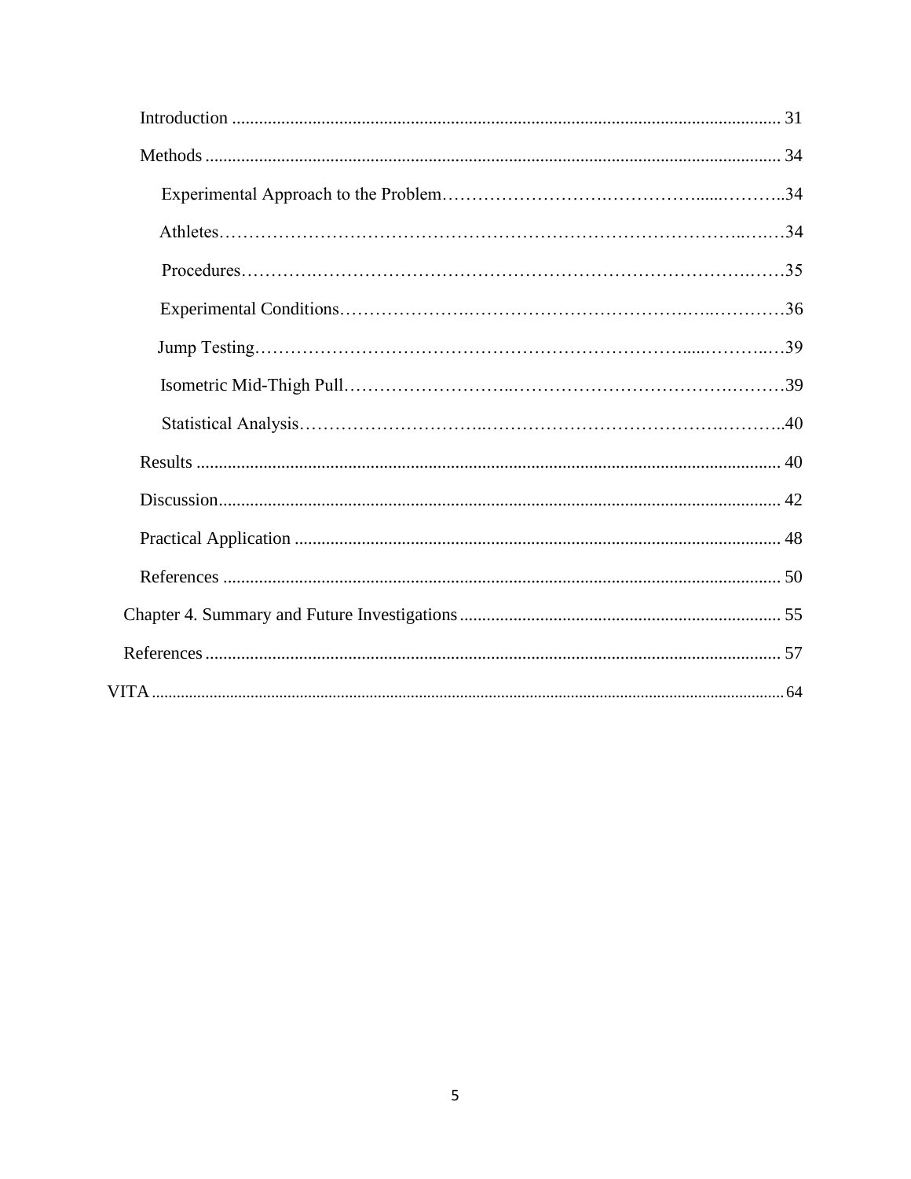Introduction ... 31

Methods ... 34

Experimental Approach to the Problem ... 34

Athletes ... 34

Procedures ... 35

Experimental Conditions ... 36

Jump Testing ... 39

Isometric Mid-Thigh Pull ... 39

Statistical Analysis ... 40

Results ... 40

Discussion ... 42

Practical Application ... 48

References ... 50

Chapter 4. Summary and Future Investigations ... 55

References ... 57

VITA ... 64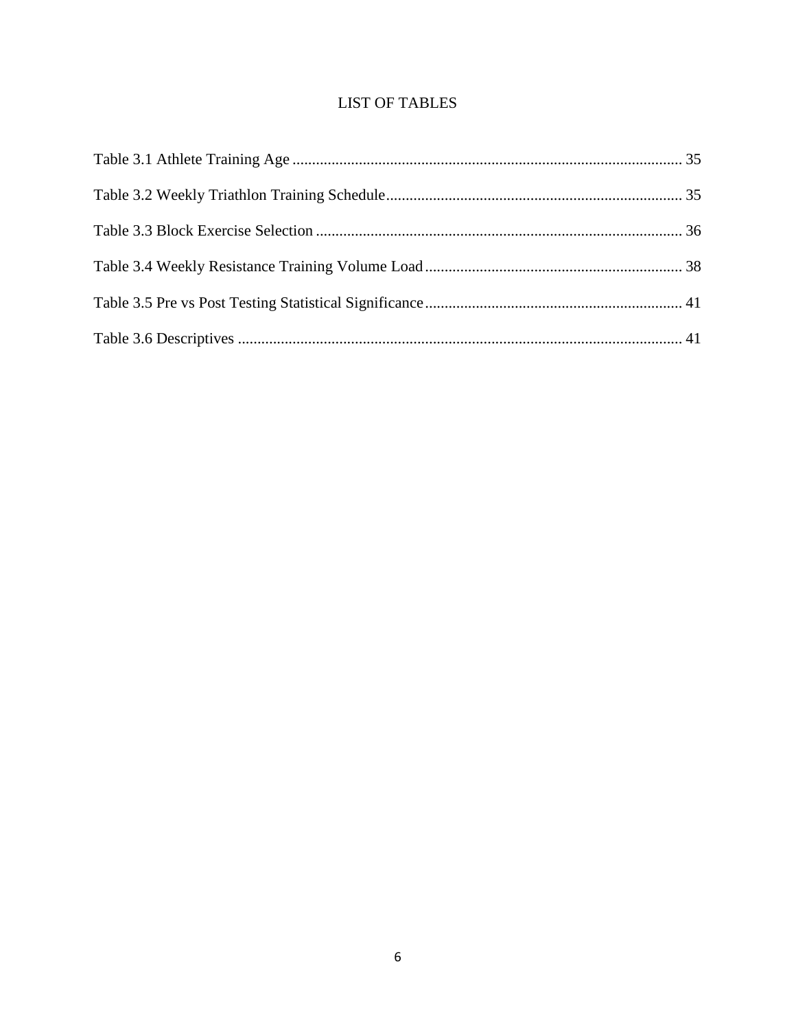# LIST OF TABLES

Table 3.1 Athlete Training Age .................................................................................................... 35

Table 3.2 Weekly Triathlon Training Schedule ........................................................................... 35

Table 3.3 Block Exercise Selection ............................................................................................. 36

Table 3.4 Weekly Resistance Training Volume Load .................................................................. 38

Table 3.5 Pre vs Post Testing Statistical Significance .................................................................. 41

Table 3.6 Descriptives .................................................................................................................. 41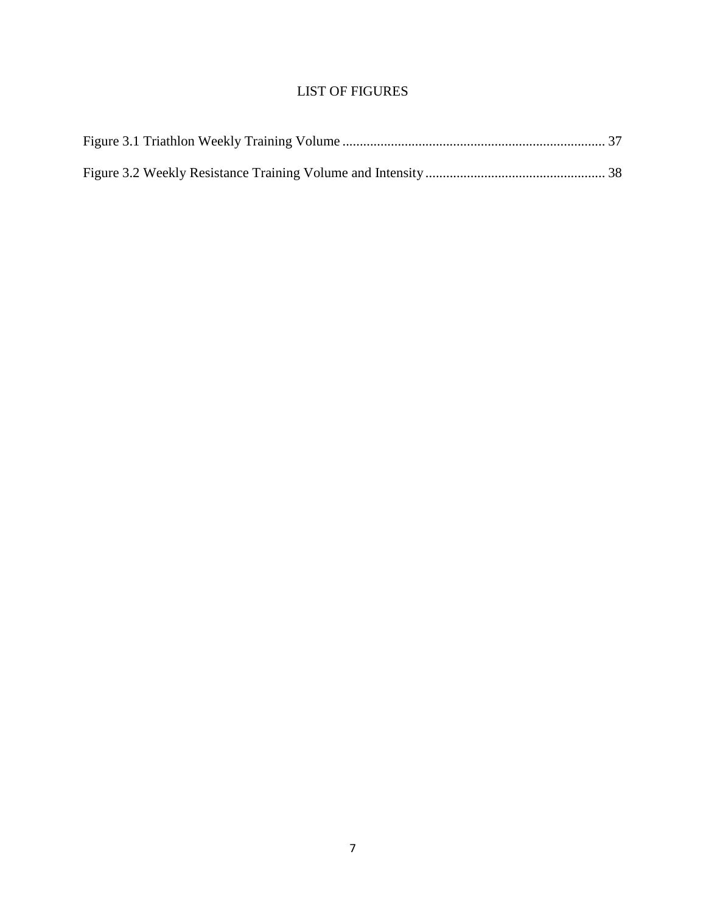# LIST OF FIGURES

Figure 3.1 Triathlon Weekly Training Volume ............................................................................ 37

Figure 3.2 Weekly Resistance Training Volume and Intensity .................................................... 38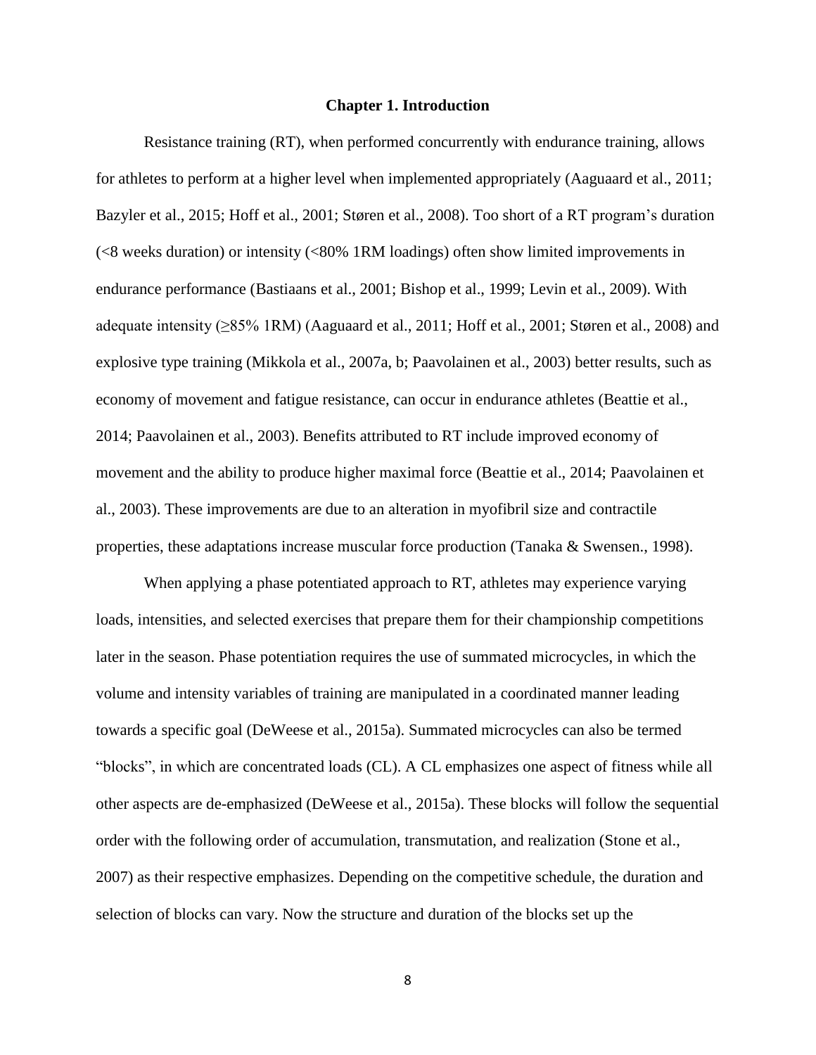# Chapter 1. Introduction

Resistance training (RT), when performed concurrently with endurance training, allows for athletes to perform at a higher level when implemented appropriately (Aaguaard et al., 2011; Bazyler et al., 2015; Hoff et al., 2001; Støren et al., 2008). Too short of a RT program's duration (<8 weeks duration) or intensity (<80% 1RM loadings) often show limited improvements in endurance performance (Bastiaans et al., 2001; Bishop et al., 1999; Levin et al., 2009). With adequate intensity (≥85% 1RM) (Aaguaard et al., 2011; Hoff et al., 2001; Støren et al., 2008) and explosive type training (Mikkola et al., 2007a, b; Paavolainen et al., 2003) better results, such as economy of movement and fatigue resistance, can occur in endurance athletes (Beattie et al., 2014; Paavolainen et al., 2003). Benefits attributed to RT include improved economy of movement and the ability to produce higher maximal force (Beattie et al., 2014; Paavolainen et al., 2003). These improvements are due to an alteration in myofibril size and contractile properties, these adaptations increase muscular force production (Tanaka & Swensen., 1998).

When applying a phase potentiated approach to RT, athletes may experience varying loads, intensities, and selected exercises that prepare them for their championship competitions later in the season. Phase potentiation requires the use of summated microcycles, in which the volume and intensity variables of training are manipulated in a coordinated manner leading towards a specific goal (DeWeese et al., 2015a). Summated microcycles can also be termed "blocks", in which are concentrated loads (CL). A CL emphasizes one aspect of fitness while all other aspects are de-emphasized (DeWeese et al., 2015a). These blocks will follow the sequential order with the following order of accumulation, transmutation, and realization (Stone et al., 2007) as their respective emphasizes. Depending on the competitive schedule, the duration and selection of blocks can vary. Now the structure and duration of the blocks set up the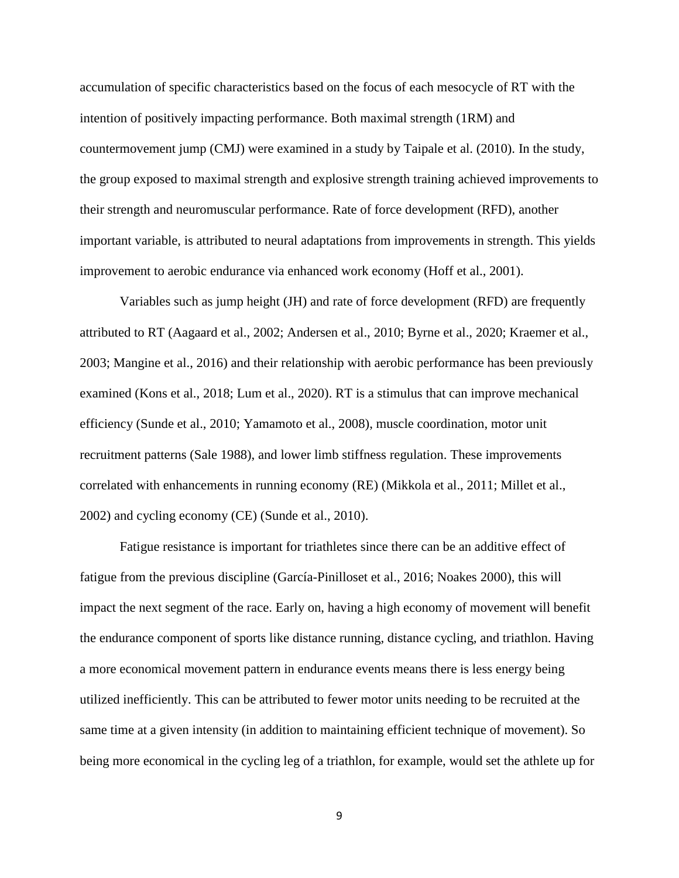accumulation of specific characteristics based on the focus of each mesocycle of RT with the intention of positively impacting performance. Both maximal strength (1RM) and countermovement jump (CMJ) were examined in a study by Taipale et al. (2010). In the study, the group exposed to maximal strength and explosive strength training achieved improvements to their strength and neuromuscular performance. Rate of force development (RFD), another important variable, is attributed to neural adaptations from improvements in strength. This yields improvement to aerobic endurance via enhanced work economy (Hoff et al., 2001).

Variables such as jump height (JH) and rate of force development (RFD) are frequently attributed to RT (Aagaard et al., 2002; Andersen et al., 2010; Byrne et al., 2020; Kraemer et al., 2003; Mangine et al., 2016) and their relationship with aerobic performance has been previously examined (Kons et al., 2018; Lum et al., 2020). RT is a stimulus that can improve mechanical efficiency (Sunde et al., 2010; Yamamoto et al., 2008), muscle coordination, motor unit recruitment patterns (Sale 1988), and lower limb stiffness regulation. These improvements correlated with enhancements in running economy (RE) (Mikkola et al., 2011; Millet et al., 2002) and cycling economy (CE) (Sunde et al., 2010).

Fatigue resistance is important for triathletes since there can be an additive effect of fatigue from the previous discipline (García-Pinilloset et al., 2016; Noakes 2000), this will impact the next segment of the race. Early on, having a high economy of movement will benefit the endurance component of sports like distance running, distance cycling, and triathlon. Having a more economical movement pattern in endurance events means there is less energy being utilized inefficiently. This can be attributed to fewer motor units needing to be recruited at the same time at a given intensity (in addition to maintaining efficient technique of movement). So being more economical in the cycling leg of a triathlon, for example, would set the athlete up for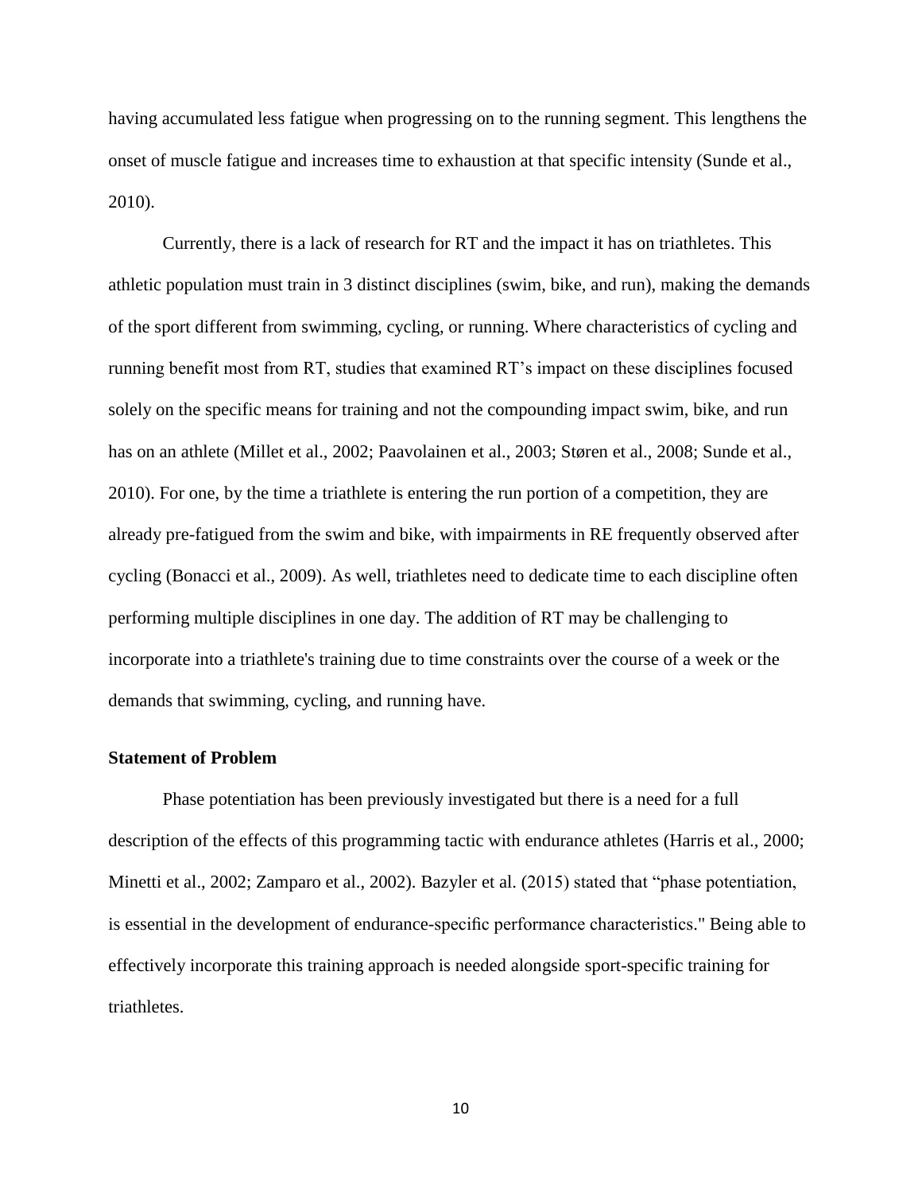having accumulated less fatigue when progressing on to the running segment. This lengthens the onset of muscle fatigue and increases time to exhaustion at that specific intensity (Sunde et al., 2010).

Currently, there is a lack of research for RT and the impact it has on triathletes. This athletic population must train in 3 distinct disciplines (swim, bike, and run), making the demands of the sport different from swimming, cycling, or running. Where characteristics of cycling and running benefit most from RT, studies that examined RT's impact on these disciplines focused solely on the specific means for training and not the compounding impact swim, bike, and run has on an athlete (Millet et al., 2002; Paavolainen et al., 2003; Støren et al., 2008; Sunde et al., 2010). For one, by the time a triathlete is entering the run portion of a competition, they are already pre-fatigued from the swim and bike, with impairments in RE frequently observed after cycling (Bonacci et al., 2009). As well, triathletes need to dedicate time to each discipline often performing multiple disciplines in one day. The addition of RT may be challenging to incorporate into a triathlete's training due to time constraints over the course of a week or the demands that swimming, cycling, and running have.

### Statement of Problem

Phase potentiation has been previously investigated but there is a need for a full description of the effects of this programming tactic with endurance athletes (Harris et al., 2000; Minetti et al., 2002; Zamparo et al., 2002). Bazyler et al. (2015) stated that "phase potentiation, is essential in the development of endurance-specific performance characteristics." Being able to effectively incorporate this training approach is needed alongside sport-specific training for triathletes.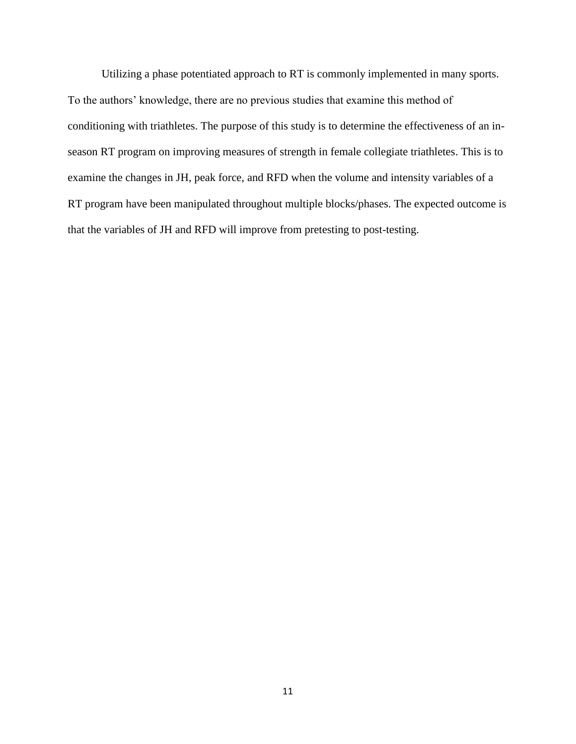Utilizing a phase potentiated approach to RT is commonly implemented in many sports. To the authors' knowledge, there are no previous studies that examine this method of conditioning with triathletes. The purpose of this study is to determine the effectiveness of an in-season RT program on improving measures of strength in female collegiate triathletes. This is to examine the changes in JH, peak force, and RFD when the volume and intensity variables of a RT program have been manipulated throughout multiple blocks/phases. The expected outcome is that the variables of JH and RFD will improve from pretesting to post-testing.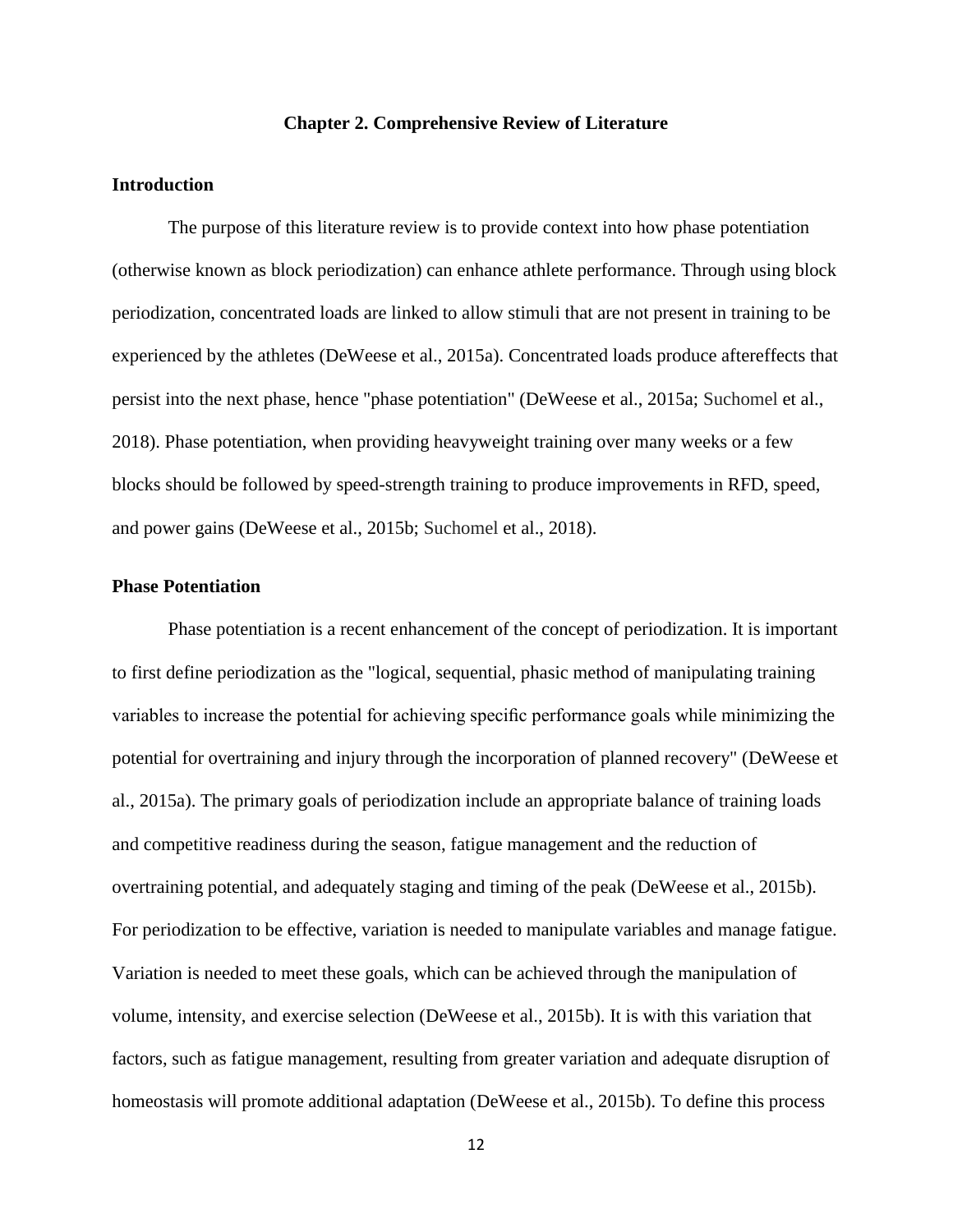# Chapter 2. Comprehensive Review of Literature

## Introduction

The purpose of this literature review is to provide context into how phase potentiation (otherwise known as block periodization) can enhance athlete performance. Through using block periodization, concentrated loads are linked to allow stimuli that are not present in training to be experienced by the athletes (DeWeese et al., 2015a). Concentrated loads produce aftereffects that persist into the next phase, hence "phase potentiation" (DeWeese et al., 2015a; Suchomel et al., 2018). Phase potentiation, when providing heavyweight training over many weeks or a few blocks should be followed by speed-strength training to produce improvements in RFD, speed, and power gains (DeWeese et al., 2015b; Suchomel et al., 2018).

## Phase Potentiation

Phase potentiation is a recent enhancement of the concept of periodization. It is important to first define periodization as the "logical, sequential, phasic method of manipulating training variables to increase the potential for achieving specific performance goals while minimizing the potential for overtraining and injury through the incorporation of planned recovery" (DeWeese et al., 2015a). The primary goals of periodization include an appropriate balance of training loads and competitive readiness during the season, fatigue management and the reduction of overtraining potential, and adequately staging and timing of the peak (DeWeese et al., 2015b). For periodization to be effective, variation is needed to manipulate variables and manage fatigue. Variation is needed to meet these goals, which can be achieved through the manipulation of volume, intensity, and exercise selection (DeWeese et al., 2015b). It is with this variation that factors, such as fatigue management, resulting from greater variation and adequate disruption of homeostasis will promote additional adaptation (DeWeese et al., 2015b). To define this process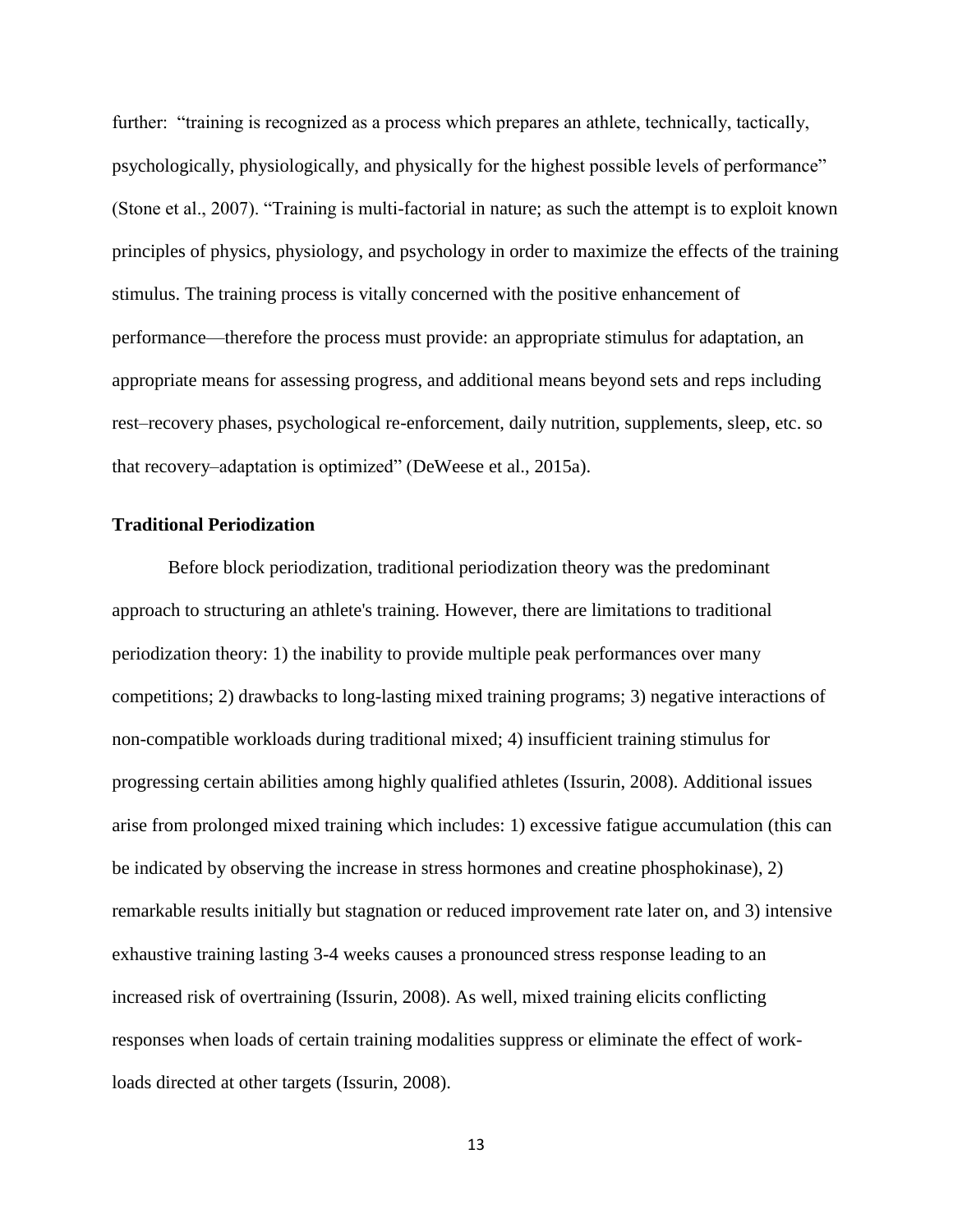further: "training is recognized as a process which prepares an athlete, technically, tactically, psychologically, physiologically, and physically for the highest possible levels of performance" (Stone et al., 2007). "Training is multi-factorial in nature; as such the attempt is to exploit known principles of physics, physiology, and psychology in order to maximize the effects of the training stimulus. The training process is vitally concerned with the positive enhancement of performance—therefore the process must provide: an appropriate stimulus for adaptation, an appropriate means for assessing progress, and additional means beyond sets and reps including rest–recovery phases, psychological re-enforcement, daily nutrition, supplements, sleep, etc. so that recovery–adaptation is optimized" (DeWeese et al., 2015a).

### Traditional Periodization

Before block periodization, traditional periodization theory was the predominant approach to structuring an athlete's training. However, there are limitations to traditional periodization theory: 1) the inability to provide multiple peak performances over many competitions; 2) drawbacks to long-lasting mixed training programs; 3) negative interactions of non-compatible workloads during traditional mixed; 4) insufficient training stimulus for progressing certain abilities among highly qualified athletes (Issurin, 2008). Additional issues arise from prolonged mixed training which includes: 1) excessive fatigue accumulation (this can be indicated by observing the increase in stress hormones and creatine phosphokinase), 2) remarkable results initially but stagnation or reduced improvement rate later on, and 3) intensive exhaustive training lasting 3-4 weeks causes a pronounced stress response leading to an increased risk of overtraining (Issurin, 2008). As well, mixed training elicits conflicting responses when loads of certain training modalities suppress or eliminate the effect of work-loads directed at other targets (Issurin, 2008).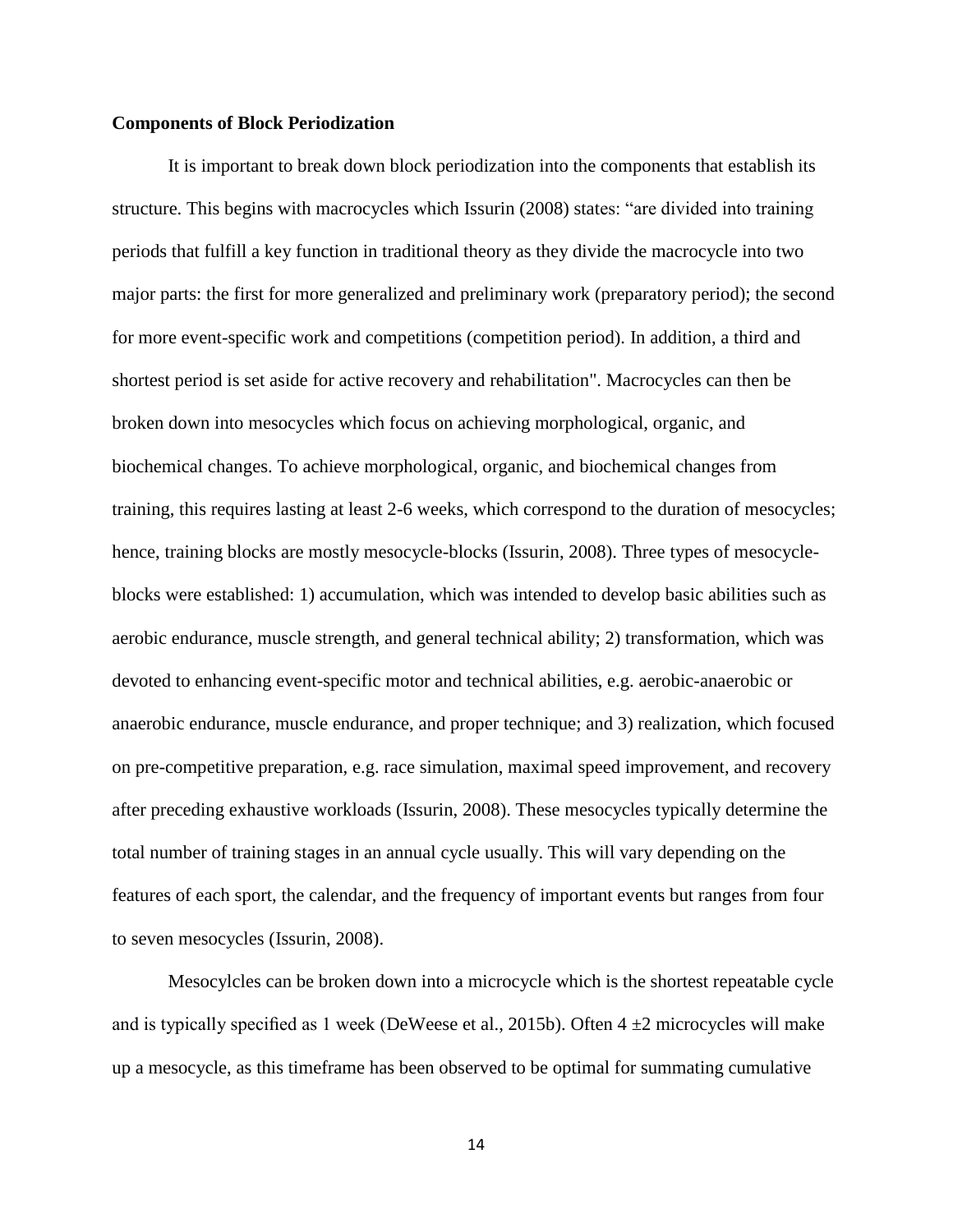**Components of Block Periodization**

It is important to break down block periodization into the components that establish its structure. This begins with macrocycles which Issurin (2008) states: "are divided into training periods that fulfill a key function in traditional theory as they divide the macrocycle into two major parts: the first for more generalized and preliminary work (preparatory period); the second for more event-specific work and competitions (competition period). In addition, a third and shortest period is set aside for active recovery and rehabilitation". Macrocycles can then be broken down into mesocycles which focus on achieving morphological, organic, and biochemical changes. To achieve morphological, organic, and biochemical changes from training, this requires lasting at least 2-6 weeks, which correspond to the duration of mesocycles; hence, training blocks are mostly mesocycle-blocks (Issurin, 2008). Three types of mesocycle-blocks were established: 1) accumulation, which was intended to develop basic abilities such as aerobic endurance, muscle strength, and general technical ability; 2) transformation, which was devoted to enhancing event-specific motor and technical abilities, e.g. aerobic-anaerobic or anaerobic endurance, muscle endurance, and proper technique; and 3) realization, which focused on pre-competitive preparation, e.g. race simulation, maximal speed improvement, and recovery after preceding exhaustive workloads (Issurin, 2008). These mesocycles typically determine the total number of training stages in an annual cycle usually. This will vary depending on the features of each sport, the calendar, and the frequency of important events but ranges from four to seven mesocycles (Issurin, 2008).

Mesocylcles can be broken down into a microcycle which is the shortest repeatable cycle and is typically specified as 1 week (DeWeese et al., 2015b). Often 4 ±2 microcycles will make up a mesocycle, as this timeframe has been observed to be optimal for summating cumulative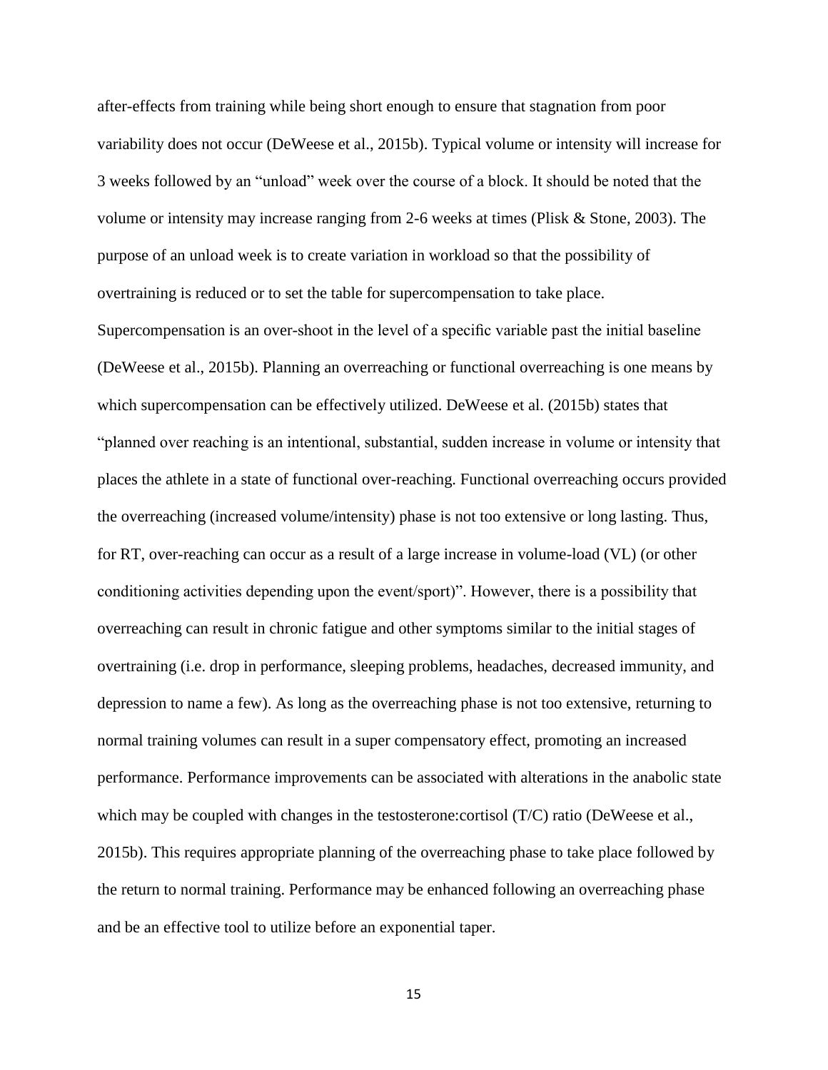after-effects from training while being short enough to ensure that stagnation from poor variability does not occur (DeWeese et al., 2015b). Typical volume or intensity will increase for 3 weeks followed by an "unload" week over the course of a block. It should be noted that the volume or intensity may increase ranging from 2-6 weeks at times (Plisk & Stone, 2003). The purpose of an unload week is to create variation in workload so that the possibility of overtraining is reduced or to set the table for supercompensation to take place. Supercompensation is an over-shoot in the level of a specific variable past the initial baseline (DeWeese et al., 2015b). Planning an overreaching or functional overreaching is one means by which supercompensation can be effectively utilized. DeWeese et al. (2015b) states that "planned over reaching is an intentional, substantial, sudden increase in volume or intensity that places the athlete in a state of functional over-reaching. Functional overreaching occurs provided the overreaching (increased volume/intensity) phase is not too extensive or long lasting. Thus, for RT, over-reaching can occur as a result of a large increase in volume-load (VL) (or other conditioning activities depending upon the event/sport)". However, there is a possibility that overreaching can result in chronic fatigue and other symptoms similar to the initial stages of overtraining (i.e. drop in performance, sleeping problems, headaches, decreased immunity, and depression to name a few). As long as the overreaching phase is not too extensive, returning to normal training volumes can result in a super compensatory effect, promoting an increased performance. Performance improvements can be associated with alterations in the anabolic state which may be coupled with changes in the testosterone:cortisol (T/C) ratio (DeWeese et al., 2015b). This requires appropriate planning of the overreaching phase to take place followed by the return to normal training. Performance may be enhanced following an overreaching phase and be an effective tool to utilize before an exponential taper.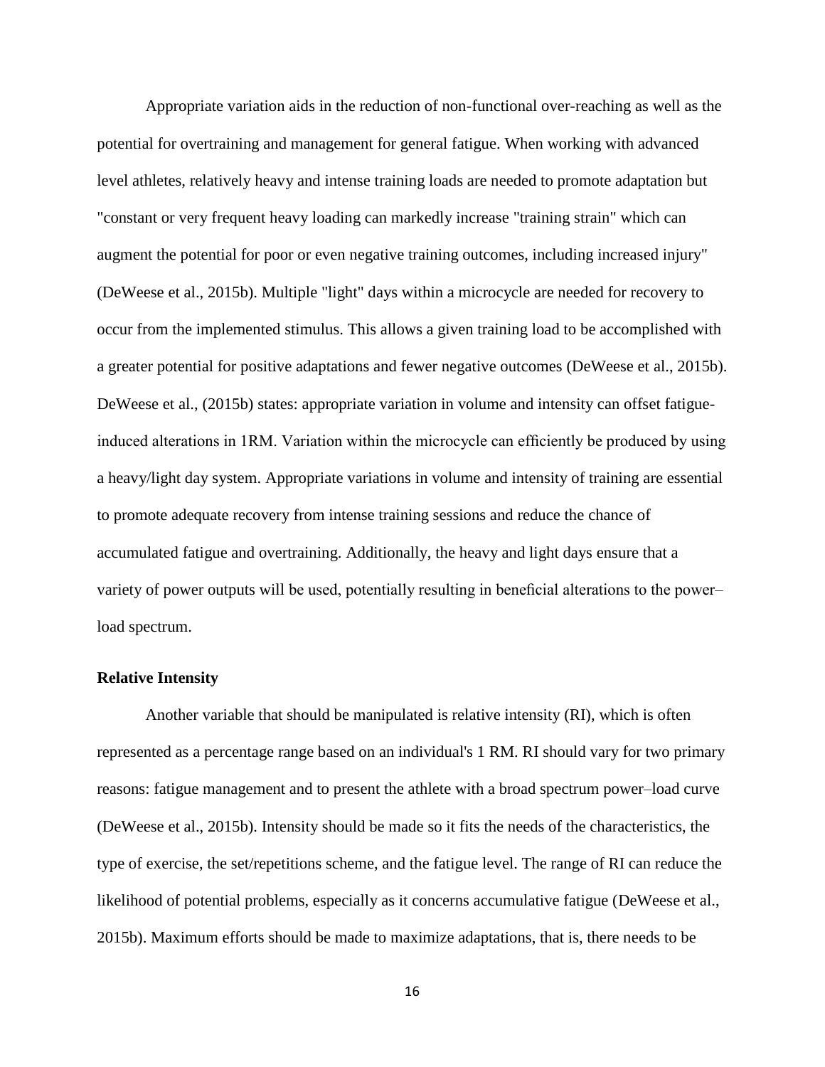Appropriate variation aids in the reduction of non-functional over-reaching as well as the potential for overtraining and management for general fatigue. When working with advanced level athletes, relatively heavy and intense training loads are needed to promote adaptation but "constant or very frequent heavy loading can markedly increase "training strain" which can augment the potential for poor or even negative training outcomes, including increased injury" (DeWeese et al., 2015b). Multiple "light" days within a microcycle are needed for recovery to occur from the implemented stimulus. This allows a given training load to be accomplished with a greater potential for positive adaptations and fewer negative outcomes (DeWeese et al., 2015b). DeWeese et al., (2015b) states: appropriate variation in volume and intensity can offset fatigue-induced alterations in 1RM. Variation within the microcycle can efficiently be produced by using a heavy/light day system. Appropriate variations in volume and intensity of training are essential to promote adequate recovery from intense training sessions and reduce the chance of accumulated fatigue and overtraining. Additionally, the heavy and light days ensure that a variety of power outputs will be used, potentially resulting in beneficial alterations to the power–load spectrum.

### Relative Intensity

Another variable that should be manipulated is relative intensity (RI), which is often represented as a percentage range based on an individual's 1 RM. RI should vary for two primary reasons: fatigue management and to present the athlete with a broad spectrum power–load curve (DeWeese et al., 2015b). Intensity should be made so it fits the needs of the characteristics, the type of exercise, the set/repetitions scheme, and the fatigue level. The range of RI can reduce the likelihood of potential problems, especially as it concerns accumulative fatigue (DeWeese et al., 2015b). Maximum efforts should be made to maximize adaptations, that is, there needs to be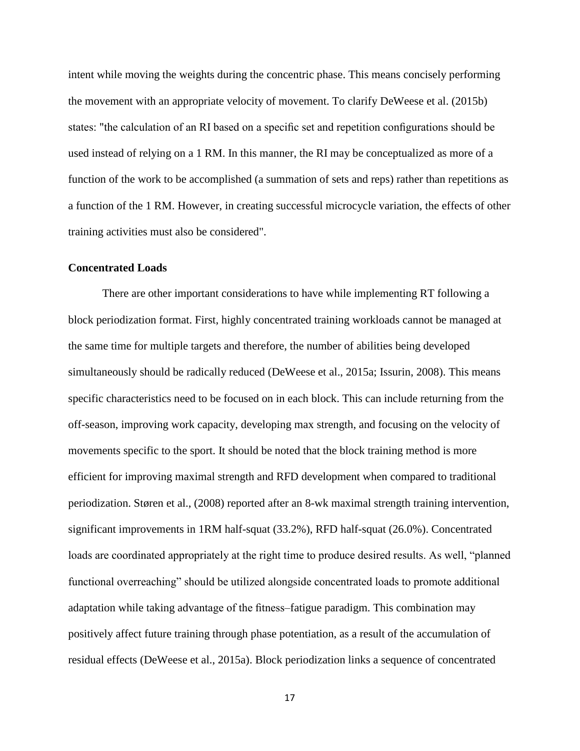intent while moving the weights during the concentric phase. This means concisely performing the movement with an appropriate velocity of movement. To clarify DeWeese et al. (2015b) states: "the calculation of an RI based on a specific set and repetition configurations should be used instead of relying on a 1 RM. In this manner, the RI may be conceptualized as more of a function of the work to be accomplished (a summation of sets and reps) rather than repetitions as a function of the 1 RM. However, in creating successful microcycle variation, the effects of other training activities must also be considered".

**Concentrated Loads**

There are other important considerations to have while implementing RT following a block periodization format. First, highly concentrated training workloads cannot be managed at the same time for multiple targets and therefore, the number of abilities being developed simultaneously should be radically reduced (DeWeese et al., 2015a; Issurin, 2008). This means specific characteristics need to be focused on in each block. This can include returning from the off-season, improving work capacity, developing max strength, and focusing on the velocity of movements specific to the sport. It should be noted that the block training method is more efficient for improving maximal strength and RFD development when compared to traditional periodization. Støren et al., (2008) reported after an 8-wk maximal strength training intervention, significant improvements in 1RM half-squat (33.2%), RFD half-squat (26.0%). Concentrated loads are coordinated appropriately at the right time to produce desired results. As well, "planned functional overreaching" should be utilized alongside concentrated loads to promote additional adaptation while taking advantage of the fitness–fatigue paradigm. This combination may positively affect future training through phase potentiation, as a result of the accumulation of residual effects (DeWeese et al., 2015a). Block periodization links a sequence of concentrated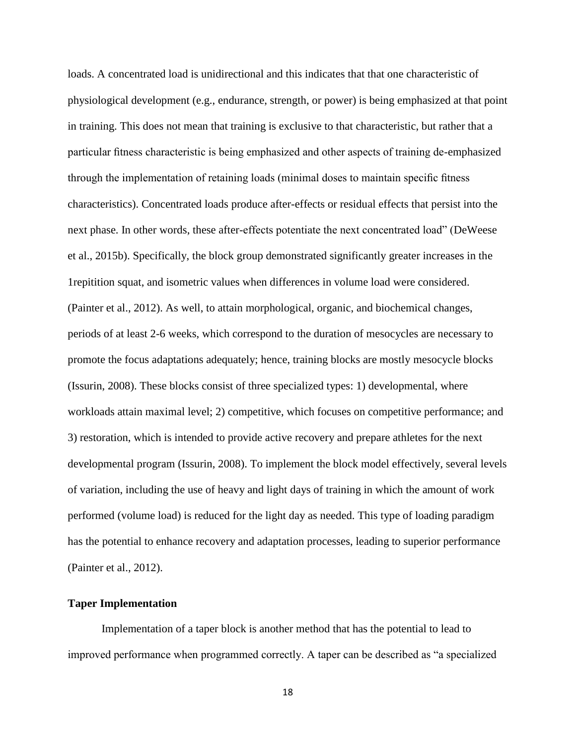loads. A concentrated load is unidirectional and this indicates that that one characteristic of physiological development (e.g., endurance, strength, or power) is being emphasized at that point in training. This does not mean that training is exclusive to that characteristic, but rather that a particular fitness characteristic is being emphasized and other aspects of training de-emphasized through the implementation of retaining loads (minimal doses to maintain specific fitness characteristics). Concentrated loads produce after-effects or residual effects that persist into the next phase. In other words, these after-effects potentiate the next concentrated load" (DeWeese et al., 2015b). Specifically, the block group demonstrated significantly greater increases in the 1repitition squat, and isometric values when differences in volume load were considered. (Painter et al., 2012). As well, to attain morphological, organic, and biochemical changes, periods of at least 2-6 weeks, which correspond to the duration of mesocycles are necessary to promote the focus adaptations adequately; hence, training blocks are mostly mesocycle blocks (Issurin, 2008). These blocks consist of three specialized types: 1) developmental, where workloads attain maximal level; 2) competitive, which focuses on competitive performance; and 3) restoration, which is intended to provide active recovery and prepare athletes for the next developmental program (Issurin, 2008). To implement the block model effectively, several levels of variation, including the use of heavy and light days of training in which the amount of work performed (volume load) is reduced for the light day as needed. This type of loading paradigm has the potential to enhance recovery and adaptation processes, leading to superior performance (Painter et al., 2012).

**Taper Implementation**

Implementation of a taper block is another method that has the potential to lead to improved performance when programmed correctly. A taper can be described as "a specialized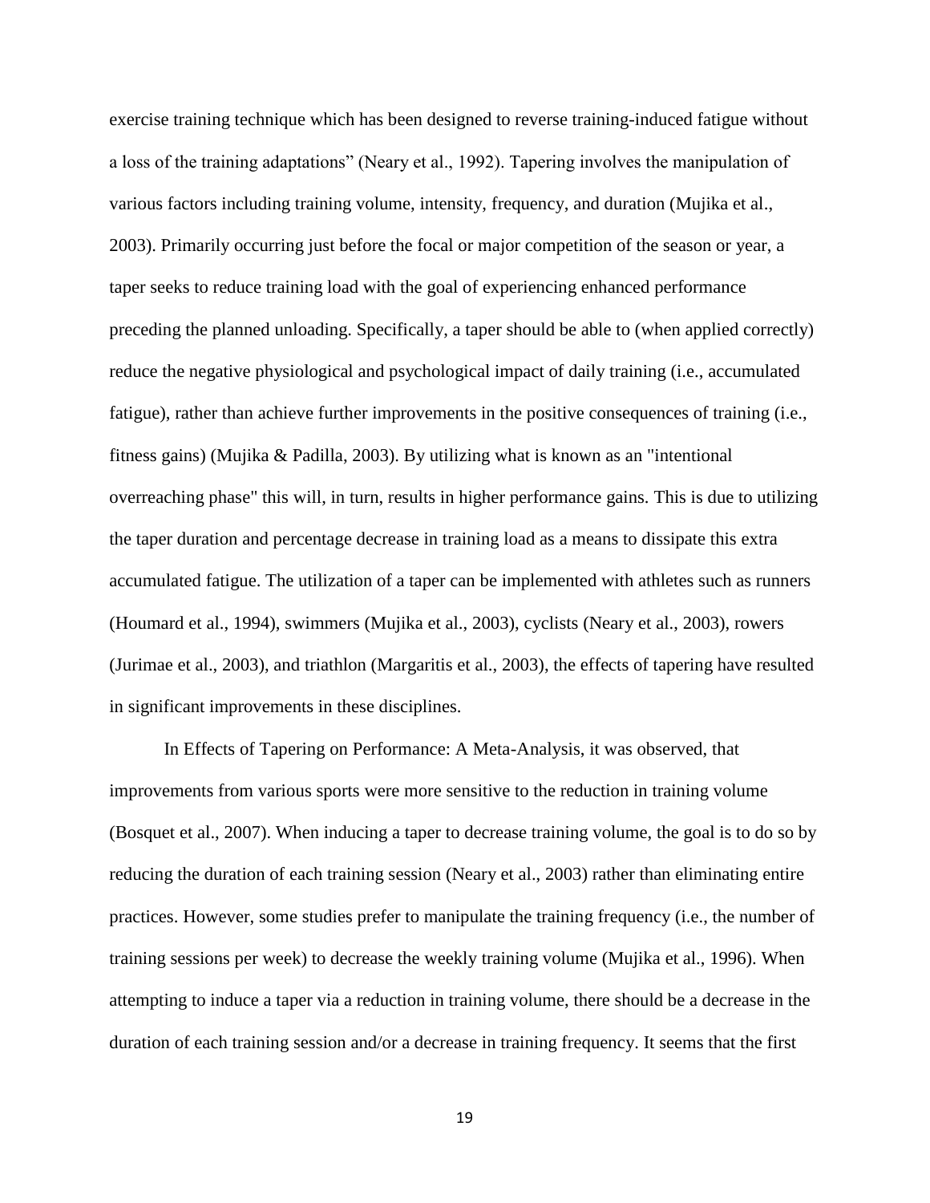exercise training technique which has been designed to reverse training-induced fatigue without a loss of the training adaptations" (Neary et al., 1992). Tapering involves the manipulation of various factors including training volume, intensity, frequency, and duration (Mujika et al., 2003). Primarily occurring just before the focal or major competition of the season or year, a taper seeks to reduce training load with the goal of experiencing enhanced performance preceding the planned unloading. Specifically, a taper should be able to (when applied correctly) reduce the negative physiological and psychological impact of daily training (i.e., accumulated fatigue), rather than achieve further improvements in the positive consequences of training (i.e., fitness gains) (Mujika & Padilla, 2003). By utilizing what is known as an "intentional overreaching phase" this will, in turn, results in higher performance gains. This is due to utilizing the taper duration and percentage decrease in training load as a means to dissipate this extra accumulated fatigue. The utilization of a taper can be implemented with athletes such as runners (Houmard et al., 1994), swimmers (Mujika et al., 2003), cyclists (Neary et al., 2003), rowers (Jurimae et al., 2003), and triathlon (Margaritis et al., 2003), the effects of tapering have resulted in significant improvements in these disciplines.

In Effects of Tapering on Performance: A Meta-Analysis, it was observed, that improvements from various sports were more sensitive to the reduction in training volume (Bosquet et al., 2007). When inducing a taper to decrease training volume, the goal is to do so by reducing the duration of each training session (Neary et al., 2003) rather than eliminating entire practices. However, some studies prefer to manipulate the training frequency (i.e., the number of training sessions per week) to decrease the weekly training volume (Mujika et al., 1996). When attempting to induce a taper via a reduction in training volume, there should be a decrease in the duration of each training session and/or a decrease in training frequency. It seems that the first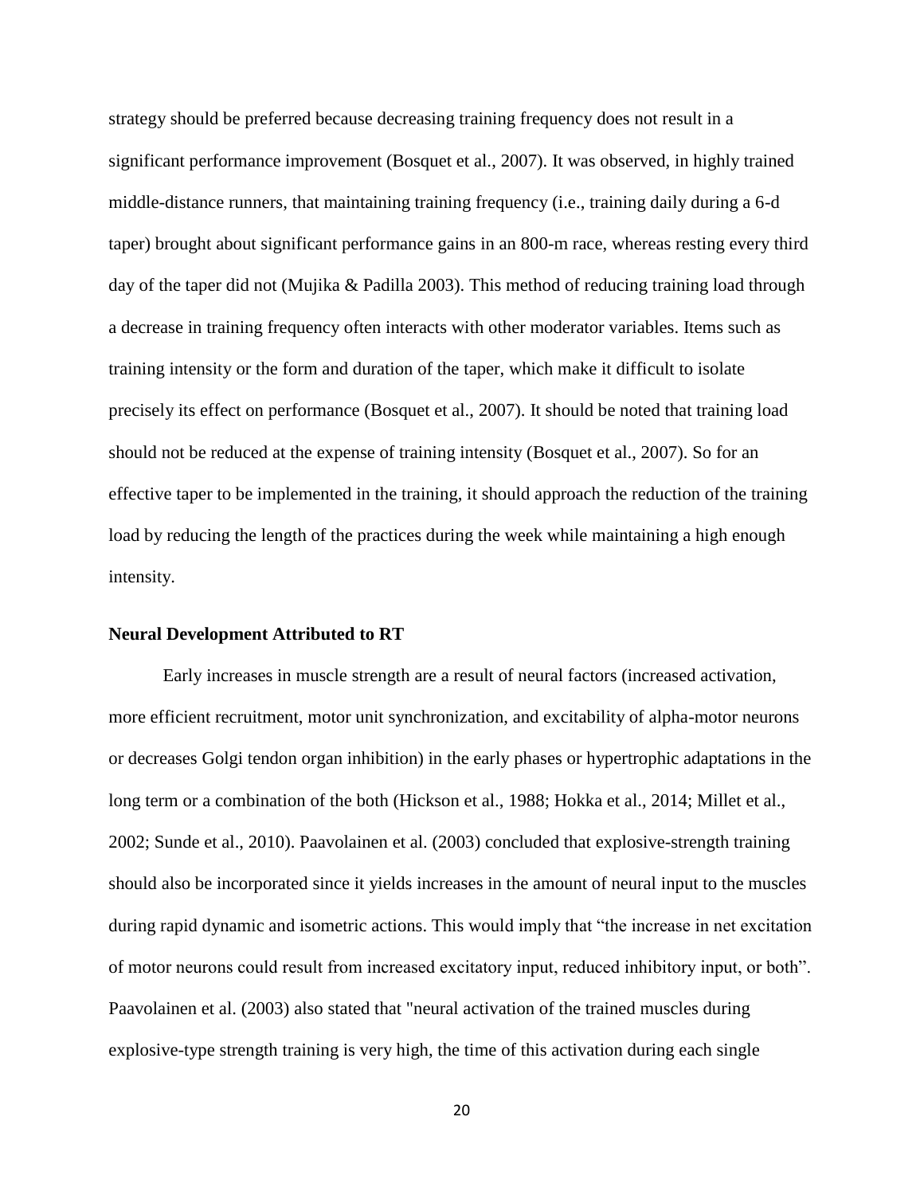strategy should be preferred because decreasing training frequency does not result in a significant performance improvement (Bosquet et al., 2007). It was observed, in highly trained middle-distance runners, that maintaining training frequency (i.e., training daily during a 6-d taper) brought about significant performance gains in an 800-m race, whereas resting every third day of the taper did not (Mujika & Padilla 2003). This method of reducing training load through a decrease in training frequency often interacts with other moderator variables. Items such as training intensity or the form and duration of the taper, which make it difficult to isolate precisely its effect on performance (Bosquet et al., 2007). It should be noted that training load should not be reduced at the expense of training intensity (Bosquet et al., 2007). So for an effective taper to be implemented in the training, it should approach the reduction of the training load by reducing the length of the practices during the week while maintaining a high enough intensity.

### Neural Development Attributed to RT

Early increases in muscle strength are a result of neural factors (increased activation, more efficient recruitment, motor unit synchronization, and excitability of alpha-motor neurons or decreases Golgi tendon organ inhibition) in the early phases or hypertrophic adaptations in the long term or a combination of the both (Hickson et al., 1988; Hokka et al., 2014; Millet et al., 2002; Sunde et al., 2010). Paavolainen et al. (2003) concluded that explosive-strength training should also be incorporated since it yields increases in the amount of neural input to the muscles during rapid dynamic and isometric actions. This would imply that "the increase in net excitation of motor neurons could result from increased excitatory input, reduced inhibitory input, or both". Paavolainen et al. (2003) also stated that "neural activation of the trained muscles during explosive-type strength training is very high, the time of this activation during each single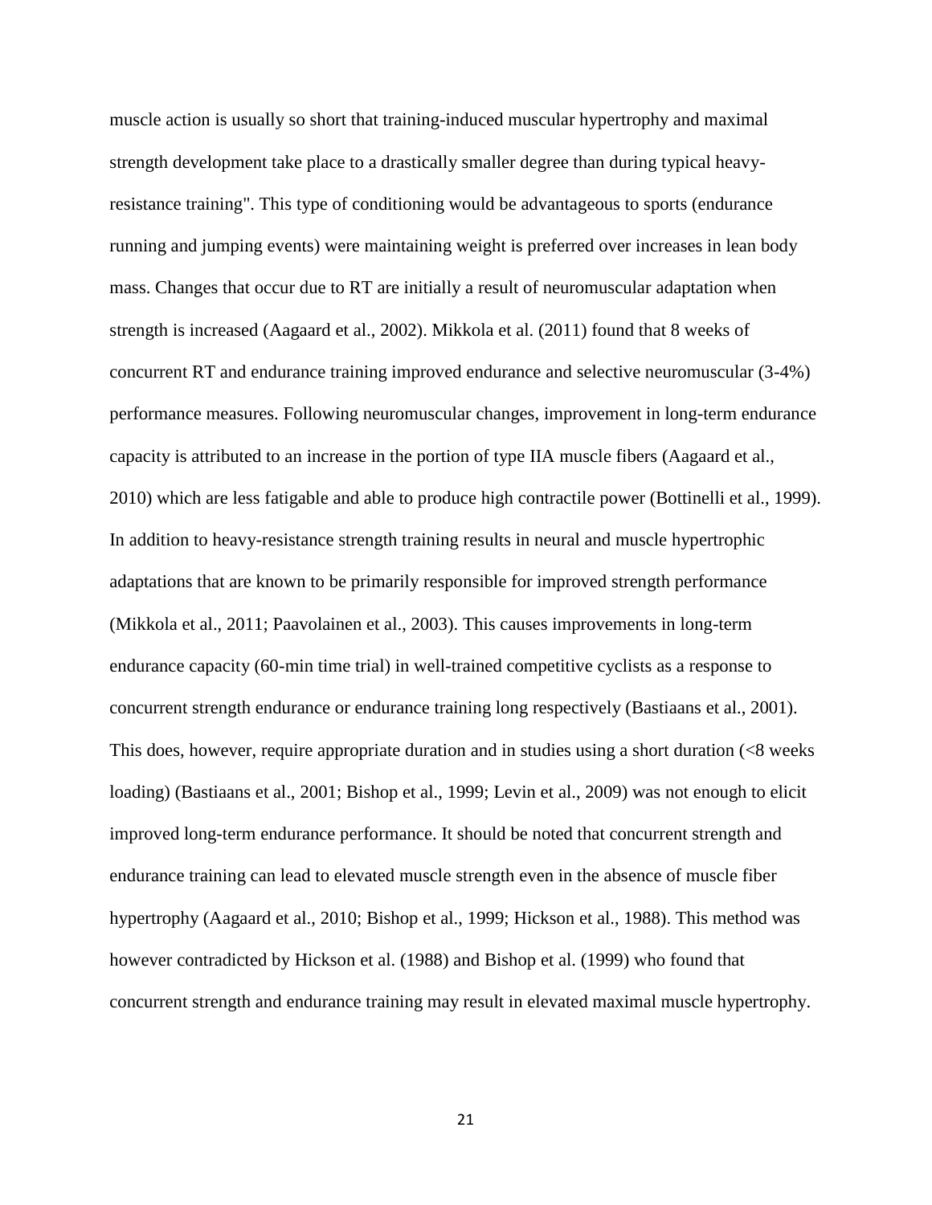muscle action is usually so short that training-induced muscular hypertrophy and maximal strength development take place to a drastically smaller degree than during typical heavy-resistance training". This type of conditioning would be advantageous to sports (endurance running and jumping events) were maintaining weight is preferred over increases in lean body mass. Changes that occur due to RT are initially a result of neuromuscular adaptation when strength is increased (Aagaard et al., 2002). Mikkola et al. (2011) found that 8 weeks of concurrent RT and endurance training improved endurance and selective neuromuscular (3-4%) performance measures. Following neuromuscular changes, improvement in long-term endurance capacity is attributed to an increase in the portion of type IIA muscle fibers (Aagaard et al., 2010) which are less fatigable and able to produce high contractile power (Bottinelli et al., 1999). In addition to heavy-resistance strength training results in neural and muscle hypertrophic adaptations that are known to be primarily responsible for improved strength performance (Mikkola et al., 2011; Paavolainen et al., 2003). This causes improvements in long-term endurance capacity (60-min time trial) in well-trained competitive cyclists as a response to concurrent strength endurance or endurance training long respectively (Bastiaans et al., 2001). This does, however, require appropriate duration and in studies using a short duration (<8 weeks loading) (Bastiaans et al., 2001; Bishop et al., 1999; Levin et al., 2009) was not enough to elicit improved long-term endurance performance. It should be noted that concurrent strength and endurance training can lead to elevated muscle strength even in the absence of muscle fiber hypertrophy (Aagaard et al., 2010; Bishop et al., 1999; Hickson et al., 1988). This method was however contradicted by Hickson et al. (1988) and Bishop et al. (1999) who found that concurrent strength and endurance training may result in elevated maximal muscle hypertrophy.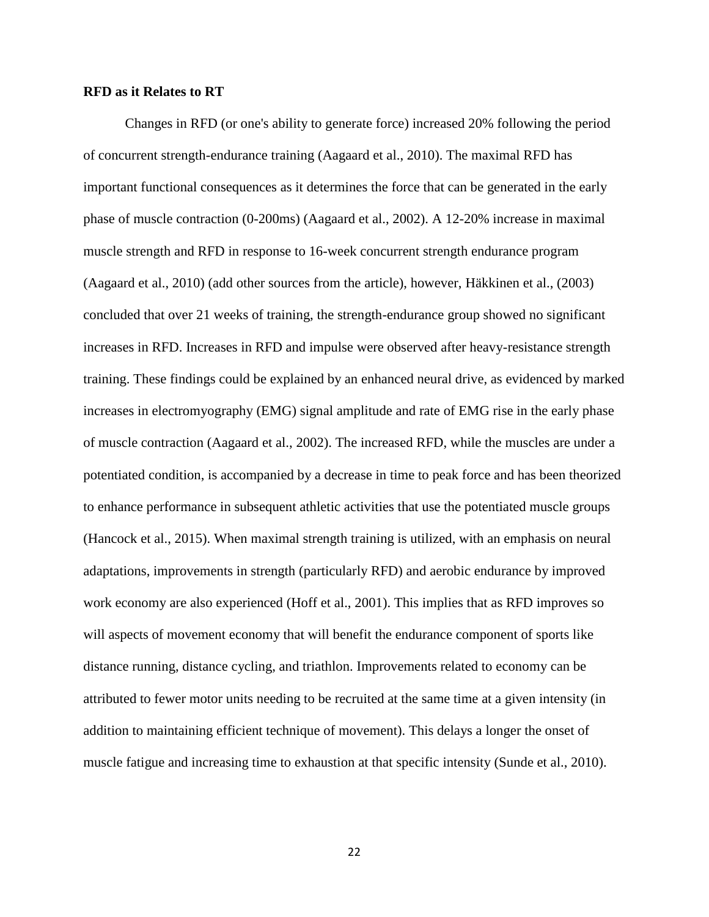**RFD as it Relates to RT**

Changes in RFD (or one's ability to generate force) increased 20% following the period of concurrent strength-endurance training (Aagaard et al., 2010). The maximal RFD has important functional consequences as it determines the force that can be generated in the early phase of muscle contraction (0-200ms) (Aagaard et al., 2002). A 12-20% increase in maximal muscle strength and RFD in response to 16-week concurrent strength endurance program (Aagaard et al., 2010) (add other sources from the article), however, Häkkinen et al., (2003) concluded that over 21 weeks of training, the strength-endurance group showed no significant increases in RFD. Increases in RFD and impulse were observed after heavy-resistance strength training. These findings could be explained by an enhanced neural drive, as evidenced by marked increases in electromyography (EMG) signal amplitude and rate of EMG rise in the early phase of muscle contraction (Aagaard et al., 2002). The increased RFD, while the muscles are under a potentiated condition, is accompanied by a decrease in time to peak force and has been theorized to enhance performance in subsequent athletic activities that use the potentiated muscle groups (Hancock et al., 2015). When maximal strength training is utilized, with an emphasis on neural adaptations, improvements in strength (particularly RFD) and aerobic endurance by improved work economy are also experienced (Hoff et al., 2001). This implies that as RFD improves so will aspects of movement economy that will benefit the endurance component of sports like distance running, distance cycling, and triathlon. Improvements related to economy can be attributed to fewer motor units needing to be recruited at the same time at a given intensity (in addition to maintaining efficient technique of movement). This delays a longer the onset of muscle fatigue and increasing time to exhaustion at that specific intensity (Sunde et al., 2010).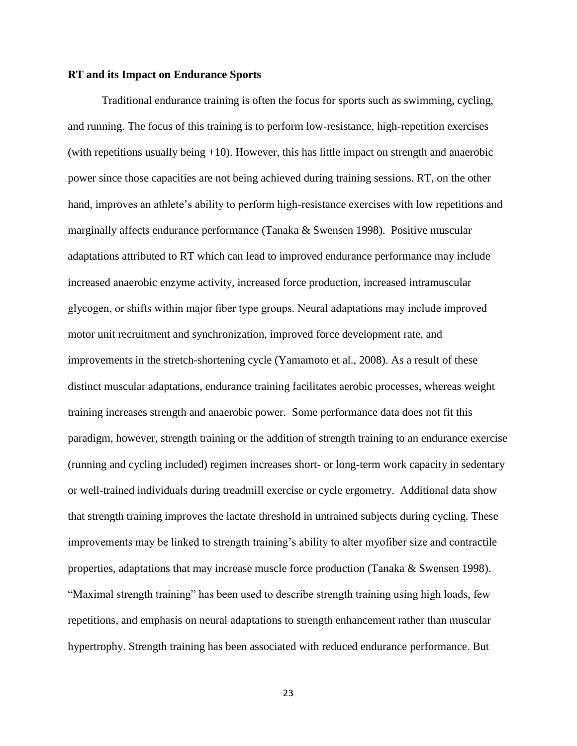**RT and its Impact on Endurance Sports**

Traditional endurance training is often the focus for sports such as swimming, cycling, and running. The focus of this training is to perform low-resistance, high-repetition exercises (with repetitions usually being +10). However, this has little impact on strength and anaerobic power since those capacities are not being achieved during training sessions. RT, on the other hand, improves an athlete's ability to perform high-resistance exercises with low repetitions and marginally affects endurance performance (Tanaka & Swensen 1998). Positive muscular adaptations attributed to RT which can lead to improved endurance performance may include increased anaerobic enzyme activity, increased force production, increased intramuscular glycogen, or shifts within major fiber type groups. Neural adaptations may include improved motor unit recruitment and synchronization, improved force development rate, and improvements in the stretch-shortening cycle (Yamamoto et al., 2008). As a result of these distinct muscular adaptations, endurance training facilitates aerobic processes, whereas weight training increases strength and anaerobic power. Some performance data does not fit this paradigm, however, strength training or the addition of strength training to an endurance exercise (running and cycling included) regimen increases short- or long-term work capacity in sedentary or well-trained individuals during treadmill exercise or cycle ergometry. Additional data show that strength training improves the lactate threshold in untrained subjects during cycling. These improvements may be linked to strength training's ability to alter myofiber size and contractile properties, adaptations that may increase muscle force production (Tanaka & Swensen 1998). "Maximal strength training" has been used to describe strength training using high loads, few repetitions, and emphasis on neural adaptations to strength enhancement rather than muscular hypertrophy. Strength training has been associated with reduced endurance performance. But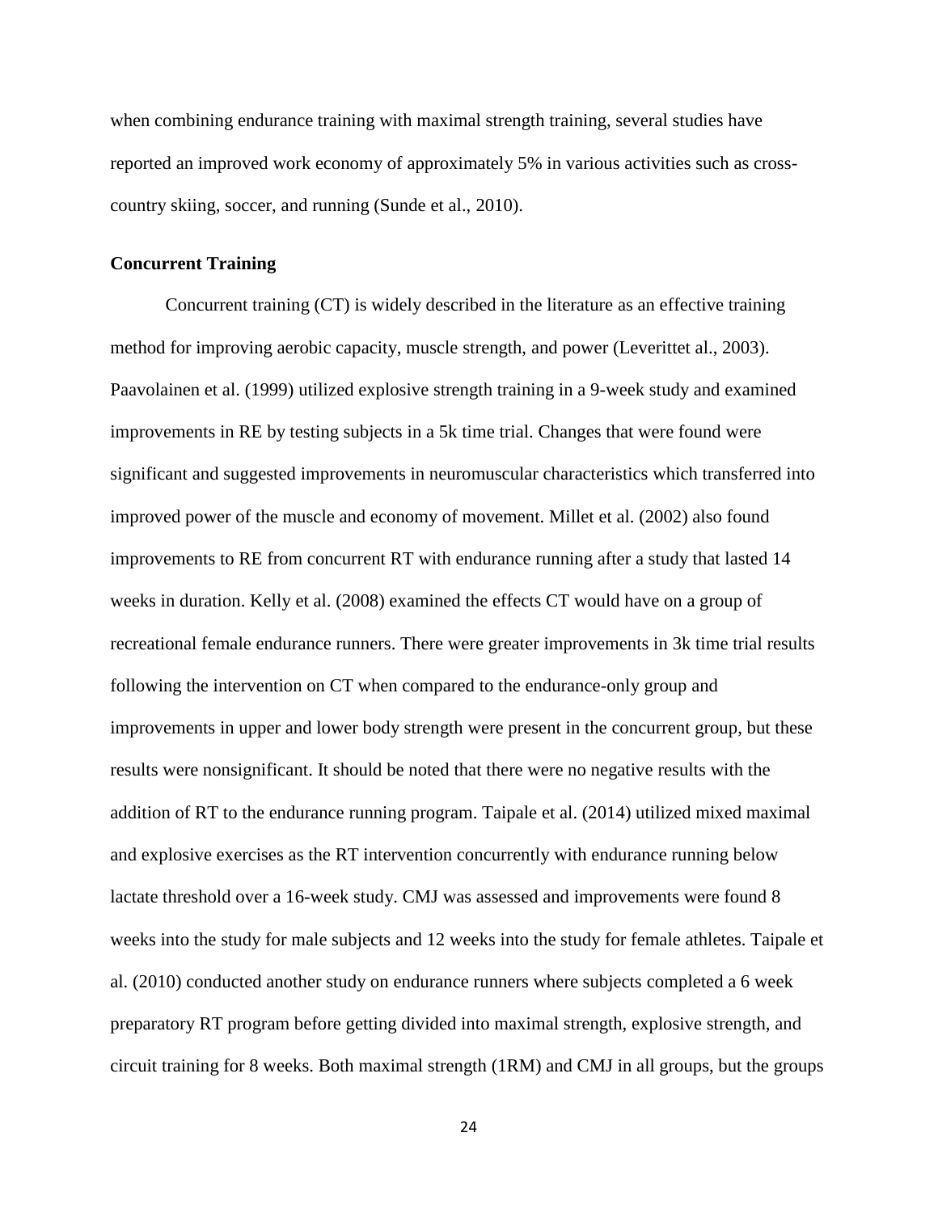when combining endurance training with maximal strength training, several studies have reported an improved work economy of approximately 5% in various activities such as cross-country skiing, soccer, and running (Sunde et al., 2010).

### Concurrent Training

Concurrent training (CT) is widely described in the literature as an effective training method for improving aerobic capacity, muscle strength, and power (Leverittet al., 2003). Paavolainen et al. (1999) utilized explosive strength training in a 9-week study and examined improvements in RE by testing subjects in a 5k time trial. Changes that were found were significant and suggested improvements in neuromuscular characteristics which transferred into improved power of the muscle and economy of movement. Millet et al. (2002) also found improvements to RE from concurrent RT with endurance running after a study that lasted 14 weeks in duration. Kelly et al. (2008) examined the effects CT would have on a group of recreational female endurance runners. There were greater improvements in 3k time trial results following the intervention on CT when compared to the endurance-only group and improvements in upper and lower body strength were present in the concurrent group, but these results were nonsignificant. It should be noted that there were no negative results with the addition of RT to the endurance running program. Taipale et al. (2014) utilized mixed maximal and explosive exercises as the RT intervention concurrently with endurance running below lactate threshold over a 16-week study. CMJ was assessed and improvements were found 8 weeks into the study for male subjects and 12 weeks into the study for female athletes. Taipale et al. (2010) conducted another study on endurance runners where subjects completed a 6 week preparatory RT program before getting divided into maximal strength, explosive strength, and circuit training for 8 weeks. Both maximal strength (1RM) and CMJ in all groups, but the groups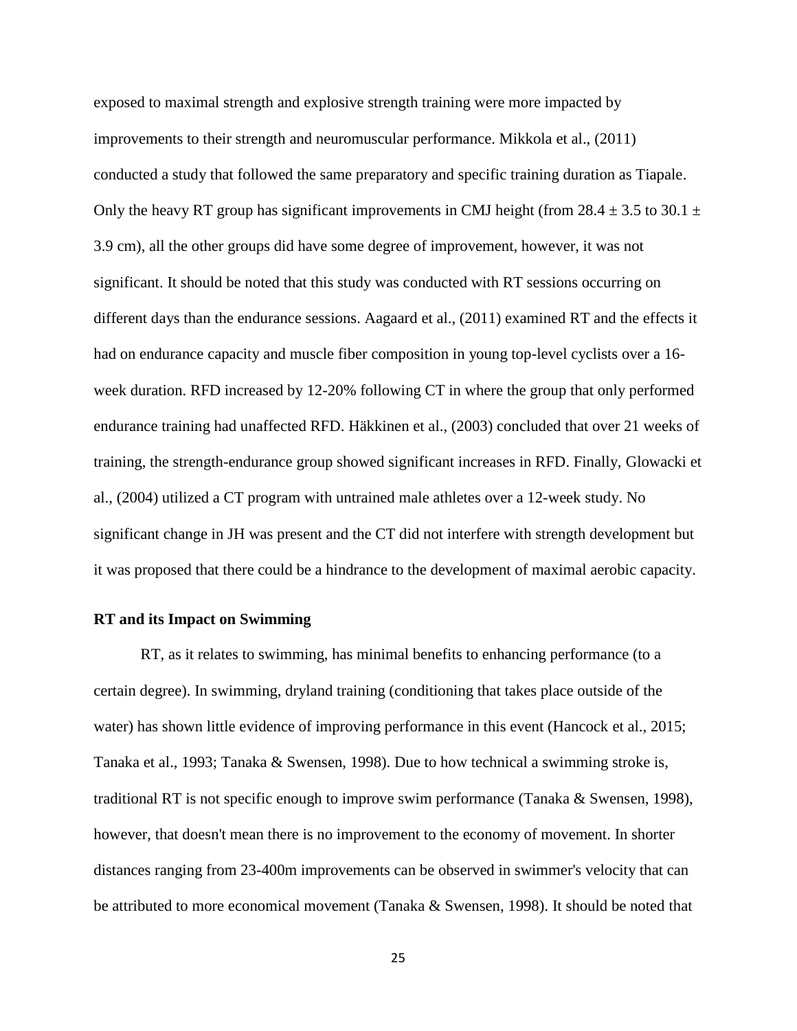exposed to maximal strength and explosive strength training were more impacted by improvements to their strength and neuromuscular performance. Mikkola et al., (2011) conducted a study that followed the same preparatory and specific training duration as Tiapale. Only the heavy RT group has significant improvements in CMJ height (from $28.4 \pm 3.5$ to $30.1 \pm 3.9$ cm), all the other groups did have some degree of improvement, however, it was not significant. It should be noted that this study was conducted with RT sessions occurring on different days than the endurance sessions. Aagaard et al., (2011) examined RT and the effects it had on endurance capacity and muscle fiber composition in young top-level cyclists over a 16-week duration. RFD increased by 12-20% following CT in where the group that only performed endurance training had unaffected RFD. Häkkinen et al., (2003) concluded that over 21 weeks of training, the strength-endurance group showed significant increases in RFD. Finally, Glowacki et al., (2004) utilized a CT program with untrained male athletes over a 12-week study. No significant change in JH was present and the CT did not interfere with strength development but it was proposed that there could be a hindrance to the development of maximal aerobic capacity.

**RT and its Impact on Swimming**

RT, as it relates to swimming, has minimal benefits to enhancing performance (to a certain degree). In swimming, dryland training (conditioning that takes place outside of the water) has shown little evidence of improving performance in this event (Hancock et al., 2015; Tanaka et al., 1993; Tanaka & Swensen, 1998). Due to how technical a swimming stroke is, traditional RT is not specific enough to improve swim performance (Tanaka & Swensen, 1998), however, that doesn't mean there is no improvement to the economy of movement. In shorter distances ranging from 23-400m improvements can be observed in swimmer's velocity that can be attributed to more economical movement (Tanaka & Swensen, 1998). It should be noted that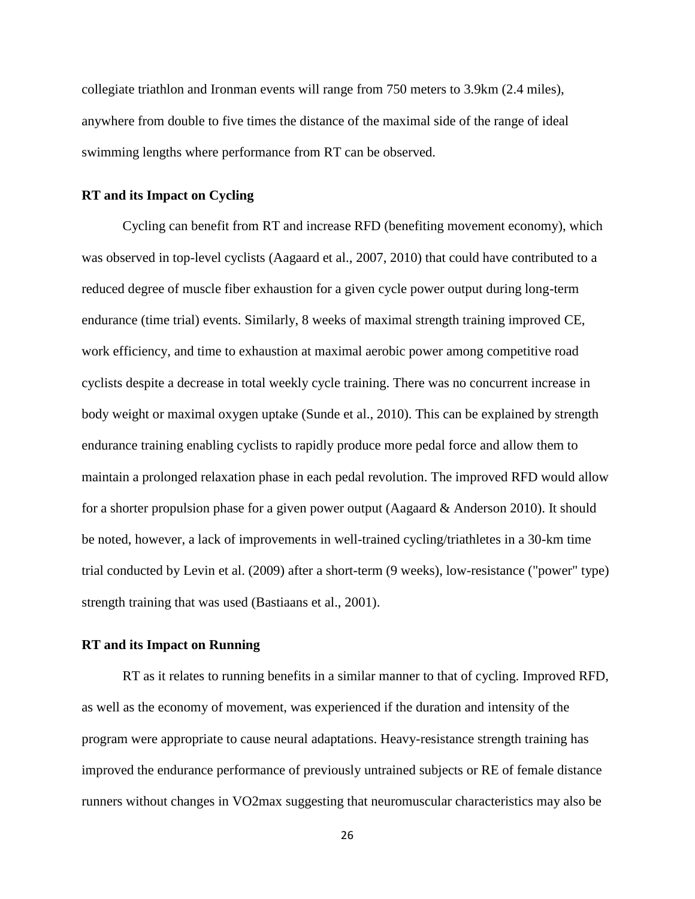collegiate triathlon and Ironman events will range from 750 meters to 3.9km (2.4 miles), anywhere from double to five times the distance of the maximal side of the range of ideal swimming lengths where performance from RT can be observed.

**RT and its Impact on Cycling**

Cycling can benefit from RT and increase RFD (benefiting movement economy), which was observed in top-level cyclists (Aagaard et al., 2007, 2010) that could have contributed to a reduced degree of muscle fiber exhaustion for a given cycle power output during long-term endurance (time trial) events. Similarly, 8 weeks of maximal strength training improved CE, work efficiency, and time to exhaustion at maximal aerobic power among competitive road cyclists despite a decrease in total weekly cycle training. There was no concurrent increase in body weight or maximal oxygen uptake (Sunde et al., 2010). This can be explained by strength endurance training enabling cyclists to rapidly produce more pedal force and allow them to maintain a prolonged relaxation phase in each pedal revolution. The improved RFD would allow for a shorter propulsion phase for a given power output (Aagaard & Anderson 2010). It should be noted, however, a lack of improvements in well-trained cycling/triathletes in a 30-km time trial conducted by Levin et al. (2009) after a short-term (9 weeks), low-resistance ("power" type) strength training that was used (Bastiaans et al., 2001).

**RT and its Impact on Running**

RT as it relates to running benefits in a similar manner to that of cycling. Improved RFD, as well as the economy of movement, was experienced if the duration and intensity of the program were appropriate to cause neural adaptations. Heavy-resistance strength training has improved the endurance performance of previously untrained subjects or RE of female distance runners without changes in VO2max suggesting that neuromuscular characteristics may also be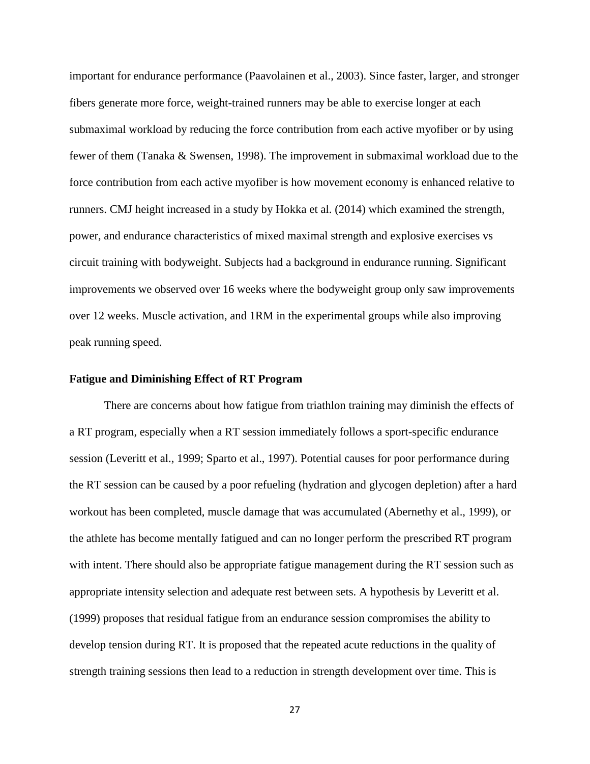important for endurance performance (Paavolainen et al., 2003). Since faster, larger, and stronger fibers generate more force, weight-trained runners may be able to exercise longer at each submaximal workload by reducing the force contribution from each active myofiber or by using fewer of them (Tanaka & Swensen, 1998). The improvement in submaximal workload due to the force contribution from each active myofiber is how movement economy is enhanced relative to runners. CMJ height increased in a study by Hokka et al. (2014) which examined the strength, power, and endurance characteristics of mixed maximal strength and explosive exercises vs circuit training with bodyweight. Subjects had a background in endurance running. Significant improvements we observed over 16 weeks where the bodyweight group only saw improvements over 12 weeks. Muscle activation, and 1RM in the experimental groups while also improving peak running speed.

### Fatigue and Diminishing Effect of RT Program

There are concerns about how fatigue from triathlon training may diminish the effects of a RT program, especially when a RT session immediately follows a sport-specific endurance session (Leveritt et al., 1999; Sparto et al., 1997). Potential causes for poor performance during the RT session can be caused by a poor refueling (hydration and glycogen depletion) after a hard workout has been completed, muscle damage that was accumulated (Abernethy et al., 1999), or the athlete has become mentally fatigued and can no longer perform the prescribed RT program with intent. There should also be appropriate fatigue management during the RT session such as appropriate intensity selection and adequate rest between sets. A hypothesis by Leveritt et al. (1999) proposes that residual fatigue from an endurance session compromises the ability to develop tension during RT. It is proposed that the repeated acute reductions in the quality of strength training sessions then lead to a reduction in strength development over time. This is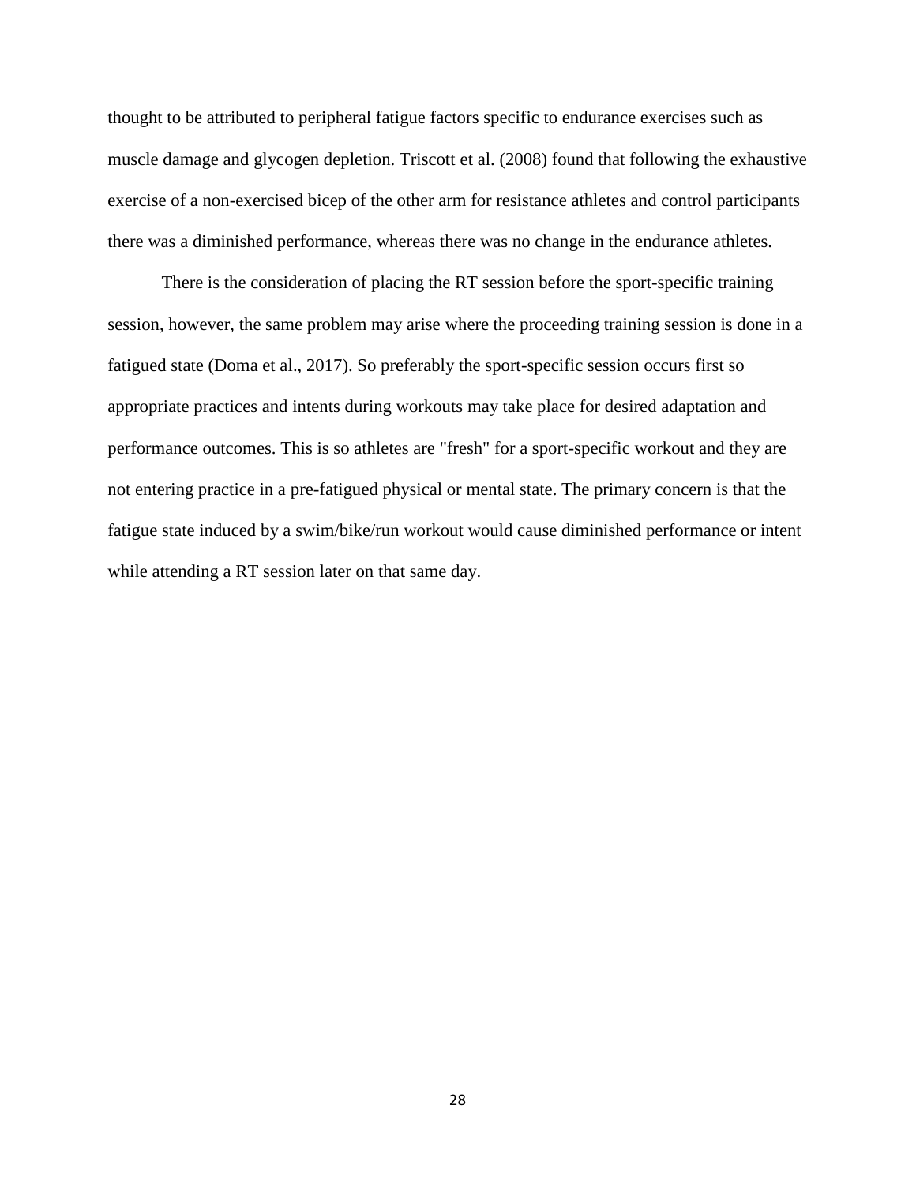thought to be attributed to peripheral fatigue factors specific to endurance exercises such as muscle damage and glycogen depletion. Triscott et al. (2008) found that following the exhaustive exercise of a non-exercised bicep of the other arm for resistance athletes and control participants there was a diminished performance, whereas there was no change in the endurance athletes.

There is the consideration of placing the RT session before the sport-specific training session, however, the same problem may arise where the proceeding training session is done in a fatigued state (Doma et al., 2017). So preferably the sport-specific session occurs first so appropriate practices and intents during workouts may take place for desired adaptation and performance outcomes. This is so athletes are "fresh" for a sport-specific workout and they are not entering practice in a pre-fatigued physical or mental state. The primary concern is that the fatigue state induced by a swim/bike/run workout would cause diminished performance or intent while attending a RT session later on that same day.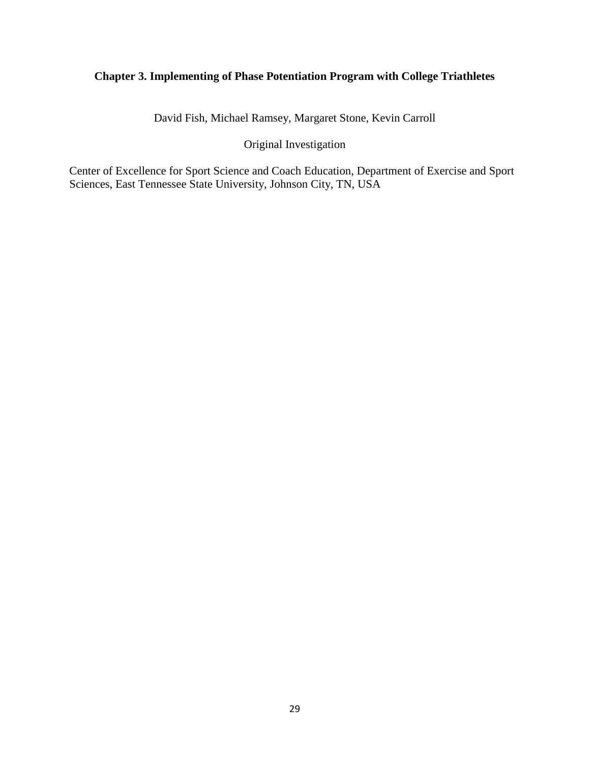## Chapter 3. Implementing of Phase Potentiation Program with College Triathletes

David Fish, Michael Ramsey, Margaret Stone, Kevin Carroll

Original Investigation

Center of Excellence for Sport Science and Coach Education, Department of Exercise and Sport Sciences, East Tennessee State University, Johnson City, TN, USA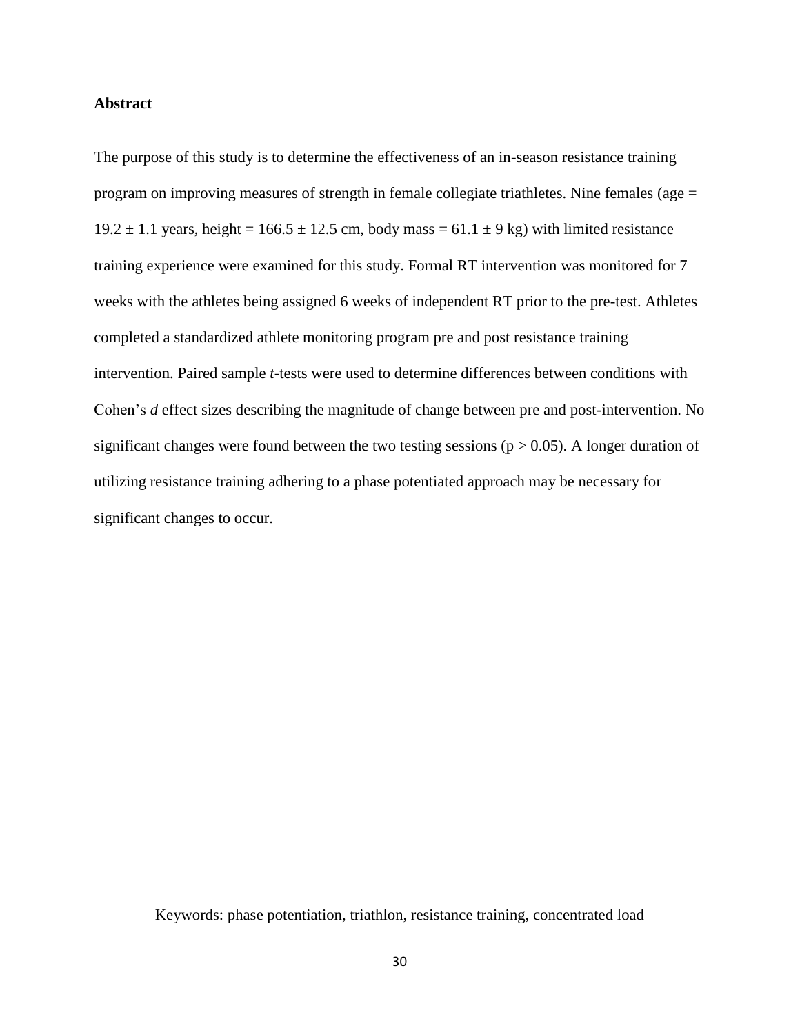**Abstract**

The purpose of this study is to determine the effectiveness of an in-season resistance training program on improving measures of strength in female collegiate triathletes. Nine females (age = $19.2 \pm 1.1$ years, height = $166.5 \pm 12.5$ cm, body mass = $61.1 \pm 9$ kg) with limited resistance training experience were examined for this study. Formal RT intervention was monitored for 7 weeks with the athletes being assigned 6 weeks of independent RT prior to the pre-test. Athletes completed a standardized athlete monitoring program pre and post resistance training intervention. Paired sample *t*-tests were used to determine differences between conditions with Cohen's *d* effect sizes describing the magnitude of change between pre and post-intervention. No significant changes were found between the two testing sessions ($p > 0.05$). A longer duration of utilizing resistance training adhering to a phase potentiated approach may be necessary for significant changes to occur.

Keywords: phase potentiation, triathlon, resistance training, concentrated load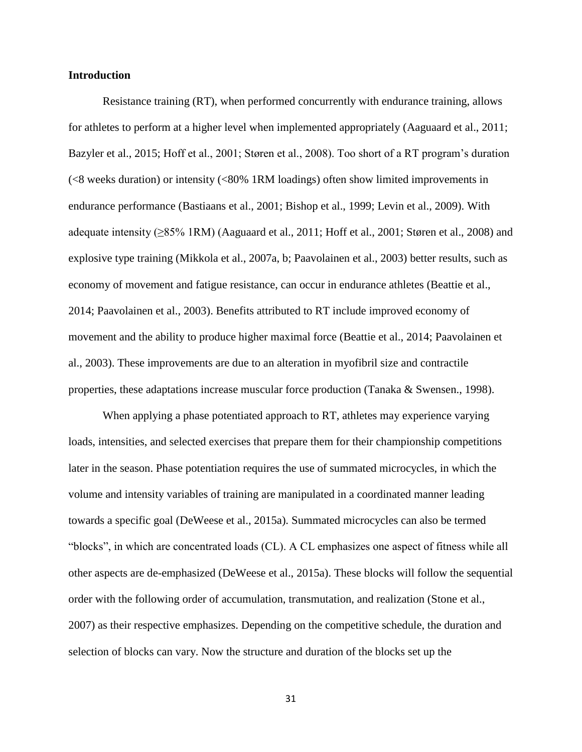**Introduction**

Resistance training (RT), when performed concurrently with endurance training, allows for athletes to perform at a higher level when implemented appropriately (Aaguaard et al., 2011; Bazyler et al., 2015; Hoff et al., 2001; Støren et al., 2008). Too short of a RT program's duration (<8 weeks duration) or intensity (<80% 1RM loadings) often show limited improvements in endurance performance (Bastiaans et al., 2001; Bishop et al., 1999; Levin et al., 2009). With adequate intensity (≥85% 1RM) (Aaguaard et al., 2011; Hoff et al., 2001; Støren et al., 2008) and explosive type training (Mikkola et al., 2007a, b; Paavolainen et al., 2003) better results, such as economy of movement and fatigue resistance, can occur in endurance athletes (Beattie et al., 2014; Paavolainen et al., 2003). Benefits attributed to RT include improved economy of movement and the ability to produce higher maximal force (Beattie et al., 2014; Paavolainen et al., 2003). These improvements are due to an alteration in myofibril size and contractile properties, these adaptations increase muscular force production (Tanaka & Swensen., 1998).

When applying a phase potentiated approach to RT, athletes may experience varying loads, intensities, and selected exercises that prepare them for their championship competitions later in the season. Phase potentiation requires the use of summated microcycles, in which the volume and intensity variables of training are manipulated in a coordinated manner leading towards a specific goal (DeWeese et al., 2015a). Summated microcycles can also be termed "blocks", in which are concentrated loads (CL). A CL emphasizes one aspect of fitness while all other aspects are de-emphasized (DeWeese et al., 2015a). These blocks will follow the sequential order with the following order of accumulation, transmutation, and realization (Stone et al., 2007) as their respective emphasizes. Depending on the competitive schedule, the duration and selection of blocks can vary. Now the structure and duration of the blocks set up the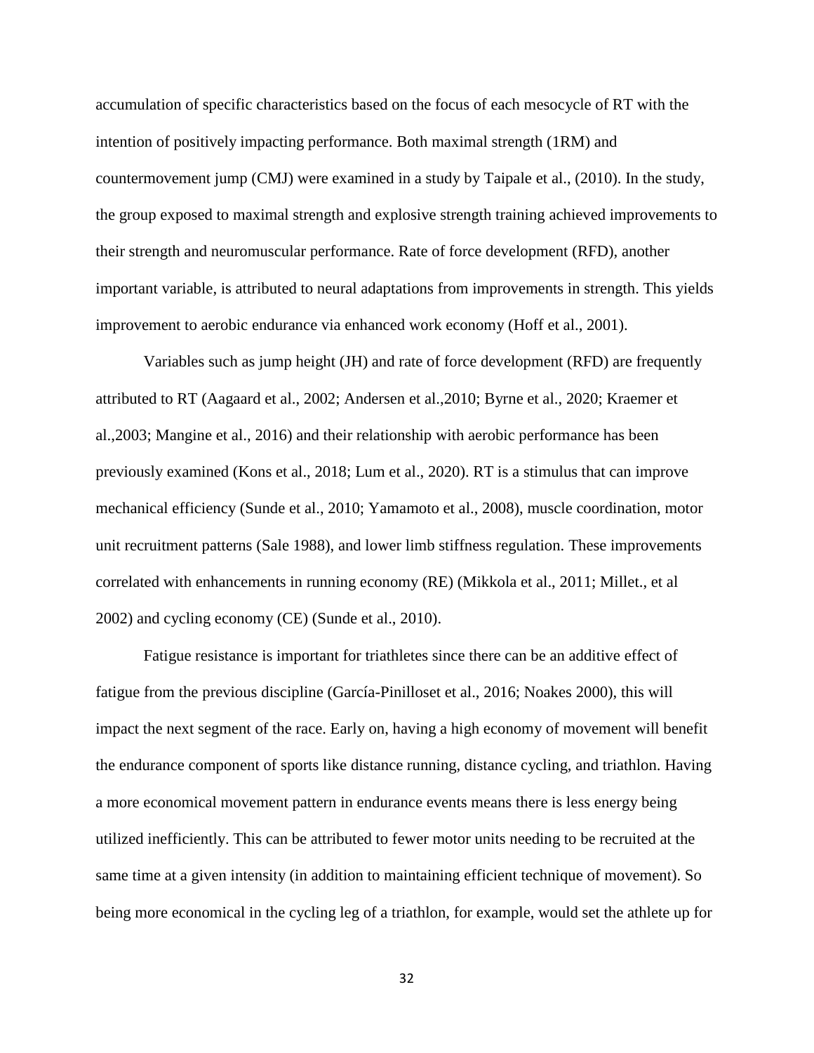accumulation of specific characteristics based on the focus of each mesocycle of RT with the intention of positively impacting performance. Both maximal strength (1RM) and countermovement jump (CMJ) were examined in a study by Taipale et al., (2010). In the study, the group exposed to maximal strength and explosive strength training achieved improvements to their strength and neuromuscular performance. Rate of force development (RFD), another important variable, is attributed to neural adaptations from improvements in strength. This yields improvement to aerobic endurance via enhanced work economy (Hoff et al., 2001).

Variables such as jump height (JH) and rate of force development (RFD) are frequently attributed to RT (Aagaard et al., 2002; Andersen et al.,2010; Byrne et al., 2020; Kraemer et al.,2003; Mangine et al., 2016) and their relationship with aerobic performance has been previously examined (Kons et al., 2018; Lum et al., 2020). RT is a stimulus that can improve mechanical efficiency (Sunde et al., 2010; Yamamoto et al., 2008), muscle coordination, motor unit recruitment patterns (Sale 1988), and lower limb stiffness regulation. These improvements correlated with enhancements in running economy (RE) (Mikkola et al., 2011; Millet., et al 2002) and cycling economy (CE) (Sunde et al., 2010).

Fatigue resistance is important for triathletes since there can be an additive effect of fatigue from the previous discipline (García-Pinilloset et al., 2016; Noakes 2000), this will impact the next segment of the race. Early on, having a high economy of movement will benefit the endurance component of sports like distance running, distance cycling, and triathlon. Having a more economical movement pattern in endurance events means there is less energy being utilized inefficiently. This can be attributed to fewer motor units needing to be recruited at the same time at a given intensity (in addition to maintaining efficient technique of movement). So being more economical in the cycling leg of a triathlon, for example, would set the athlete up for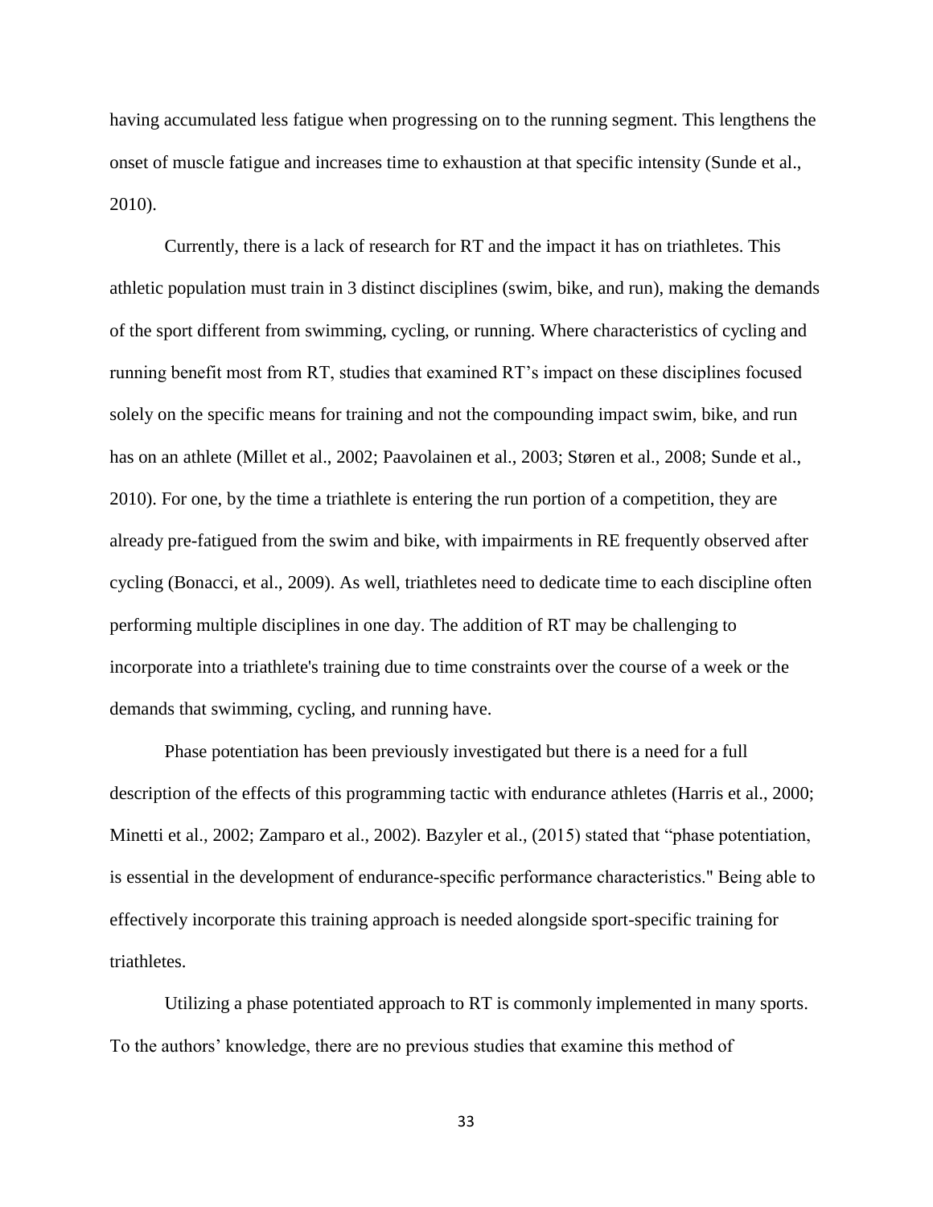having accumulated less fatigue when progressing on to the running segment. This lengthens the onset of muscle fatigue and increases time to exhaustion at that specific intensity (Sunde et al., 2010).

Currently, there is a lack of research for RT and the impact it has on triathletes. This athletic population must train in 3 distinct disciplines (swim, bike, and run), making the demands of the sport different from swimming, cycling, or running. Where characteristics of cycling and running benefit most from RT, studies that examined RT's impact on these disciplines focused solely on the specific means for training and not the compounding impact swim, bike, and run has on an athlete (Millet et al., 2002; Paavolainen et al., 2003; Støren et al., 2008; Sunde et al., 2010). For one, by the time a triathlete is entering the run portion of a competition, they are already pre-fatigued from the swim and bike, with impairments in RE frequently observed after cycling (Bonacci, et al., 2009). As well, triathletes need to dedicate time to each discipline often performing multiple disciplines in one day. The addition of RT may be challenging to incorporate into a triathlete's training due to time constraints over the course of a week or the demands that swimming, cycling, and running have.

Phase potentiation has been previously investigated but there is a need for a full description of the effects of this programming tactic with endurance athletes (Harris et al., 2000; Minetti et al., 2002; Zamparo et al., 2002). Bazyler et al., (2015) stated that "phase potentiation, is essential in the development of endurance-specific performance characteristics." Being able to effectively incorporate this training approach is needed alongside sport-specific training for triathletes.

Utilizing a phase potentiated approach to RT is commonly implemented in many sports. To the authors' knowledge, there are no previous studies that examine this method of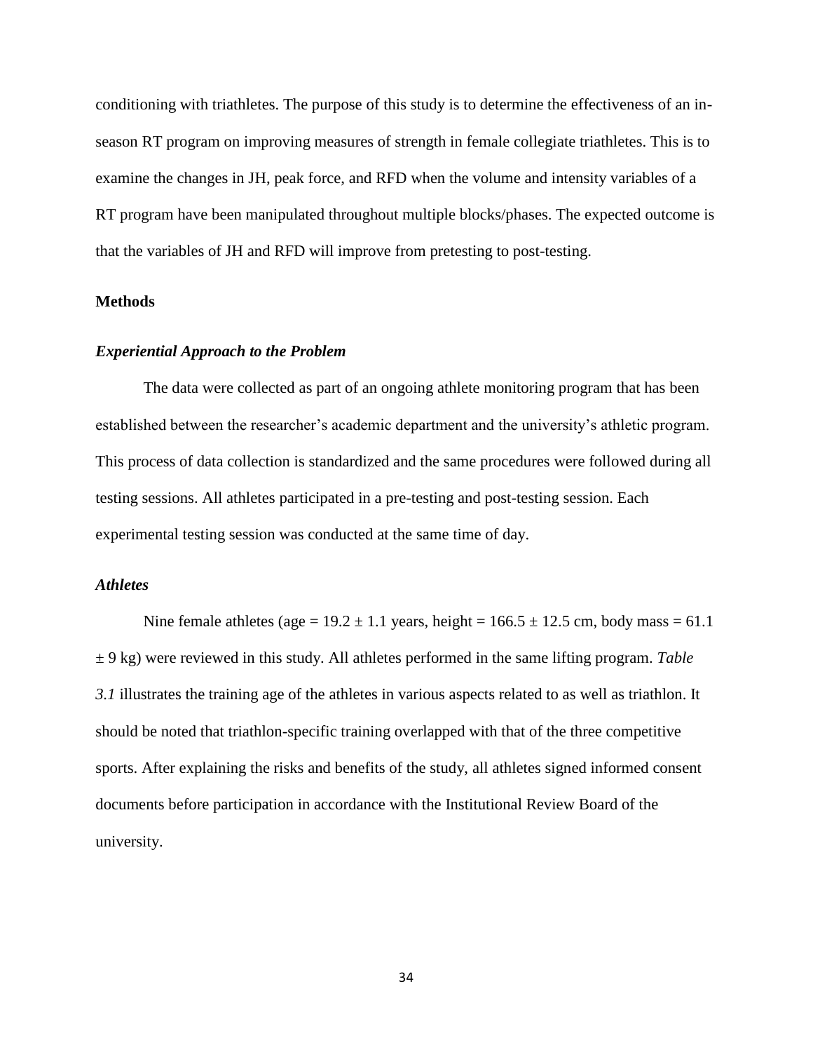conditioning with triathletes. The purpose of this study is to determine the effectiveness of an in-season RT program on improving measures of strength in female collegiate triathletes. This is to examine the changes in JH, peak force, and RFD when the volume and intensity variables of a RT program have been manipulated throughout multiple blocks/phases. The expected outcome is that the variables of JH and RFD will improve from pretesting to post-testing.

## Methods

### *Experiential Approach to the Problem*

The data were collected as part of an ongoing athlete monitoring program that has been established between the researcher's academic department and the university's athletic program. This process of data collection is standardized and the same procedures were followed during all testing sessions. All athletes participated in a pre-testing and post-testing session. Each experimental testing session was conducted at the same time of day.

### *Athletes*

Nine female athletes (age = 19.2 ± 1.1 years, height = 166.5 ± 12.5 cm, body mass = 61.1 ± 9 kg) were reviewed in this study. All athletes performed in the same lifting program. *Table 3.1* illustrates the training age of the athletes in various aspects related to as well as triathlon. It should be noted that triathlon-specific training overlapped with that of the three competitive sports. After explaining the risks and benefits of the study, all athletes signed informed consent documents before participation in accordance with the Institutional Review Board of the university.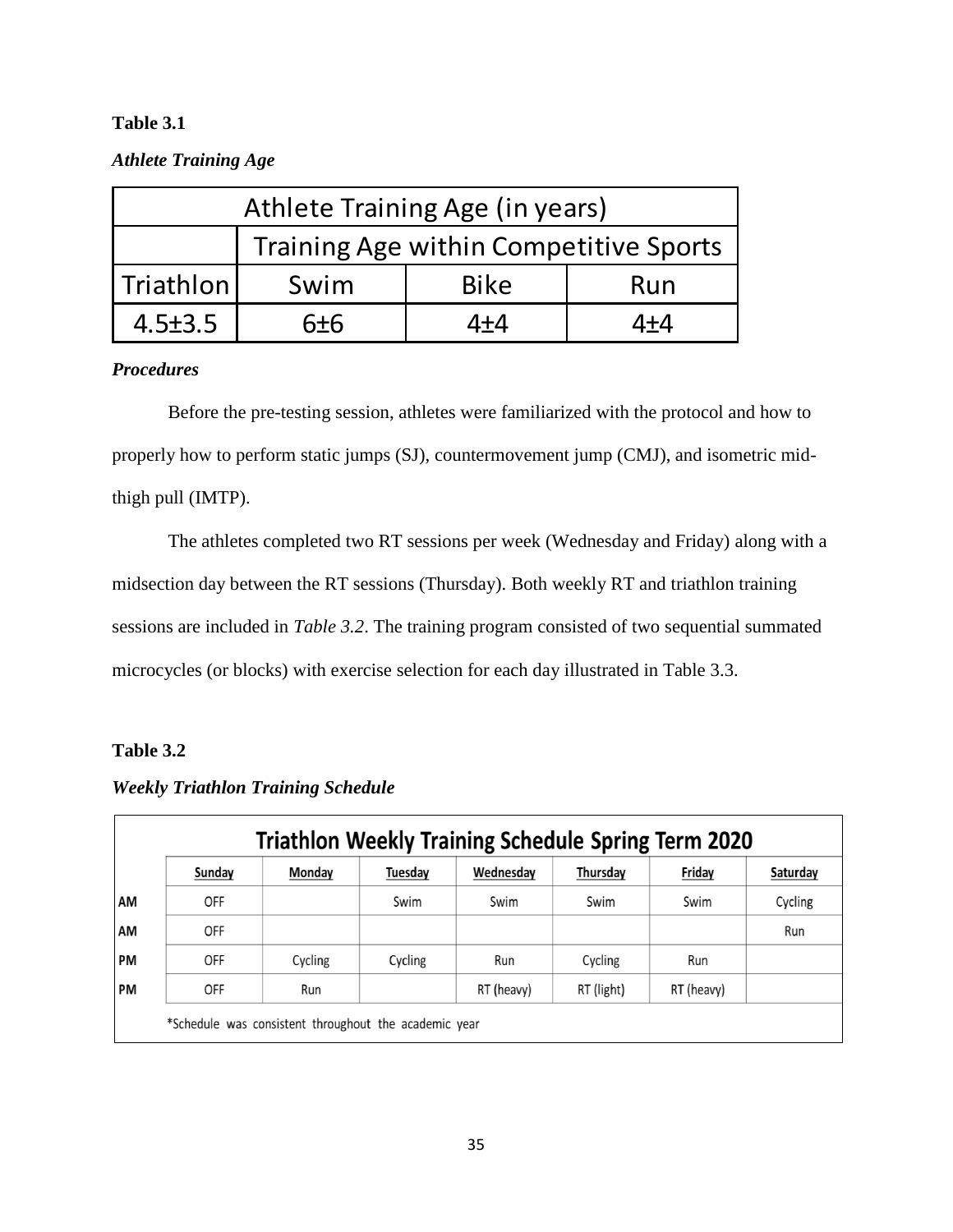**Table 3.1**

***Athlete Training Age***

| Athlete Training Age (in years) | | | |
|---|---|---|---|
| | Training Age within Competitive Sports | | |
| Triathlon | Swim | Bike | Run |
| 4.5±3.5 | 6±6 | 4±4 | 4±4 |

***Procedures***

Before the pre-testing session, athletes were familiarized with the protocol and how to properly how to perform static jumps (SJ), countermovement jump (CMJ), and isometric mid-thigh pull (IMTP).

The athletes completed two RT sessions per week (Wednesday and Friday) along with a midsection day between the RT sessions (Thursday). Both weekly RT and triathlon training sessions are included in *Table 3.2*. The training program consisted of two sequential summated microcycles (or blocks) with exercise selection for each day illustrated in Table 3.3.

**Table 3.2**

***Weekly Triathlon Training Schedule***

| Triathlon Weekly Training Schedule Spring Term 2020 | | | | | | | |
|---|---|---|---|---|---|---|---|
| | Sunday | Monday | Tuesday | Wednesday | Thursday | Friday | Saturday |
| AM | OFF | | Swim | Swim | Swim | Swim | Cycling |
| AM | OFF | | | | | | Run |
| PM | OFF | Cycling | Cycling | Run | Cycling | Run | |
| PM | OFF | Run | | RT (heavy) | RT (light) | RT (heavy) | |

*Schedule was consistent throughout the academic year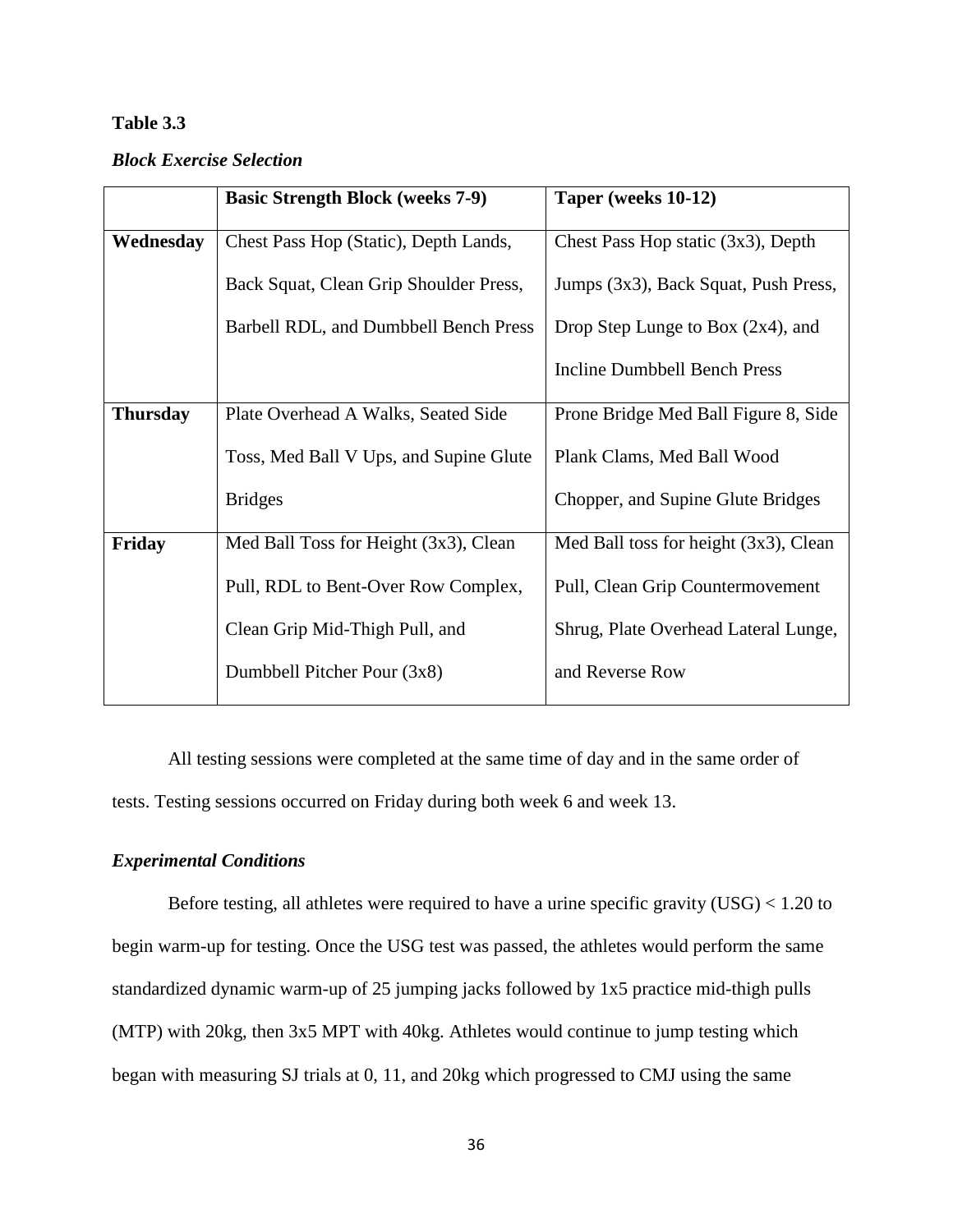**Table 3.3**

***Block Exercise Selection***

| | **Basic Strength Block (weeks 7-9)** | **Taper (weeks 10-12)** |
|---|---|---|
| **Wednesday** | Chest Pass Hop (Static), Depth Lands, Back Squat, Clean Grip Shoulder Press, Barbell RDL, and Dumbbell Bench Press | Chest Pass Hop static (3x3), Depth Jumps (3x3), Back Squat, Push Press, Drop Step Lunge to Box (2x4), and Incline Dumbbell Bench Press |
| **Thursday** | Plate Overhead A Walks, Seated Side Toss, Med Ball V Ups, and Supine Glute Bridges | Prone Bridge Med Ball Figure 8, Side Plank Clams, Med Ball Wood Chopper, and Supine Glute Bridges |
| **Friday** | Med Ball Toss for Height (3x3), Clean Pull, RDL to Bent-Over Row Complex, Clean Grip Mid-Thigh Pull, and Dumbbell Pitcher Pour (3x8) | Med Ball toss for height (3x3), Clean Pull, Clean Grip Countermovement Shrug, Plate Overhead Lateral Lunge, and Reverse Row |

All testing sessions were completed at the same time of day and in the same order of tests. Testing sessions occurred on Friday during both week 6 and week 13.

### *Experimental Conditions*

Before testing, all athletes were required to have a urine specific gravity (USG) < 1.20 to begin warm-up for testing. Once the USG test was passed, the athletes would perform the same standardized dynamic warm-up of 25 jumping jacks followed by 1x5 practice mid-thigh pulls (MTP) with 20kg, then 3x5 MPT with 40kg. Athletes would continue to jump testing which began with measuring SJ trials at 0, 11, and 20kg which progressed to CMJ using the same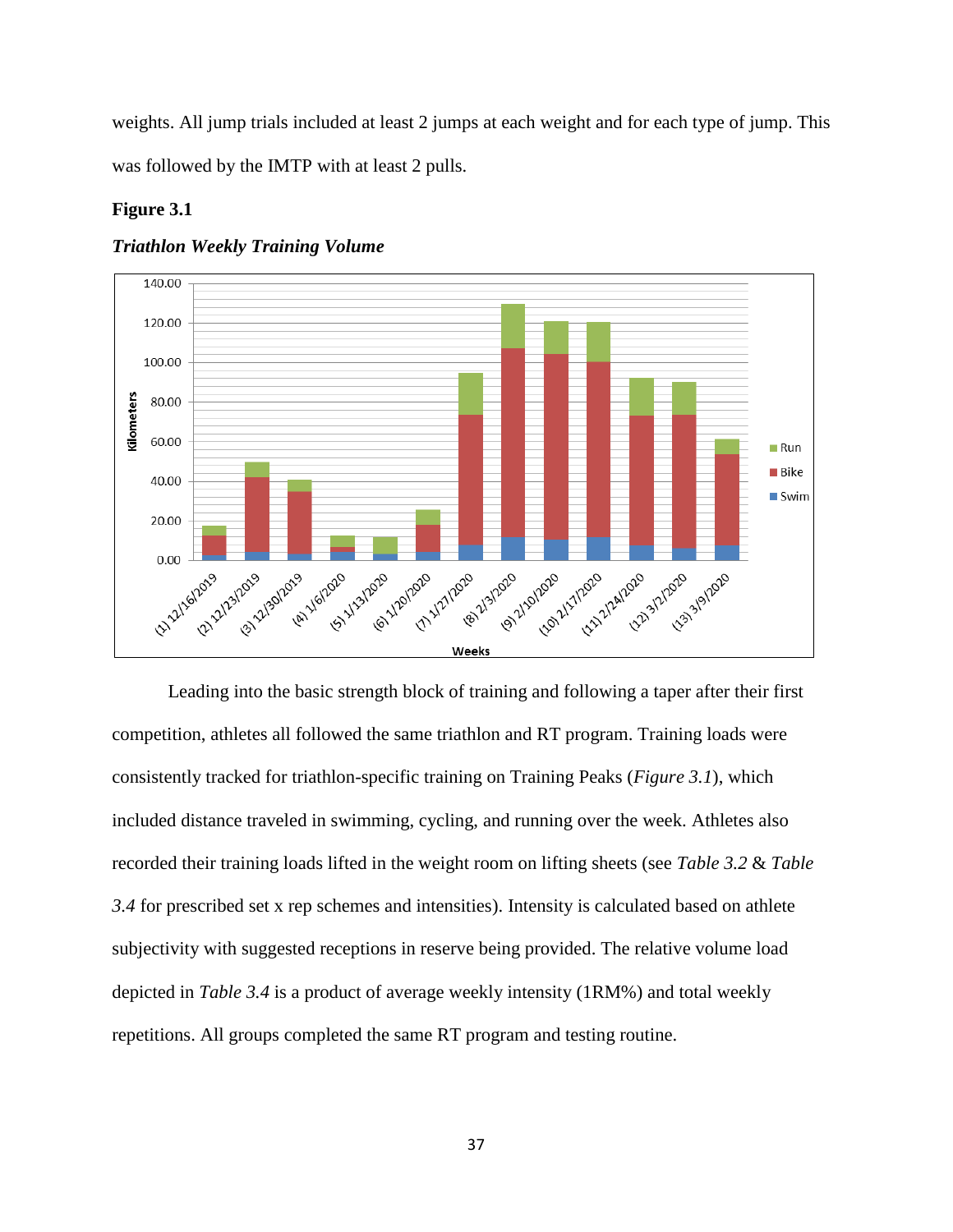weights. All jump trials included at least 2 jumps at each weight and for each type of jump. This was followed by the IMTP with at least 2 pulls.

**Figure 3.1**

***Triathlon Weekly Training Volume***

Leading into the basic strength block of training and following a taper after their first competition, athletes all followed the same triathlon and RT program. Training loads were consistently tracked for triathlon-specific training on Training Peaks (*Figure 3.1*), which included distance traveled in swimming, cycling, and running over the week. Athletes also recorded their training loads lifted in the weight room on lifting sheets (see *Table 3.2* & *Table 3.4* for prescribed set x rep schemes and intensities). Intensity is calculated based on athlete subjectivity with suggested receptions in reserve being provided. The relative volume load depicted in *Table 3.4* is a product of average weekly intensity (1RM%) and total weekly repetitions. All groups completed the same RT program and testing routine.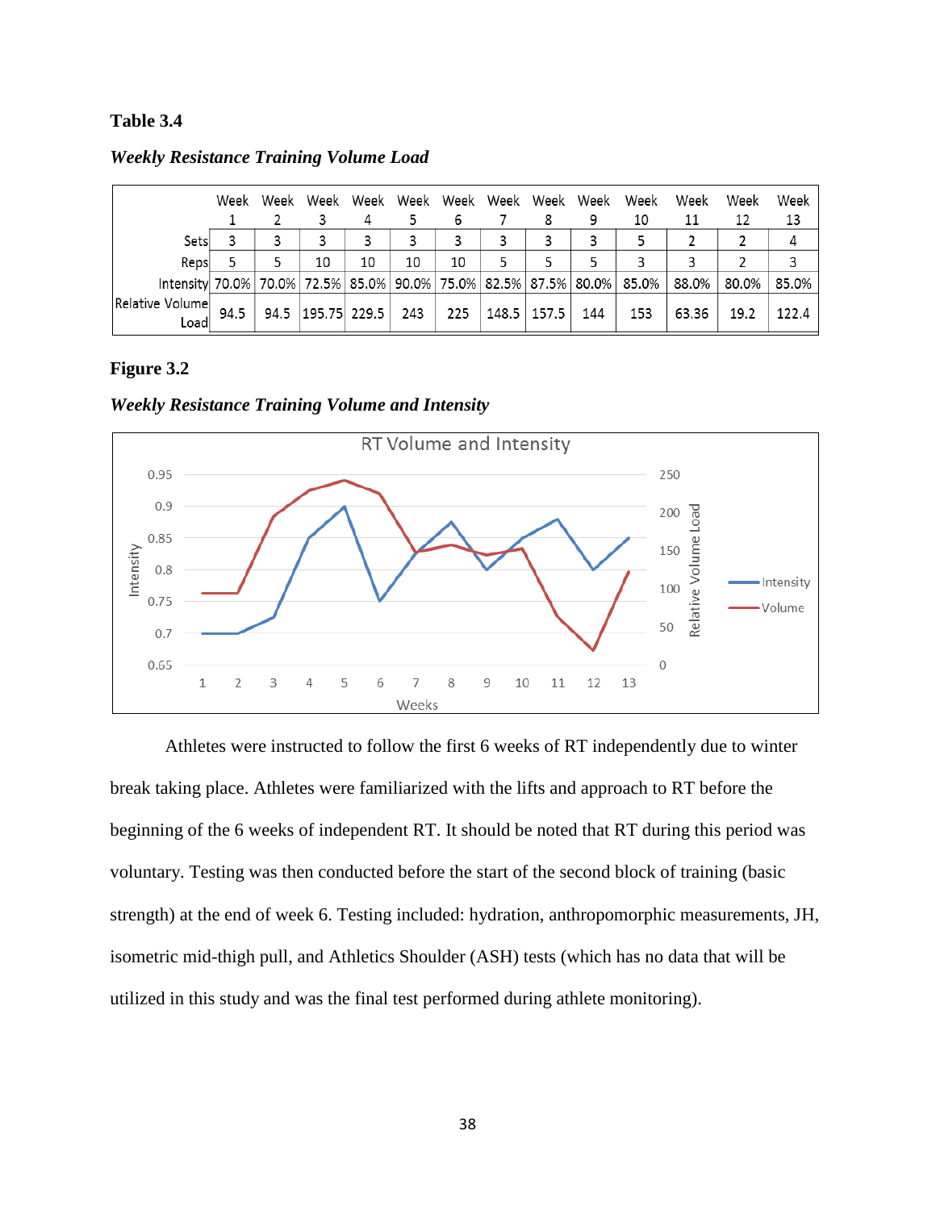**Table 3.4**

***Weekly Resistance Training Volume Load***

| | Week 1 | Week 2 | Week 3 | Week 4 | Week 5 | Week 6 | Week 7 | Week 8 | Week 9 | Week 10 | Week 11 | Week 12 | Week 13 |
|---|---|---|---|---|---|---|---|---|---|---|---|---|---|
| Sets | 3 | 3 | 3 | 3 | 3 | 3 | 3 | 3 | 3 | 5 | 2 | 2 | 4 |
| Reps | 5 | 5 | 10 | 10 | 10 | 10 | 5 | 5 | 5 | 3 | 3 | 2 | 3 |
| Intensity | 70.0% | 70.0% | 72.5% | 85.0% | 90.0% | 75.0% | 82.5% | 87.5% | 80.0% | 85.0% | 88.0% | 80.0% | 85.0% |
| Relative Volume Load | 94.5 | 94.5 | 195.75 | 229.5 | 243 | 225 | 148.5 | 157.5 | 144 | 153 | 63.36 | 19.2 | 122.4 |

**Figure 3.2**

***Weekly Resistance Training Volume and Intensity***

Athletes were instructed to follow the first 6 weeks of RT independently due to winter break taking place. Athletes were familiarized with the lifts and approach to RT before the beginning of the 6 weeks of independent RT. It should be noted that RT during this period was voluntary. Testing was then conducted before the start of the second block of training (basic strength) at the end of week 6. Testing included: hydration, anthropomorphic measurements, JH, isometric mid-thigh pull, and Athletics Shoulder (ASH) tests (which has no data that will be utilized in this study and was the final test performed during athlete monitoring).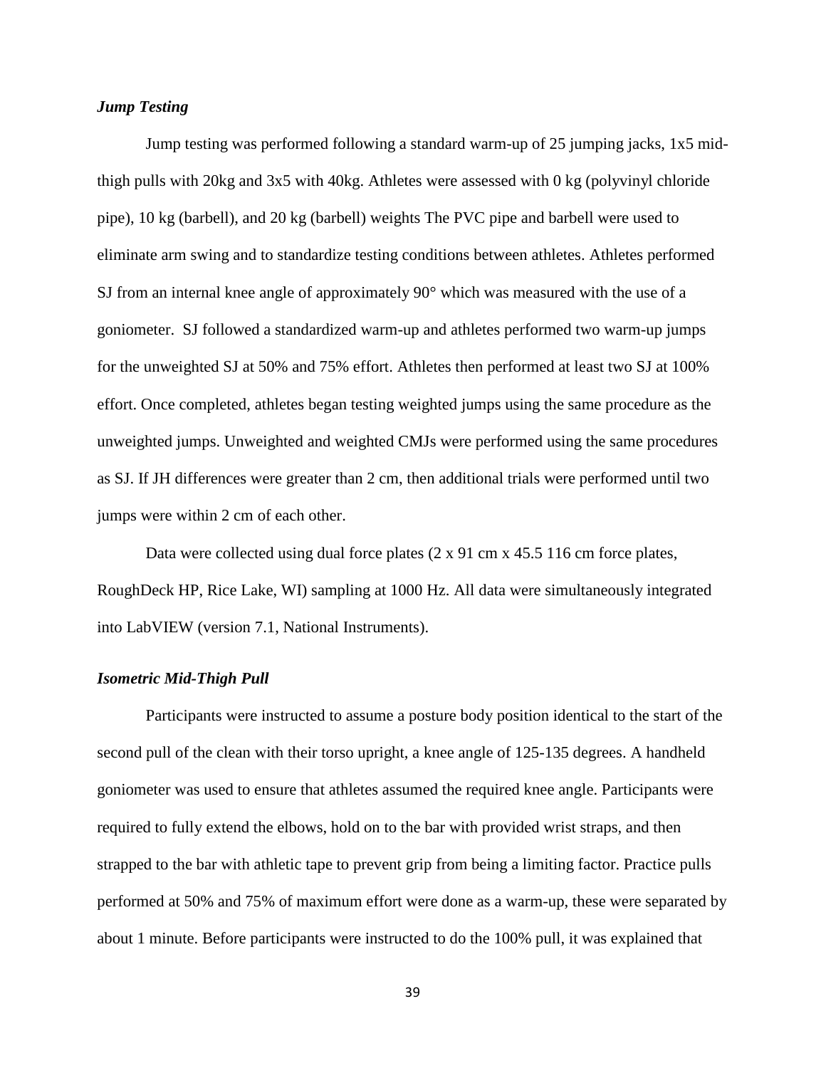### *Jump Testing*

Jump testing was performed following a standard warm-up of 25 jumping jacks, 1x5 mid-thigh pulls with 20kg and 3x5 with 40kg. Athletes were assessed with 0 kg (polyvinyl chloride pipe), 10 kg (barbell), and 20 kg (barbell) weights The PVC pipe and barbell were used to eliminate arm swing and to standardize testing conditions between athletes. Athletes performed SJ from an internal knee angle of approximately 90° which was measured with the use of a goniometer. SJ followed a standardized warm-up and athletes performed two warm-up jumps for the unweighted SJ at 50% and 75% effort. Athletes then performed at least two SJ at 100% effort. Once completed, athletes began testing weighted jumps using the same procedure as the unweighted jumps. Unweighted and weighted CMJs were performed using the same procedures as SJ. If JH differences were greater than 2 cm, then additional trials were performed until two jumps were within 2 cm of each other.

Data were collected using dual force plates (2 x 91 cm x 45.5 116 cm force plates, RoughDeck HP, Rice Lake, WI) sampling at 1000 Hz. All data were simultaneously integrated into LabVIEW (version 7.1, National Instruments).

### *Isometric Mid-Thigh Pull*

Participants were instructed to assume a posture body position identical to the start of the second pull of the clean with their torso upright, a knee angle of 125-135 degrees. A handheld goniometer was used to ensure that athletes assumed the required knee angle. Participants were required to fully extend the elbows, hold on to the bar with provided wrist straps, and then strapped to the bar with athletic tape to prevent grip from being a limiting factor. Practice pulls performed at 50% and 75% of maximum effort were done as a warm-up, these were separated by about 1 minute. Before participants were instructed to do the 100% pull, it was explained that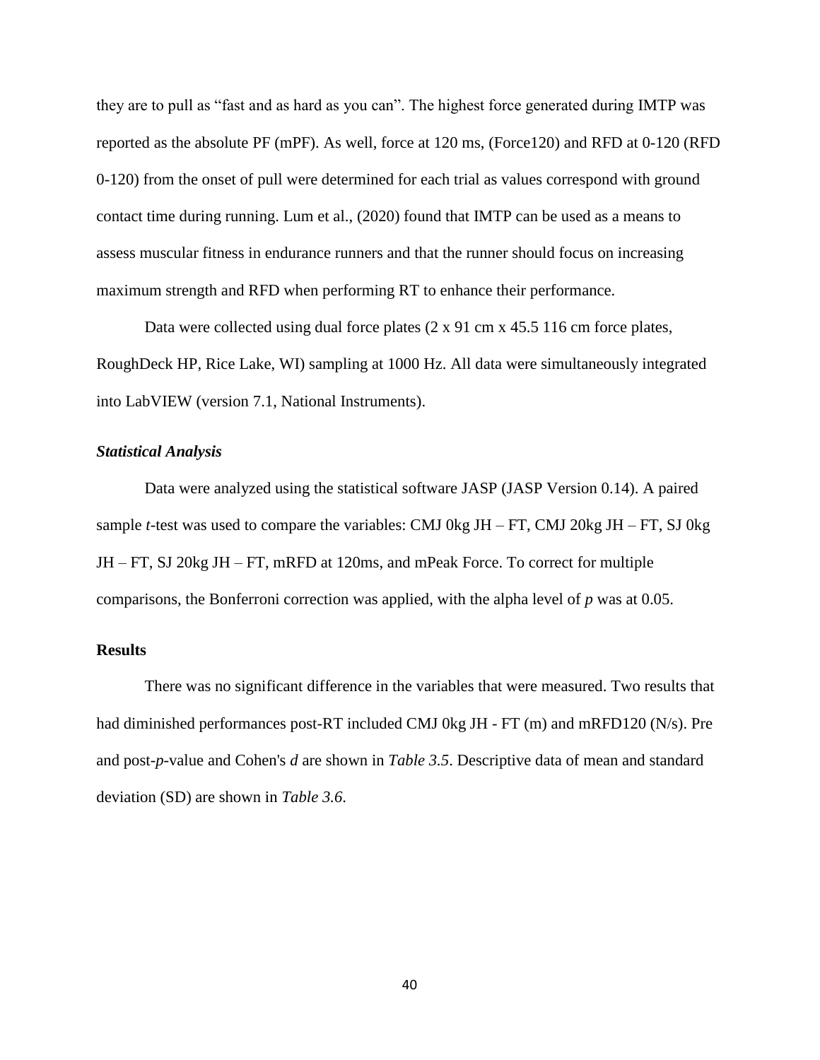they are to pull as “fast and as hard as you can”. The highest force generated during IMTP was reported as the absolute PF (mPF). As well, force at 120 ms, (Force120) and RFD at 0-120 (RFD 0-120) from the onset of pull were determined for each trial as values correspond with ground contact time during running. Lum et al., (2020) found that IMTP can be used as a means to assess muscular fitness in endurance runners and that the runner should focus on increasing maximum strength and RFD when performing RT to enhance their performance.

Data were collected using dual force plates (2 x 91 cm x 45.5 116 cm force plates, RoughDeck HP, Rice Lake, WI) sampling at 1000 Hz. All data were simultaneously integrated into LabVIEW (version 7.1, National Instruments).

### *Statistical Analysis*

Data were analyzed using the statistical software JASP (JASP Version 0.14). A paired sample *t*-test was used to compare the variables: CMJ 0kg JH – FT, CMJ 20kg JH – FT, SJ 0kg JH – FT, SJ 20kg JH – FT, mRFD at 120ms, and mPeak Force. To correct for multiple comparisons, the Bonferroni correction was applied, with the alpha level of *p* was at 0.05.

## Results

There was no significant difference in the variables that were measured. Two results that had diminished performances post-RT included CMJ 0kg JH - FT (m) and mRFD120 (N/s). Pre and post-*p*-value and Cohen's *d* are shown in *Table 3.5*. Descriptive data of mean and standard deviation (SD) are shown in *Table 3.6*.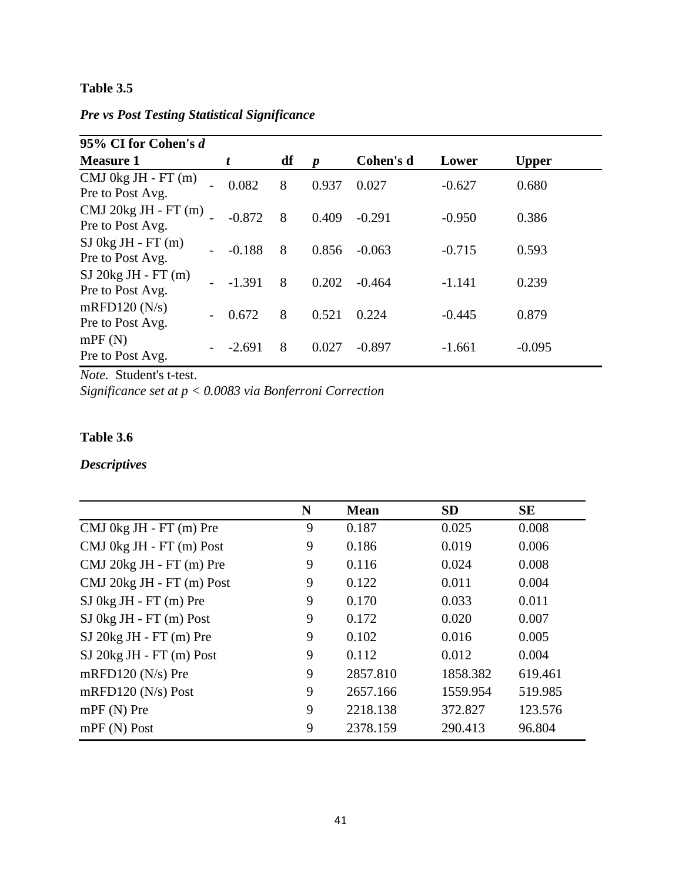**Table 3.5**

***Pre vs Post Testing Statistical Significance***

| 95% CI for Cohen's *d* | | | | | | | |
|---|---|---|---|---|---|---|---|
| **Measure 1** | | ***t*** | **df** | ***p*** | **Cohen's d** | **Lower** | **Upper** |
| CMJ 0kg JH - FT (m) Pre to Post Avg. | - | 0.082 | 8 | 0.937 | 0.027 | -0.627 | 0.680 |
| CMJ 20kg JH - FT (m) Pre to Post Avg. | - | -0.872 | 8 | 0.409 | -0.291 | -0.950 | 0.386 |
| SJ 0kg JH - FT (m) Pre to Post Avg. | - | -0.188 | 8 | 0.856 | -0.063 | -0.715 | 0.593 |
| SJ 20kg JH - FT (m) Pre to Post Avg. | - | -1.391 | 8 | 0.202 | -0.464 | -1.141 | 0.239 |
| mRFD120 (N/s) Pre to Post Avg. | - | 0.672 | 8 | 0.521 | 0.224 | -0.445 | 0.879 |
| mPF (N) Pre to Post Avg. | - | -2.691 | 8 | 0.027 | -0.897 | -1.661 | -0.095 |

*Note.* Student's t-test.
*Significance set at $p < 0.0083$ via Bonferroni Correction*

**Table 3.6**

***Descriptives***

| | N | Mean | SD | SE |
|---|---|---|---|---|
| CMJ 0kg JH - FT (m) Pre | 9 | 0.187 | 0.025 | 0.008 |
| CMJ 0kg JH - FT (m) Post | 9 | 0.186 | 0.019 | 0.006 |
| CMJ 20kg JH - FT (m) Pre | 9 | 0.116 | 0.024 | 0.008 |
| CMJ 20kg JH - FT (m) Post | 9 | 0.122 | 0.011 | 0.004 |
| SJ 0kg JH - FT (m) Pre | 9 | 0.170 | 0.033 | 0.011 |
| SJ 0kg JH - FT (m) Post | 9 | 0.172 | 0.020 | 0.007 |
| SJ 20kg JH - FT (m) Pre | 9 | 0.102 | 0.016 | 0.005 |
| SJ 20kg JH - FT (m) Post | 9 | 0.112 | 0.012 | 0.004 |
| mRFD120 (N/s) Pre | 9 | 2857.810 | 1858.382 | 619.461 |
| mRFD120 (N/s) Post | 9 | 2657.166 | 1559.954 | 519.985 |
| mPF (N) Pre | 9 | 2218.138 | 372.827 | 123.576 |
| mPF (N) Post | 9 | 2378.159 | 290.413 | 96.804 |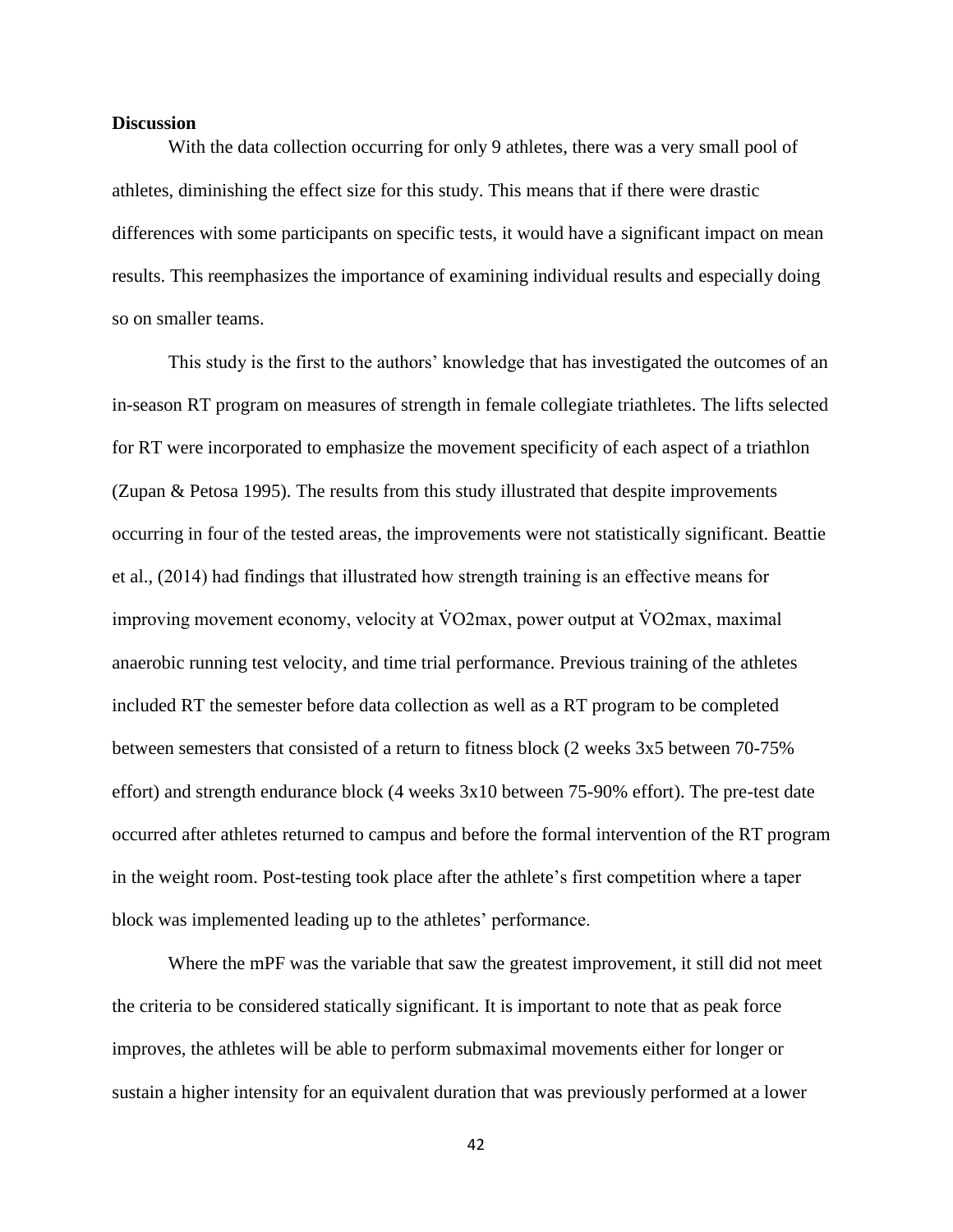**Discussion**

With the data collection occurring for only 9 athletes, there was a very small pool of athletes, diminishing the effect size for this study. This means that if there were drastic differences with some participants on specific tests, it would have a significant impact on mean results. This reemphasizes the importance of examining individual results and especially doing so on smaller teams.

This study is the first to the authors' knowledge that has investigated the outcomes of an in-season RT program on measures of strength in female collegiate triathletes. The lifts selected for RT were incorporated to emphasize the movement specificity of each aspect of a triathlon (Zupan & Petosa 1995). The results from this study illustrated that despite improvements occurring in four of the tested areas, the improvements were not statistically significant. Beattie et al., (2014) had findings that illustrated how strength training is an effective means for improving movement economy, velocity at V̇O2max, power output at V̇O2max, maximal anaerobic running test velocity, and time trial performance. Previous training of the athletes included RT the semester before data collection as well as a RT program to be completed between semesters that consisted of a return to fitness block (2 weeks 3x5 between 70-75% effort) and strength endurance block (4 weeks 3x10 between 75-90% effort). The pre-test date occurred after athletes returned to campus and before the formal intervention of the RT program in the weight room. Post-testing took place after the athlete's first competition where a taper block was implemented leading up to the athletes' performance.

Where the mPF was the variable that saw the greatest improvement, it still did not meet the criteria to be considered statically significant. It is important to note that as peak force improves, the athletes will be able to perform submaximal movements either for longer or sustain a higher intensity for an equivalent duration that was previously performed at a lower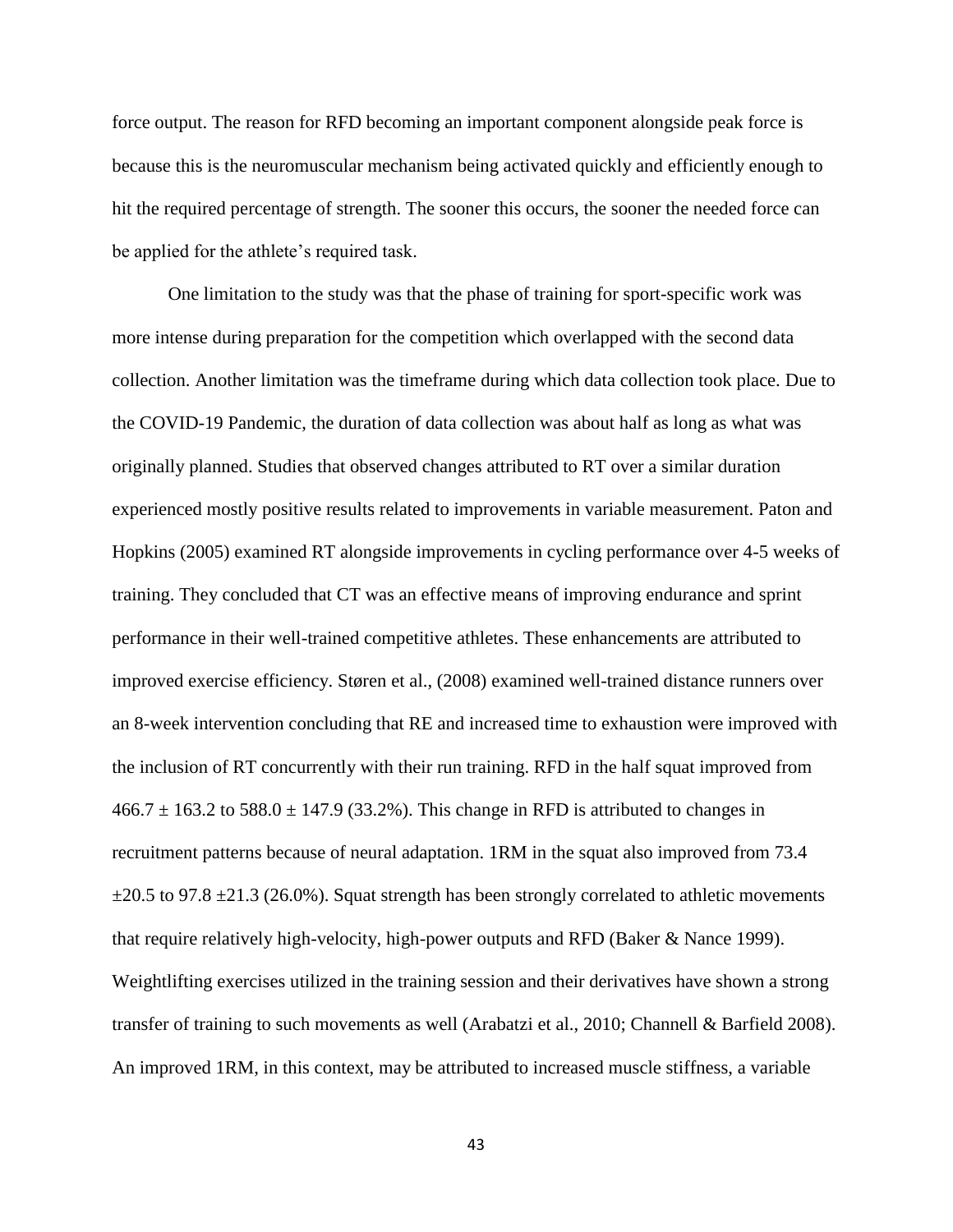force output. The reason for RFD becoming an important component alongside peak force is because this is the neuromuscular mechanism being activated quickly and efficiently enough to hit the required percentage of strength. The sooner this occurs, the sooner the needed force can be applied for the athlete's required task.

One limitation to the study was that the phase of training for sport-specific work was more intense during preparation for the competition which overlapped with the second data collection. Another limitation was the timeframe during which data collection took place. Due to the COVID-19 Pandemic, the duration of data collection was about half as long as what was originally planned. Studies that observed changes attributed to RT over a similar duration experienced mostly positive results related to improvements in variable measurement. Paton and Hopkins (2005) examined RT alongside improvements in cycling performance over 4-5 weeks of training. They concluded that CT was an effective means of improving endurance and sprint performance in their well-trained competitive athletes. These enhancements are attributed to improved exercise efficiency. Støren et al., (2008) examined well-trained distance runners over an 8-week intervention concluding that RE and increased time to exhaustion were improved with the inclusion of RT concurrently with their run training. RFD in the half squat improved from $466.7 \pm 163.2$ to $588.0 \pm 147.9$ (33.2%). This change in RFD is attributed to changes in recruitment patterns because of neural adaptation. 1RM in the squat also improved from $73.4 \pm 20.5$ to $97.8 \pm 21.3$ (26.0%). Squat strength has been strongly correlated to athletic movements that require relatively high-velocity, high-power outputs and RFD (Baker & Nance 1999). Weightlifting exercises utilized in the training session and their derivatives have shown a strong transfer of training to such movements as well (Arabatzi et al., 2010; Channell & Barfield 2008). An improved 1RM, in this context, may be attributed to increased muscle stiffness, a variable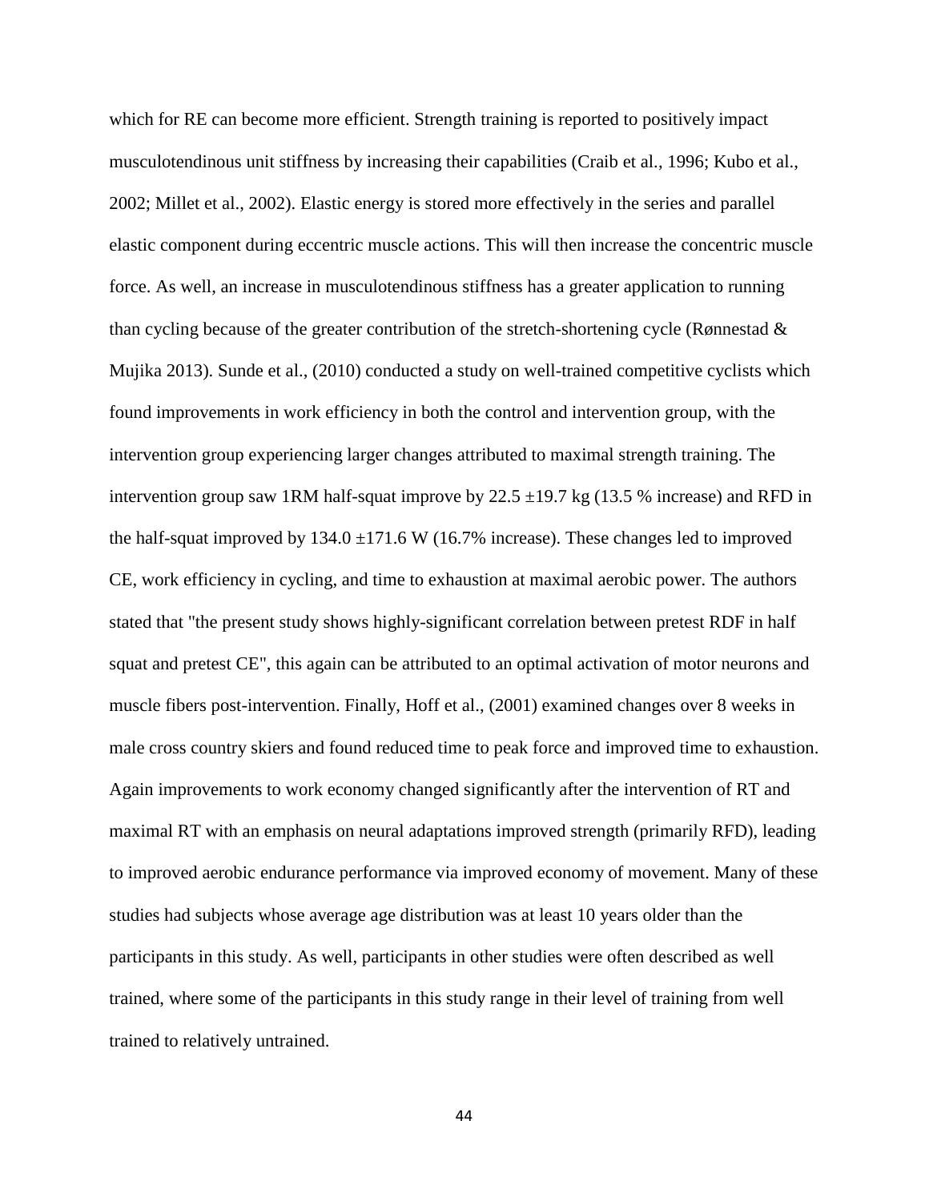which for RE can become more efficient. Strength training is reported to positively impact musculotendinous unit stiffness by increasing their capabilities (Craib et al., 1996; Kubo et al., 2002; Millet et al., 2002). Elastic energy is stored more effectively in the series and parallel elastic component during eccentric muscle actions. This will then increase the concentric muscle force. As well, an increase in musculotendinous stiffness has a greater application to running than cycling because of the greater contribution of the stretch-shortening cycle (Rønnestad & Mujika 2013). Sunde et al., (2010) conducted a study on well-trained competitive cyclists which found improvements in work efficiency in both the control and intervention group, with the intervention group experiencing larger changes attributed to maximal strength training. The intervention group saw 1RM half-squat improve by 22.5 ±19.7 kg (13.5 % increase) and RFD in the half-squat improved by 134.0 ±171.6 W (16.7% increase). These changes led to improved CE, work efficiency in cycling, and time to exhaustion at maximal aerobic power. The authors stated that "the present study shows highly-significant correlation between pretest RDF in half squat and pretest CE", this again can be attributed to an optimal activation of motor neurons and muscle fibers post-intervention. Finally, Hoff et al., (2001) examined changes over 8 weeks in male cross country skiers and found reduced time to peak force and improved time to exhaustion. Again improvements to work economy changed significantly after the intervention of RT and maximal RT with an emphasis on neural adaptations improved strength (primarily RFD), leading to improved aerobic endurance performance via improved economy of movement. Many of these studies had subjects whose average age distribution was at least 10 years older than the participants in this study. As well, participants in other studies were often described as well trained, where some of the participants in this study range in their level of training from well trained to relatively untrained.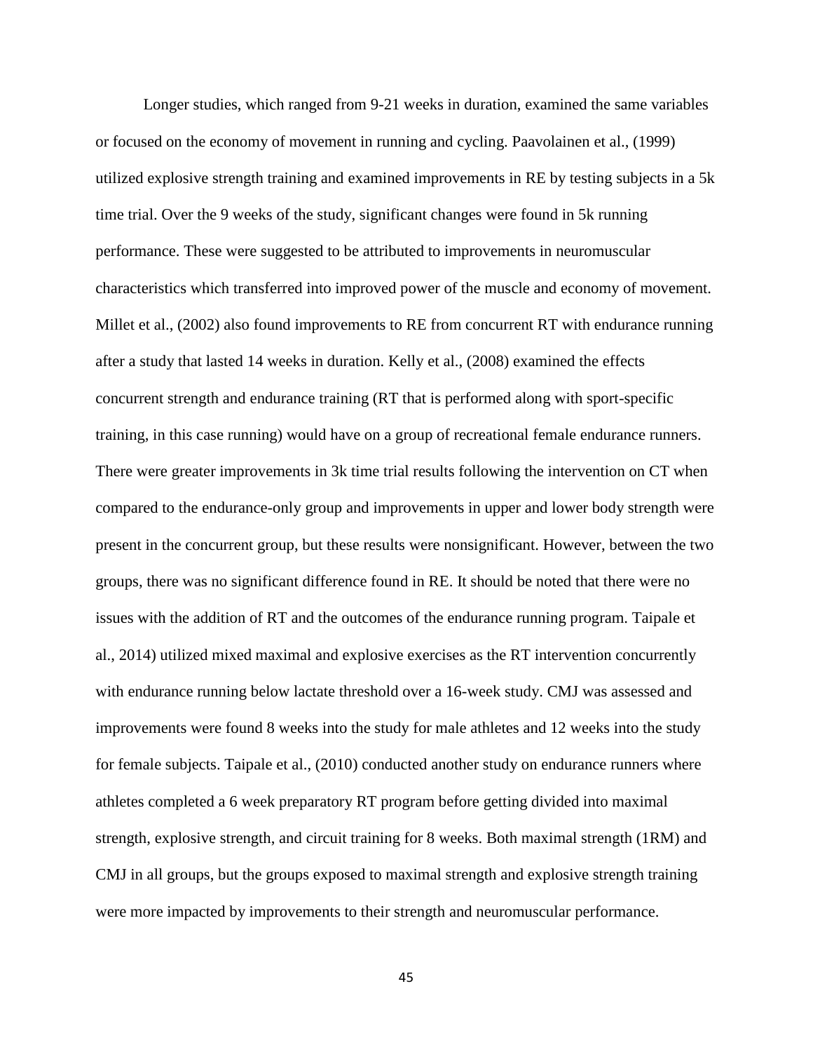Longer studies, which ranged from 9-21 weeks in duration, examined the same variables or focused on the economy of movement in running and cycling. Paavolainen et al., (1999) utilized explosive strength training and examined improvements in RE by testing subjects in a 5k time trial. Over the 9 weeks of the study, significant changes were found in 5k running performance. These were suggested to be attributed to improvements in neuromuscular characteristics which transferred into improved power of the muscle and economy of movement. Millet et al., (2002) also found improvements to RE from concurrent RT with endurance running after a study that lasted 14 weeks in duration. Kelly et al., (2008) examined the effects concurrent strength and endurance training (RT that is performed along with sport-specific training, in this case running) would have on a group of recreational female endurance runners. There were greater improvements in 3k time trial results following the intervention on CT when compared to the endurance-only group and improvements in upper and lower body strength were present in the concurrent group, but these results were nonsignificant. However, between the two groups, there was no significant difference found in RE. It should be noted that there were no issues with the addition of RT and the outcomes of the endurance running program. Taipale et al., 2014) utilized mixed maximal and explosive exercises as the RT intervention concurrently with endurance running below lactate threshold over a 16-week study. CMJ was assessed and improvements were found 8 weeks into the study for male athletes and 12 weeks into the study for female subjects. Taipale et al., (2010) conducted another study on endurance runners where athletes completed a 6 week preparatory RT program before getting divided into maximal strength, explosive strength, and circuit training for 8 weeks. Both maximal strength (1RM) and CMJ in all groups, but the groups exposed to maximal strength and explosive strength training were more impacted by improvements to their strength and neuromuscular performance.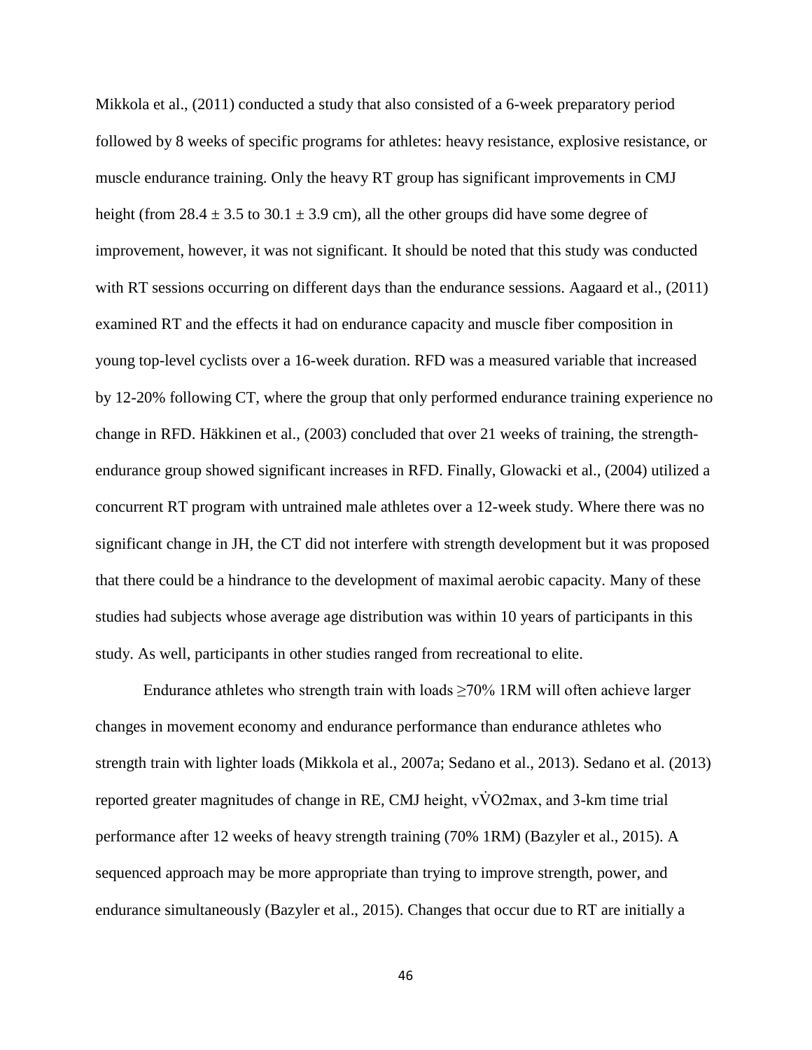Mikkola et al., (2011) conducted a study that also consisted of a 6-week preparatory period followed by 8 weeks of specific programs for athletes: heavy resistance, explosive resistance, or muscle endurance training. Only the heavy RT group has significant improvements in CMJ height (from $28.4 \pm 3.5$ to $30.1 \pm 3.9$ cm), all the other groups did have some degree of improvement, however, it was not significant. It should be noted that this study was conducted with RT sessions occurring on different days than the endurance sessions. Aagaard et al., (2011) examined RT and the effects it had on endurance capacity and muscle fiber composition in young top-level cyclists over a 16-week duration. RFD was a measured variable that increased by 12-20% following CT, where the group that only performed endurance training experience no change in RFD. Häkkinen et al., (2003) concluded that over 21 weeks of training, the strength-endurance group showed significant increases in RFD. Finally, Glowacki et al., (2004) utilized a concurrent RT program with untrained male athletes over a 12-week study. Where there was no significant change in JH, the CT did not interfere with strength development but it was proposed that there could be a hindrance to the development of maximal aerobic capacity. Many of these studies had subjects whose average age distribution was within 10 years of participants in this study. As well, participants in other studies ranged from recreational to elite.

Endurance athletes who strength train with loads ≥70% 1RM will often achieve larger changes in movement economy and endurance performance than endurance athletes who strength train with lighter loads (Mikkola et al., 2007a; Sedano et al., 2013). Sedano et al. (2013) reported greater magnitudes of change in RE, CMJ height, $v\dot{V}O2max$, and 3-km time trial performance after 12 weeks of heavy strength training (70% 1RM) (Bazyler et al., 2015). A sequenced approach may be more appropriate than trying to improve strength, power, and endurance simultaneously (Bazyler et al., 2015). Changes that occur due to RT are initially a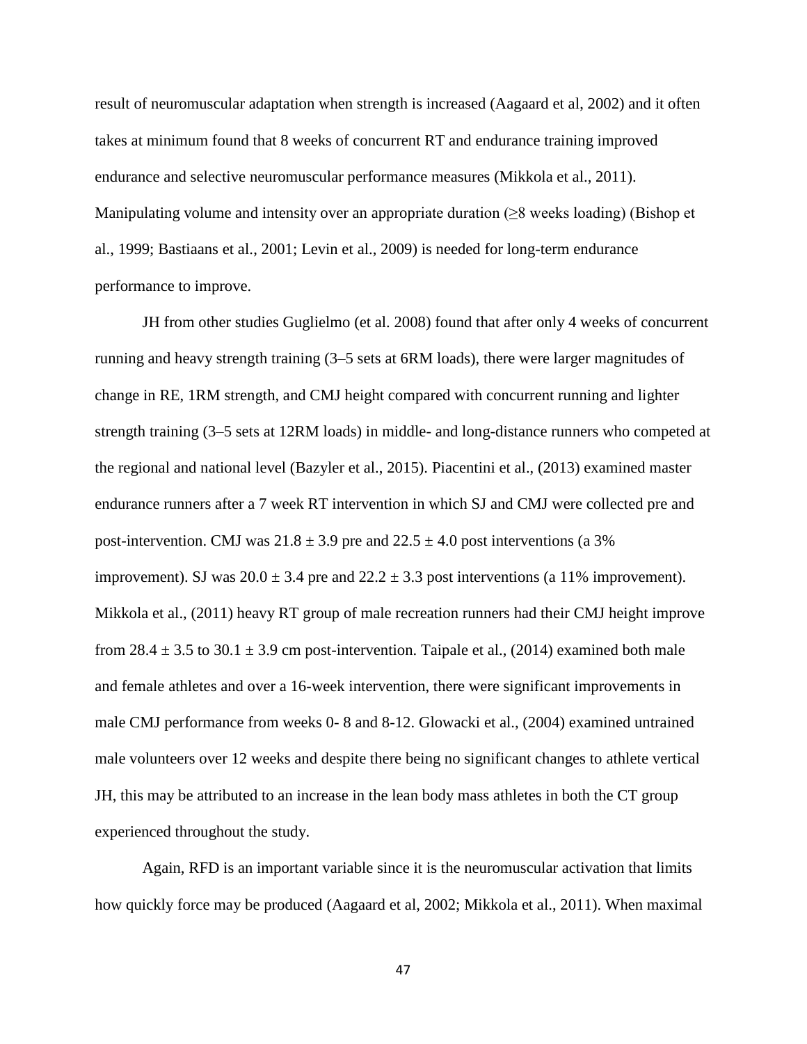result of neuromuscular adaptation when strength is increased (Aagaard et al, 2002) and it often takes at minimum found that 8 weeks of concurrent RT and endurance training improved endurance and selective neuromuscular performance measures (Mikkola et al., 2011). Manipulating volume and intensity over an appropriate duration (≥8 weeks loading) (Bishop et al., 1999; Bastiaans et al., 2001; Levin et al., 2009) is needed for long-term endurance performance to improve.

JH from other studies Guglielmo (et al. 2008) found that after only 4 weeks of concurrent running and heavy strength training (3–5 sets at 6RM loads), there were larger magnitudes of change in RE, 1RM strength, and CMJ height compared with concurrent running and lighter strength training (3–5 sets at 12RM loads) in middle- and long-distance runners who competed at the regional and national level (Bazyler et al., 2015). Piacentini et al., (2013) examined master endurance runners after a 7 week RT intervention in which SJ and CMJ were collected pre and post-intervention. CMJ was $21.8 \pm 3.9$ pre and $22.5 \pm 4.0$ post interventions (a 3% improvement). SJ was $20.0 \pm 3.4$ pre and $22.2 \pm 3.3$ post interventions (a 11% improvement). Mikkola et al., (2011) heavy RT group of male recreation runners had their CMJ height improve from $28.4 \pm 3.5$ to $30.1 \pm 3.9$ cm post-intervention. Taipale et al., (2014) examined both male and female athletes and over a 16-week intervention, there were significant improvements in male CMJ performance from weeks 0- 8 and 8-12. Glowacki et al., (2004) examined untrained male volunteers over 12 weeks and despite there being no significant changes to athlete vertical JH, this may be attributed to an increase in the lean body mass athletes in both the CT group experienced throughout the study.

Again, RFD is an important variable since it is the neuromuscular activation that limits how quickly force may be produced (Aagaard et al, 2002; Mikkola et al., 2011). When maximal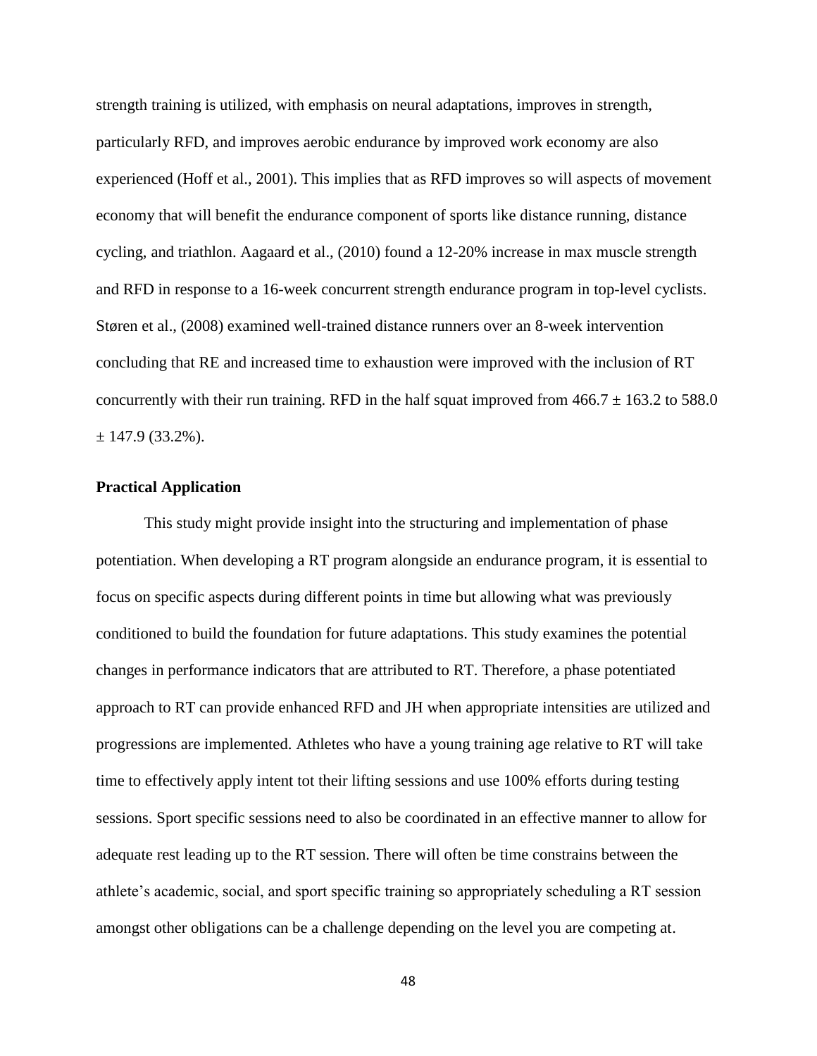strength training is utilized, with emphasis on neural adaptations, improves in strength, particularly RFD, and improves aerobic endurance by improved work economy are also experienced (Hoff et al., 2001). This implies that as RFD improves so will aspects of movement economy that will benefit the endurance component of sports like distance running, distance cycling, and triathlon. Aagaard et al., (2010) found a 12-20% increase in max muscle strength and RFD in response to a 16-week concurrent strength endurance program in top-level cyclists. Støren et al., (2008) examined well-trained distance runners over an 8-week intervention concluding that RE and increased time to exhaustion were improved with the inclusion of RT concurrently with their run training. RFD in the half squat improved from 466.7 ± 163.2 to 588.0 ± 147.9 (33.2%).

**Practical Application**

This study might provide insight into the structuring and implementation of phase potentiation. When developing a RT program alongside an endurance program, it is essential to focus on specific aspects during different points in time but allowing what was previously conditioned to build the foundation for future adaptations. This study examines the potential changes in performance indicators that are attributed to RT. Therefore, a phase potentiated approach to RT can provide enhanced RFD and JH when appropriate intensities are utilized and progressions are implemented. Athletes who have a young training age relative to RT will take time to effectively apply intent tot their lifting sessions and use 100% efforts during testing sessions. Sport specific sessions need to also be coordinated in an effective manner to allow for adequate rest leading up to the RT session. There will often be time constrains between the athlete's academic, social, and sport specific training so appropriately scheduling a RT session amongst other obligations can be a challenge depending on the level you are competing at.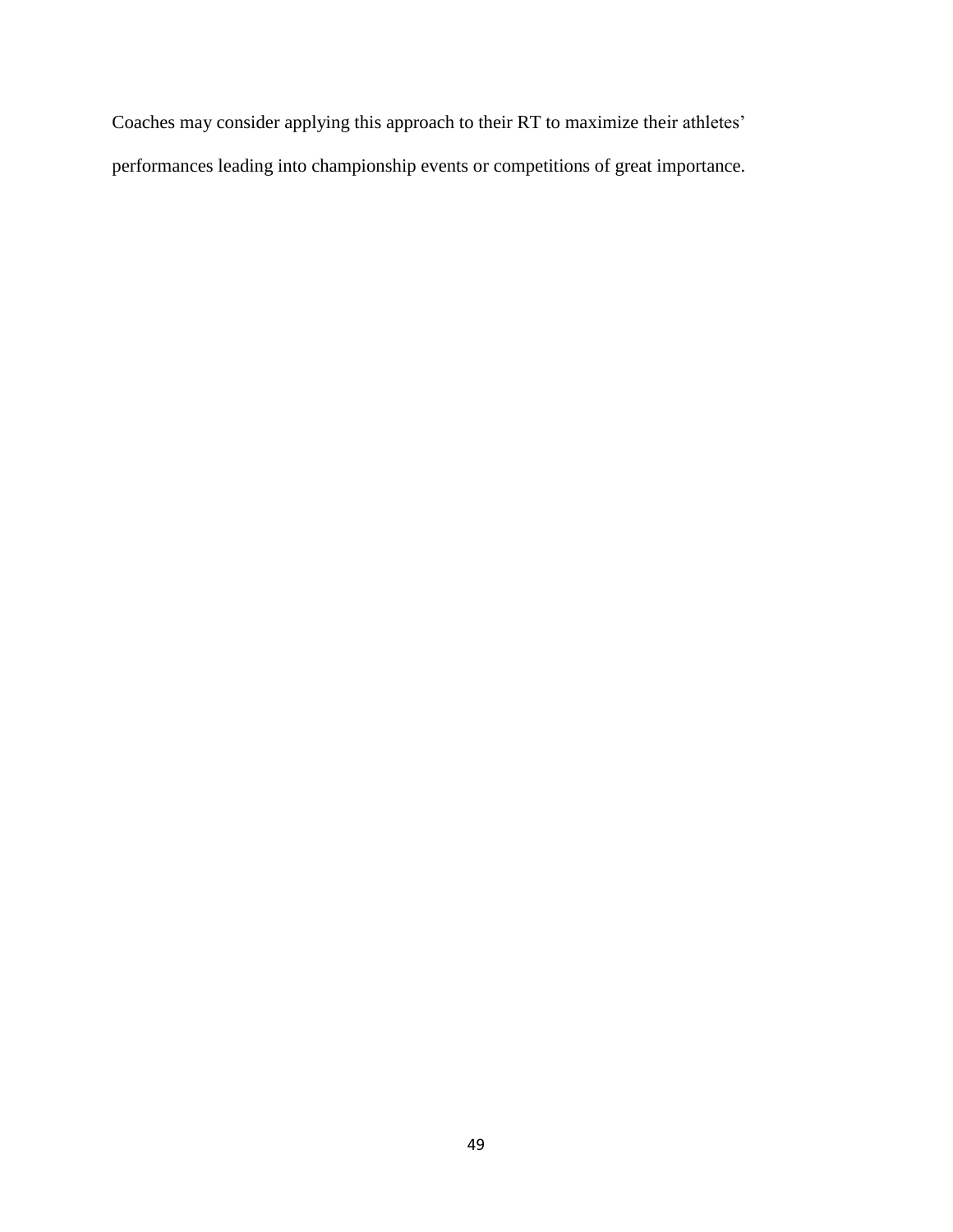Coaches may consider applying this approach to their RT to maximize their athletes' performances leading into championship events or competitions of great importance.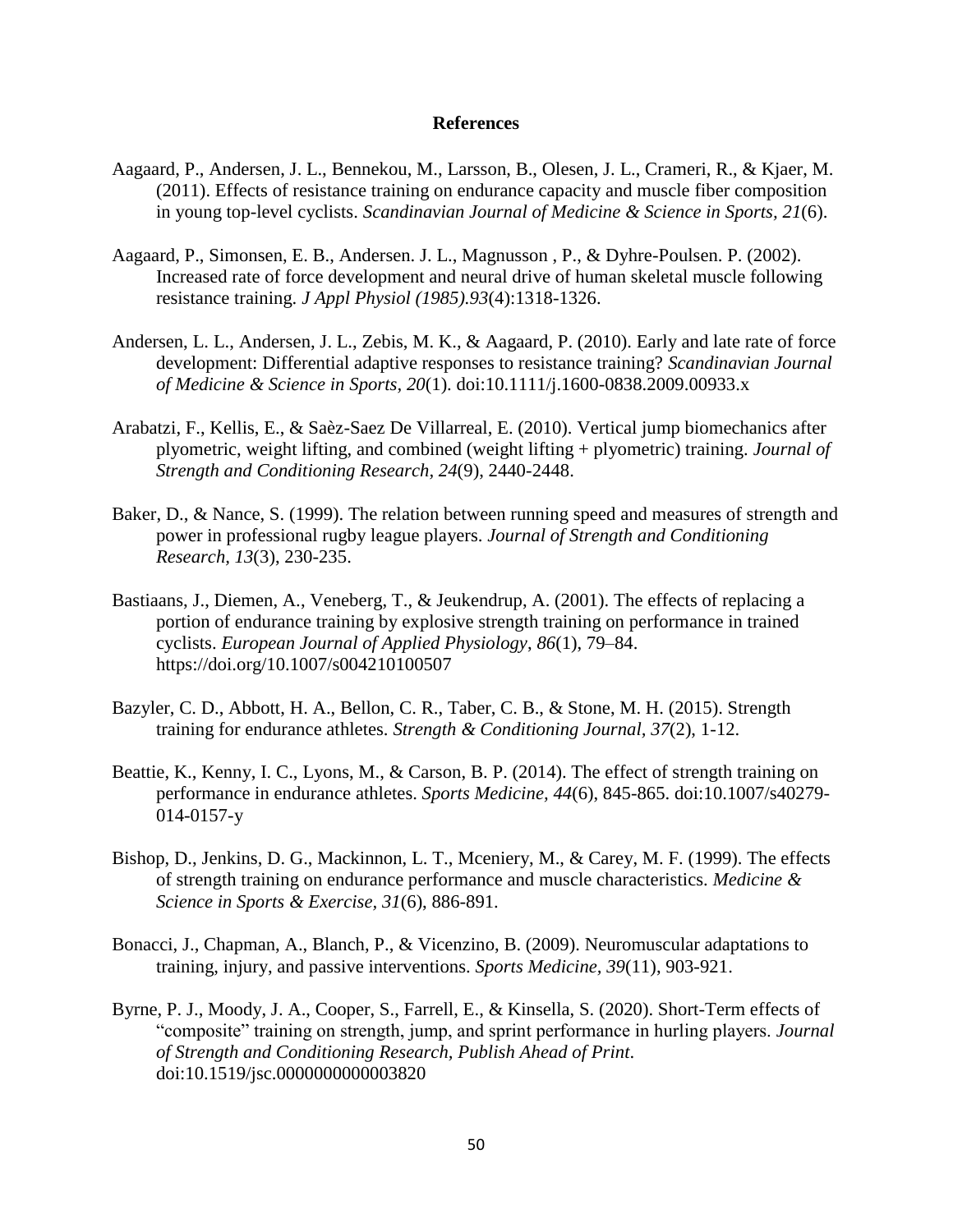# References

Aagaard, P., Andersen, J. L., Bennekou, M., Larsson, B., Olesen, J. L., Crameri, R., & Kjaer, M. (2011). Effects of resistance training on endurance capacity and muscle fiber composition in young top-level cyclists. *Scandinavian Journal of Medicine & Science in Sports, 21*(6).

Aagaard, P., Simonsen, E. B., Andersen. J. L., Magnusson , P., & Dyhre-Poulsen. P. (2002). Increased rate of force development and neural drive of human skeletal muscle following resistance training. *J Appl Physiol (1985).93*(4):1318-1326.

Andersen, L. L., Andersen, J. L., Zebis, M. K., & Aagaard, P. (2010). Early and late rate of force development: Differential adaptive responses to resistance training? *Scandinavian Journal of Medicine & Science in Sports, 20*(1). doi:10.1111/j.1600-0838.2009.00933.x

Arabatzi, F., Kellis, E., & Saèz-Saez De Villarreal, E. (2010). Vertical jump biomechanics after plyometric, weight lifting, and combined (weight lifting + plyometric) training. *Journal of Strength and Conditioning Research, 24*(9), 2440-2448.

Baker, D., & Nance, S. (1999). The relation between running speed and measures of strength and power in professional rugby league players. *Journal of Strength and Conditioning Research, 13*(3), 230-235.

Bastiaans, J., Diemen, A., Veneberg, T., & Jeukendrup, A. (2001). The effects of replacing a portion of endurance training by explosive strength training on performance in trained cyclists. *European Journal of Applied Physiology, 86*(1), 79–84. https://doi.org/10.1007/s004210100507

Bazyler, C. D., Abbott, H. A., Bellon, C. R., Taber, C. B., & Stone, M. H. (2015). Strength training for endurance athletes. *Strength & Conditioning Journal, 37*(2), 1-12.

Beattie, K., Kenny, I. C., Lyons, M., & Carson, B. P. (2014). The effect of strength training on performance in endurance athletes. *Sports Medicine, 44*(6), 845-865. doi:10.1007/s40279-014-0157-y

Bishop, D., Jenkins, D. G., Mackinnon, L. T., Mceniery, M., & Carey, M. F. (1999). The effects of strength training on endurance performance and muscle characteristics. *Medicine & Science in Sports & Exercise, 31*(6), 886-891.

Bonacci, J., Chapman, A., Blanch, P., & Vicenzino, B. (2009). Neuromuscular adaptations to training, injury, and passive interventions. *Sports Medicine, 39*(11), 903-921.

Byrne, P. J., Moody, J. A., Cooper, S., Farrell, E., & Kinsella, S. (2020). Short-Term effects of "composite" training on strength, jump, and sprint performance in hurling players. *Journal of Strength and Conditioning Research, Publish Ahead of Print*. doi:10.1519/jsc.0000000000003820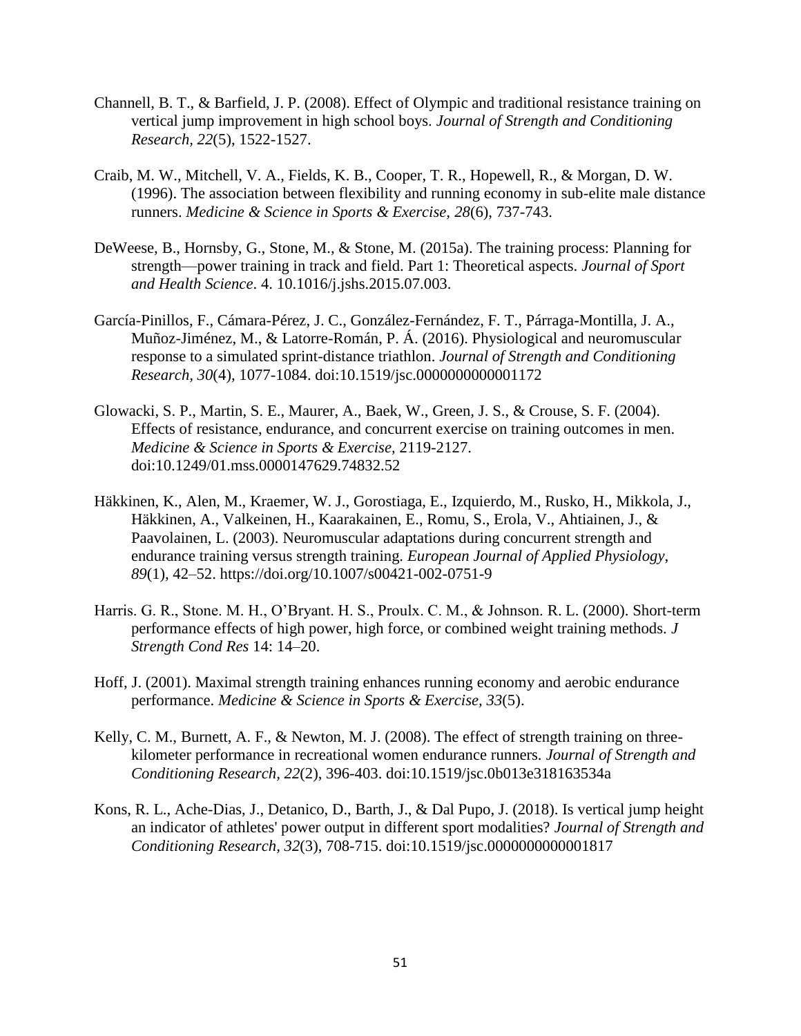Channell, B. T., & Barfield, J. P. (2008). Effect of Olympic and traditional resistance training on vertical jump improvement in high school boys. *Journal of Strength and Conditioning Research, 22*(5), 1522-1527.

Craib, M. W., Mitchell, V. A., Fields, K. B., Cooper, T. R., Hopewell, R., & Morgan, D. W. (1996). The association between flexibility and running economy in sub-elite male distance runners. *Medicine & Science in Sports & Exercise, 28*(6), 737-743.

DeWeese, B., Hornsby, G., Stone, M., & Stone, M. (2015a). The training process: Planning for strength—power training in track and field. Part 1: Theoretical aspects. *Journal of Sport and Health Science*. 4. 10.1016/j.jshs.2015.07.003.

García-Pinillos, F., Cámara-Pérez, J. C., González-Fernández, F. T., Párraga-Montilla, J. A., Muñoz-Jiménez, M., & Latorre-Román, P. Á. (2016). Physiological and neuromuscular response to a simulated sprint-distance triathlon. *Journal of Strength and Conditioning Research, 30*(4), 1077-1084. doi:10.1519/jsc.0000000000001172

Glowacki, S. P., Martin, S. E., Maurer, A., Baek, W., Green, J. S., & Crouse, S. F. (2004). Effects of resistance, endurance, and concurrent exercise on training outcomes in men. *Medicine & Science in Sports & Exercise,* 2119-2127. doi:10.1249/01.mss.0000147629.74832.52

Häkkinen, K., Alen, M., Kraemer, W. J., Gorostiaga, E., Izquierdo, M., Rusko, H., Mikkola, J., Häkkinen, A., Valkeinen, H., Kaarakainen, E., Romu, S., Erola, V., Ahtiainen, J., & Paavolainen, L. (2003). Neuromuscular adaptations during concurrent strength and endurance training versus strength training. *European Journal of Applied Physiology, 89*(1), 42–52. https://doi.org/10.1007/s00421-002-0751-9

Harris. G. R., Stone. M. H., O'Bryant. H. S., Proulx. C. M., & Johnson. R. L. (2000). Short-term performance effects of high power, high force, or combined weight training methods. *J Strength Cond Res* 14: 14–20.

Hoff, J. (2001). Maximal strength training enhances running economy and aerobic endurance performance. *Medicine & Science in Sports & Exercise, 33*(5).

Kelly, C. M., Burnett, A. F., & Newton, M. J. (2008). The effect of strength training on three-kilometer performance in recreational women endurance runners. *Journal of Strength and Conditioning Research, 22*(2), 396-403. doi:10.1519/jsc.0b013e318163534a

Kons, R. L., Ache-Dias, J., Detanico, D., Barth, J., & Dal Pupo, J. (2018). Is vertical jump height an indicator of athletes' power output in different sport modalities? *Journal of Strength and Conditioning Research, 32*(3), 708-715. doi:10.1519/jsc.0000000000001817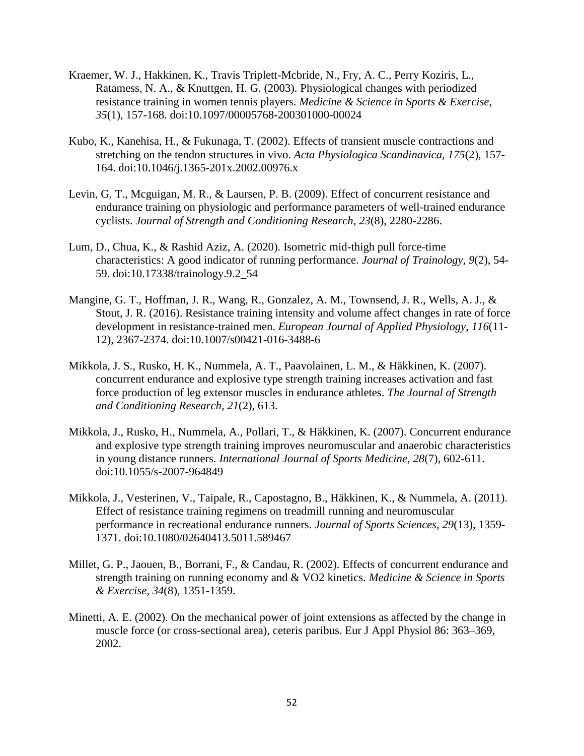Kraemer, W. J., Hakkinen, K., Travis Triplett-Mcbride, N., Fry, A. C., Perry Koziris, L., Ratamess, N. A., & Knuttgen, H. G. (2003). Physiological changes with periodized resistance training in women tennis players. *Medicine & Science in Sports & Exercise, 35*(1), 157-168. doi:10.1097/00005768-200301000-00024

Kubo, K., Kanehisa, H., & Fukunaga, T. (2002). Effects of transient muscle contractions and stretching on the tendon structures in vivo. *Acta Physiologica Scandinavica, 175*(2), 157-164. doi:10.1046/j.1365-201x.2002.00976.x

Levin, G. T., Mcguigan, M. R., & Laursen, P. B. (2009). Effect of concurrent resistance and endurance training on physiologic and performance parameters of well-trained endurance cyclists. *Journal of Strength and Conditioning Research, 23*(8), 2280-2286.

Lum, D., Chua, K., & Rashid Aziz, A. (2020). Isometric mid-thigh pull force-time characteristics: A good indicator of running performance. *Journal of Trainology, 9*(2), 54-59. doi:10.17338/trainology.9.2_54

Mangine, G. T., Hoffman, J. R., Wang, R., Gonzalez, A. M., Townsend, J. R., Wells, A. J., & Stout, J. R. (2016). Resistance training intensity and volume affect changes in rate of force development in resistance-trained men. *European Journal of Applied Physiology, 116*(11-12), 2367-2374. doi:10.1007/s00421-016-3488-6

Mikkola, J. S., Rusko, H. K., Nummela, A. T., Paavolainen, L. M., & Häkkinen, K. (2007). concurrent endurance and explosive type strength training increases activation and fast force production of leg extensor muscles in endurance athletes. *The Journal of Strength and Conditioning Research, 21*(2), 613.

Mikkola, J., Rusko, H., Nummela, A., Pollari, T., & Häkkinen, K. (2007). Concurrent endurance and explosive type strength training improves neuromuscular and anaerobic characteristics in young distance runners. *International Journal of Sports Medicine, 28*(7), 602-611. doi:10.1055/s-2007-964849

Mikkola, J., Vesterinen, V., Taipale, R., Capostagno, B., Häkkinen, K., & Nummela, A. (2011). Effect of resistance training regimens on treadmill running and neuromuscular performance in recreational endurance runners. *Journal of Sports Sciences, 29*(13), 1359-1371. doi:10.1080/02640413.5011.589467

Millet, G. P., Jaouen, B., Borrani, F., & Candau, R. (2002). Effects of concurrent endurance and strength training on running economy and & VO2 kinetics. *Medicine & Science in Sports & Exercise, 34*(8), 1351-1359.

Minetti, A. E. (2002). On the mechanical power of joint extensions as affected by the change in muscle force (or cross-sectional area), ceteris paribus. Eur J Appl Physiol 86: 363–369, 2002.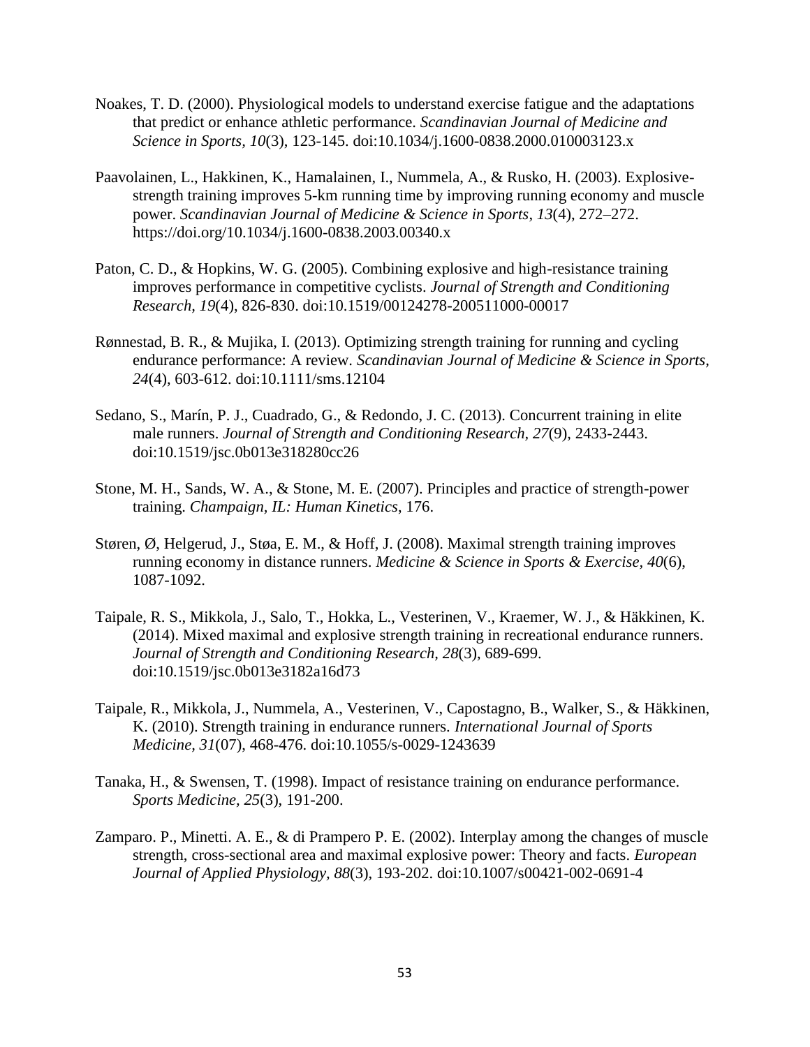Noakes, T. D. (2000). Physiological models to understand exercise fatigue and the adaptations that predict or enhance athletic performance. *Scandinavian Journal of Medicine and Science in Sports*, *10*(3), 123-145. doi:10.1034/j.1600-0838.2000.010003123.x

Paavolainen, L., Hakkinen, K., Hamalainen, I., Nummela, A., & Rusko, H. (2003). Explosive-strength training improves 5-km running time by improving running economy and muscle power. *Scandinavian Journal of Medicine & Science in Sports*, *13*(4), 272–272. https://doi.org/10.1034/j.1600-0838.2003.00340.x

Paton, C. D., & Hopkins, W. G. (2005). Combining explosive and high-resistance training improves performance in competitive cyclists. *Journal of Strength and Conditioning Research, 19*(4), 826-830. doi:10.1519/00124278-200511000-00017

Rønnestad, B. R., & Mujika, I. (2013). Optimizing strength training for running and cycling endurance performance: A review. *Scandinavian Journal of Medicine & Science in Sports, 24*(4), 603-612. doi:10.1111/sms.12104

Sedano, S., Marín, P. J., Cuadrado, G., & Redondo, J. C. (2013). Concurrent training in elite male runners. *Journal of Strength and Conditioning Research, 27*(9), 2433-2443. doi:10.1519/jsc.0b013e318280cc26

Stone, M. H., Sands, W. A., & Stone, M. E. (2007). Principles and practice of strength-power training. *Champaign, IL: Human Kinetics*, 176.

Støren, Ø, Helgerud, J., Støa, E. M., & Hoff, J. (2008). Maximal strength training improves running economy in distance runners. *Medicine & Science in Sports & Exercise, 40*(6), 1087-1092.

Taipale, R. S., Mikkola, J., Salo, T., Hokka, L., Vesterinen, V., Kraemer, W. J., & Häkkinen, K. (2014). Mixed maximal and explosive strength training in recreational endurance runners. *Journal of Strength and Conditioning Research, 28*(3), 689-699. doi:10.1519/jsc.0b013e3182a16d73

Taipale, R., Mikkola, J., Nummela, A., Vesterinen, V., Capostagno, B., Walker, S., & Häkkinen, K. (2010). Strength training in endurance runners. *International Journal of Sports Medicine, 31*(07), 468-476. doi:10.1055/s-0029-1243639

Tanaka, H., & Swensen, T. (1998). Impact of resistance training on endurance performance. *Sports Medicine, 25*(3), 191-200.

Zamparo. P., Minetti. A. E., & di Prampero P. E. (2002). Interplay among the changes of muscle strength, cross-sectional area and maximal explosive power: Theory and facts. *European Journal of Applied Physiology, 88*(3), 193-202. doi:10.1007/s00421-002-0691-4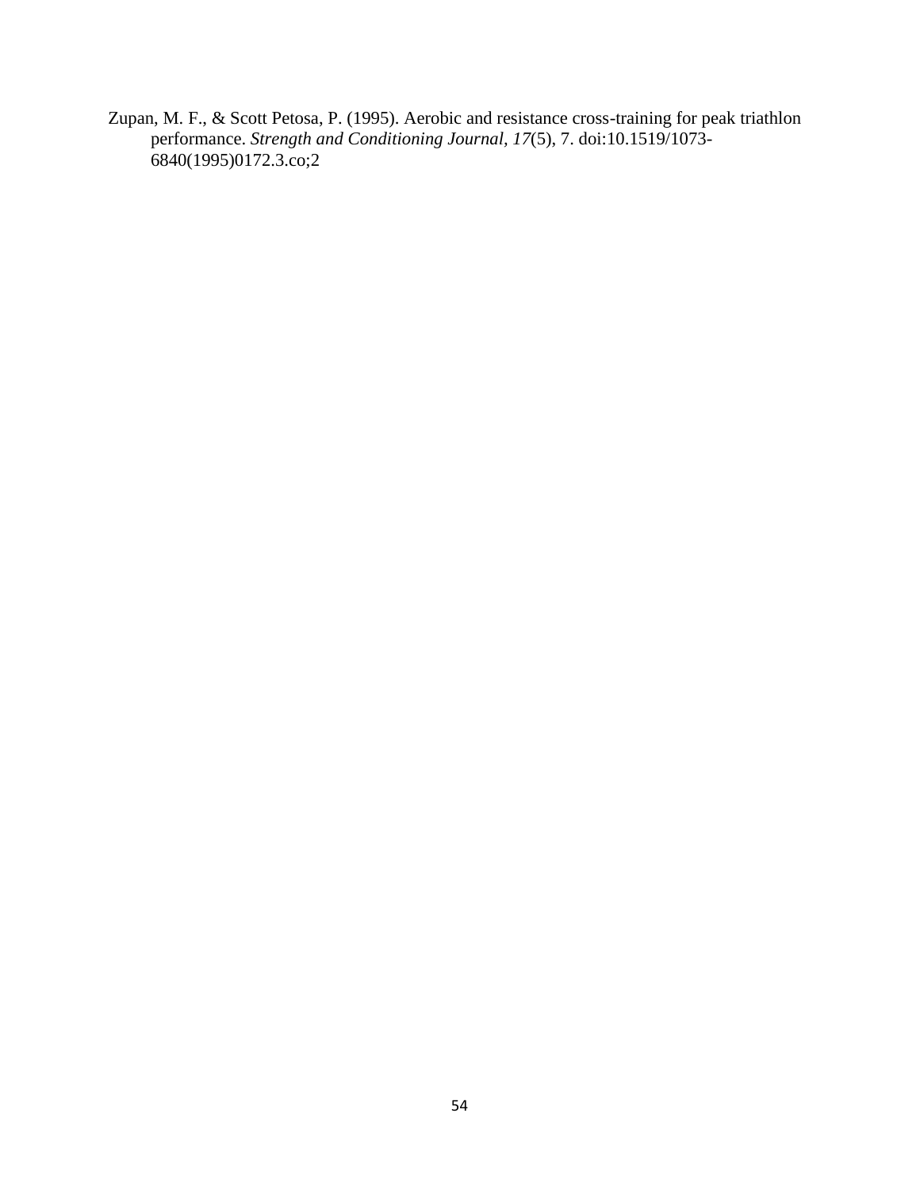Zupan, M. F., & Scott Petosa, P. (1995). Aerobic and resistance cross-training for peak triathlon performance. *Strength and Conditioning Journal, 17*(5), 7. doi:10.1519/1073-6840(1995)0172.3.co;2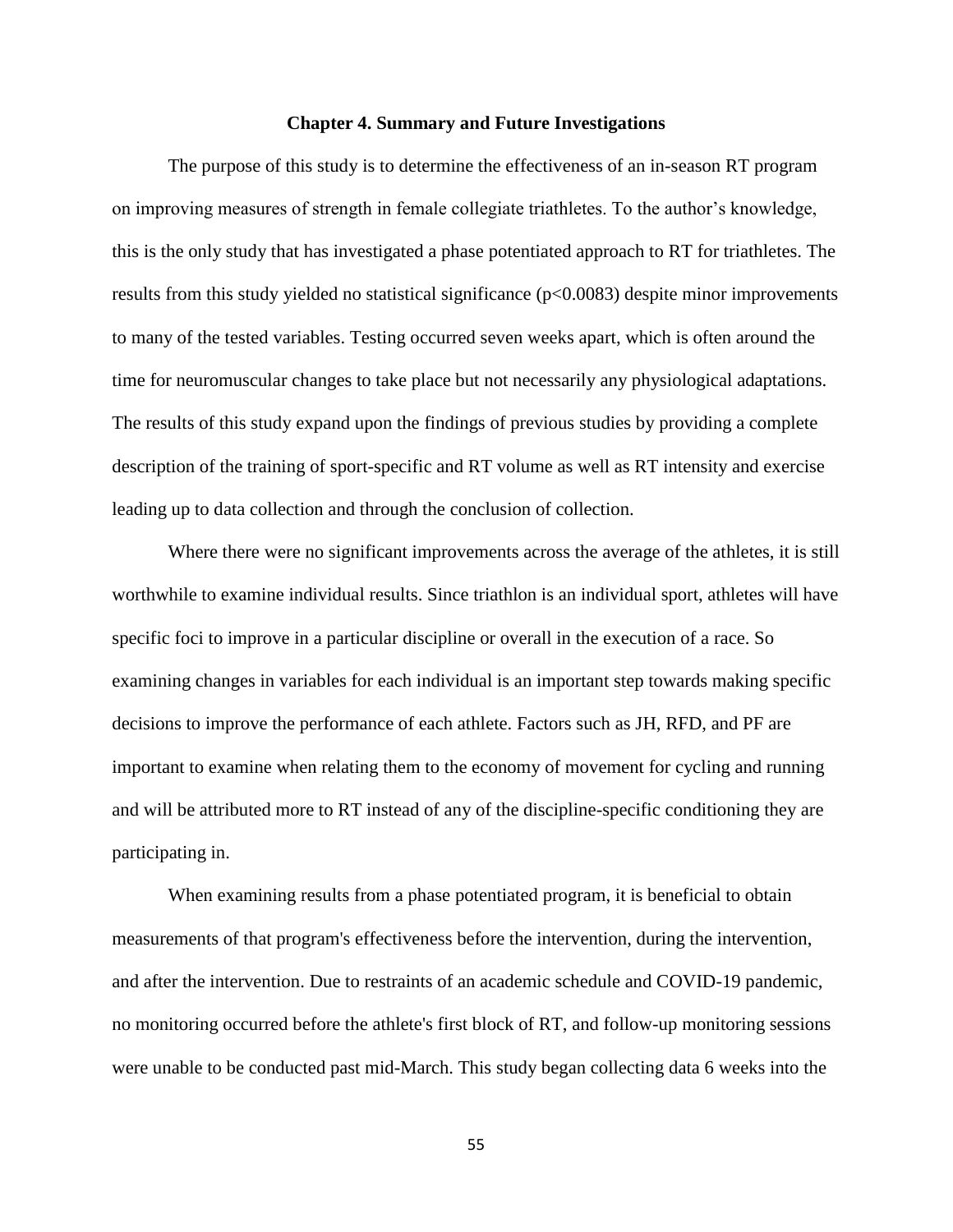## Chapter 4. Summary and Future Investigations

The purpose of this study is to determine the effectiveness of an in-season RT program on improving measures of strength in female collegiate triathletes. To the author's knowledge, this is the only study that has investigated a phase potentiated approach to RT for triathletes. The results from this study yielded no statistical significance ($p<0.0083$) despite minor improvements to many of the tested variables. Testing occurred seven weeks apart, which is often around the time for neuromuscular changes to take place but not necessarily any physiological adaptations. The results of this study expand upon the findings of previous studies by providing a complete description of the training of sport-specific and RT volume as well as RT intensity and exercise leading up to data collection and through the conclusion of collection.

Where there were no significant improvements across the average of the athletes, it is still worthwhile to examine individual results. Since triathlon is an individual sport, athletes will have specific foci to improve in a particular discipline or overall in the execution of a race. So examining changes in variables for each individual is an important step towards making specific decisions to improve the performance of each athlete. Factors such as JH, RFD, and PF are important to examine when relating them to the economy of movement for cycling and running and will be attributed more to RT instead of any of the discipline-specific conditioning they are participating in.

When examining results from a phase potentiated program, it is beneficial to obtain measurements of that program's effectiveness before the intervention, during the intervention, and after the intervention. Due to restraints of an academic schedule and COVID-19 pandemic, no monitoring occurred before the athlete's first block of RT, and follow-up monitoring sessions were unable to be conducted past mid-March. This study began collecting data 6 weeks into the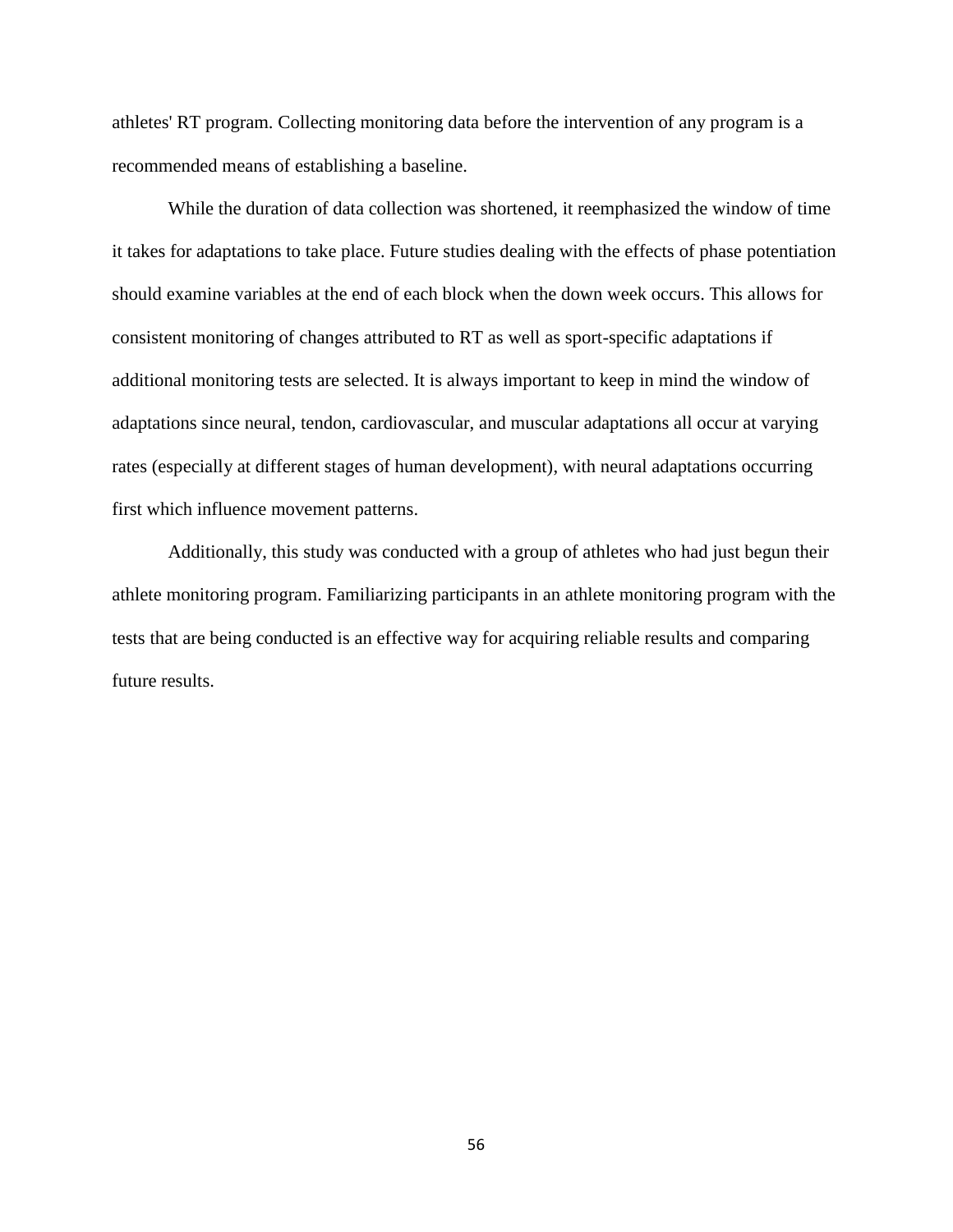athletes' RT program. Collecting monitoring data before the intervention of any program is a recommended means of establishing a baseline.

While the duration of data collection was shortened, it reemphasized the window of time it takes for adaptations to take place. Future studies dealing with the effects of phase potentiation should examine variables at the end of each block when the down week occurs. This allows for consistent monitoring of changes attributed to RT as well as sport-specific adaptations if additional monitoring tests are selected. It is always important to keep in mind the window of adaptations since neural, tendon, cardiovascular, and muscular adaptations all occur at varying rates (especially at different stages of human development), with neural adaptations occurring first which influence movement patterns.

Additionally, this study was conducted with a group of athletes who had just begun their athlete monitoring program. Familiarizing participants in an athlete monitoring program with the tests that are being conducted is an effective way for acquiring reliable results and comparing future results.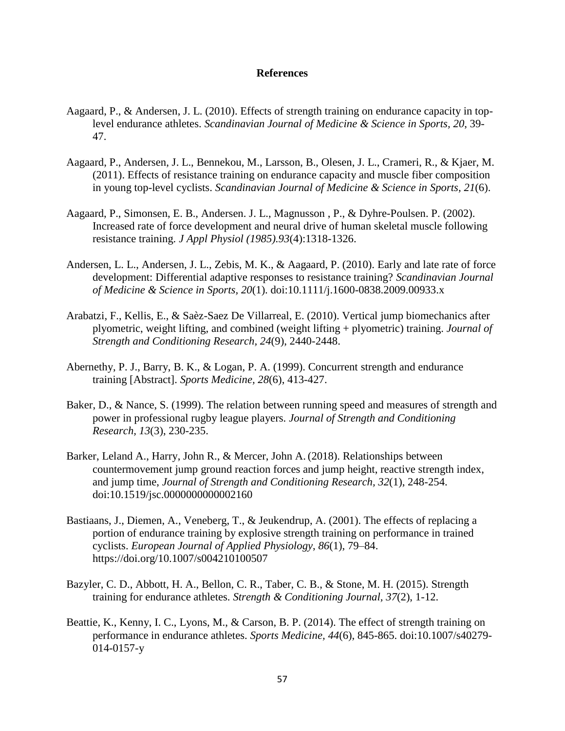**References**

Aagaard, P., & Andersen, J. L. (2010). Effects of strength training on endurance capacity in top-level endurance athletes. *Scandinavian Journal of Medicine & Science in Sports, 20*, 39-47.

Aagaard, P., Andersen, J. L., Bennekou, M., Larsson, B., Olesen, J. L., Crameri, R., & Kjaer, M. (2011). Effects of resistance training on endurance capacity and muscle fiber composition in young top-level cyclists. *Scandinavian Journal of Medicine & Science in Sports, 21*(6).

Aagaard, P., Simonsen, E. B., Andersen. J. L., Magnusson , P., & Dyhre-Poulsen. P. (2002). Increased rate of force development and neural drive of human skeletal muscle following resistance training. *J Appl Physiol (1985).93*(4):1318-1326.

Andersen, L. L., Andersen, J. L., Zebis, M. K., & Aagaard, P. (2010). Early and late rate of force development: Differential adaptive responses to resistance training? *Scandinavian Journal of Medicine & Science in Sports, 20*(1). doi:10.1111/j.1600-0838.2009.00933.x

Arabatzi, F., Kellis, E., & Saèz-Saez De Villarreal, E. (2010). Vertical jump biomechanics after plyometric, weight lifting, and combined (weight lifting + plyometric) training. *Journal of Strength and Conditioning Research, 24*(9), 2440-2448.

Abernethy, P. J., Barry, B. K., & Logan, P. A. (1999). Concurrent strength and endurance training [Abstract]. *Sports Medicine*, *28*(6), 413-427.

Baker, D., & Nance, S. (1999). The relation between running speed and measures of strength and power in professional rugby league players. *Journal of Strength and Conditioning Research, 13*(3), 230-235.

Barker, Leland A., Harry, John R., & Mercer, John A. (2018). Relationships between countermovement jump ground reaction forces and jump height, reactive strength index, and jump time, *Journal of Strength and Conditioning Research*, *32*(1), 248-254. doi:10.1519/jsc.0000000000002160

Bastiaans, J., Diemen, A., Veneberg, T., & Jeukendrup, A. (2001). The effects of replacing a portion of endurance training by explosive strength training on performance in trained cyclists. *European Journal of Applied Physiology, 86*(1), 79–84. https://doi.org/10.1007/s004210100507

Bazyler, C. D., Abbott, H. A., Bellon, C. R., Taber, C. B., & Stone, M. H. (2015). Strength training for endurance athletes. *Strength & Conditioning Journal, 37*(2), 1-12.

Beattie, K., Kenny, I. C., Lyons, M., & Carson, B. P. (2014). The effect of strength training on performance in endurance athletes. *Sports Medicine, 44*(6), 845-865. doi:10.1007/s40279-014-0157-y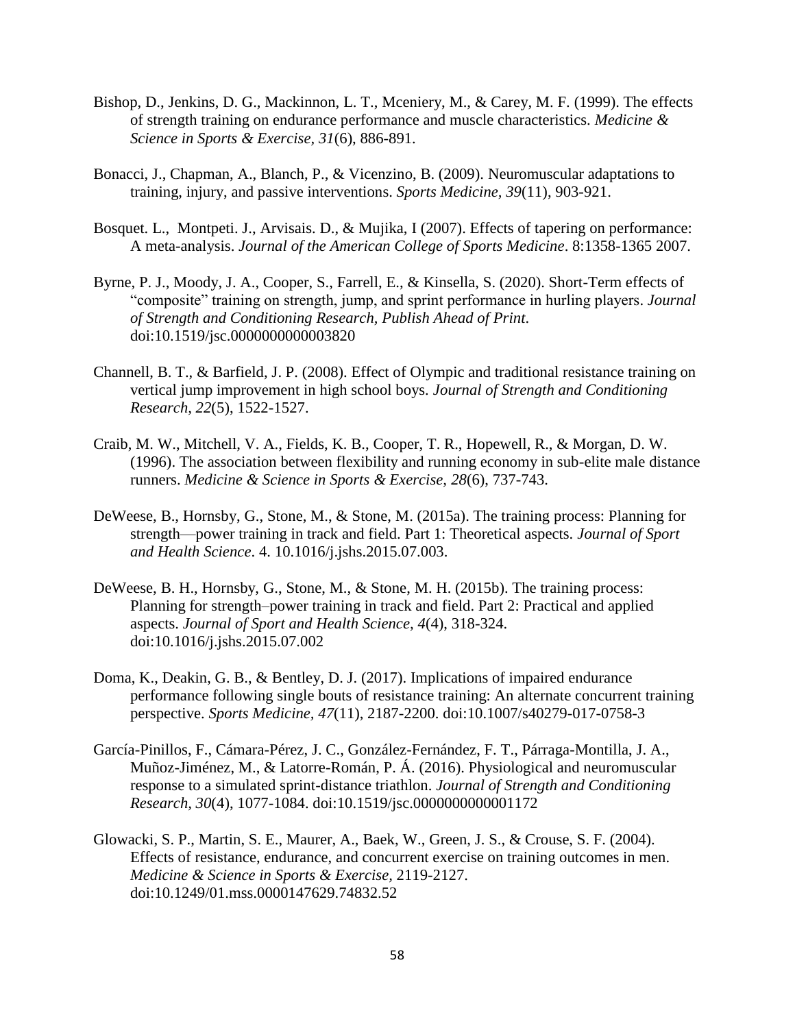Bishop, D., Jenkins, D. G., Mackinnon, L. T., Mceniery, M., & Carey, M. F. (1999). The effects of strength training on endurance performance and muscle characteristics. *Medicine & Science in Sports & Exercise, 31*(6), 886-891.

Bonacci, J., Chapman, A., Blanch, P., & Vicenzino, B. (2009). Neuromuscular adaptations to training, injury, and passive interventions. *Sports Medicine, 39*(11), 903-921.

Bosquet. L., Montpeti. J., Arvisais. D., & Mujika, I (2007). Effects of tapering on performance: A meta-analysis. *Journal of the American College of Sports Medicine*. 8:1358-1365 2007.

Byrne, P. J., Moody, J. A., Cooper, S., Farrell, E., & Kinsella, S. (2020). Short-Term effects of "composite" training on strength, jump, and sprint performance in hurling players. *Journal of Strength and Conditioning Research, Publish Ahead of Print*. doi:10.1519/jsc.0000000000003820

Channell, B. T., & Barfield, J. P. (2008). Effect of Olympic and traditional resistance training on vertical jump improvement in high school boys. *Journal of Strength and Conditioning Research, 22*(5), 1522-1527.

Craib, M. W., Mitchell, V. A., Fields, K. B., Cooper, T. R., Hopewell, R., & Morgan, D. W. (1996). The association between flexibility and running economy in sub-elite male distance runners. *Medicine & Science in Sports & Exercise, 28*(6), 737-743.

DeWeese, B., Hornsby, G., Stone, M., & Stone, M. (2015a). The training process: Planning for strength—power training in track and field. Part 1: Theoretical aspects. *Journal of Sport and Health Science*. 4. 10.1016/j.jshs.2015.07.003.

DeWeese, B. H., Hornsby, G., Stone, M., & Stone, M. H. (2015b). The training process: Planning for strength–power training in track and field. Part 2: Practical and applied aspects. *Journal of Sport and Health Science, 4*(4), 318-324. doi:10.1016/j.jshs.2015.07.002

Doma, K., Deakin, G. B., & Bentley, D. J. (2017). Implications of impaired endurance performance following single bouts of resistance training: An alternate concurrent training perspective. *Sports Medicine, 47*(11), 2187-2200. doi:10.1007/s40279-017-0758-3

García-Pinillos, F., Cámara-Pérez, J. C., González-Fernández, F. T., Párraga-Montilla, J. A., Muñoz-Jiménez, M., & Latorre-Román, P. Á. (2016). Physiological and neuromuscular response to a simulated sprint-distance triathlon. *Journal of Strength and Conditioning Research, 30*(4), 1077-1084. doi:10.1519/jsc.0000000000001172

Glowacki, S. P., Martin, S. E., Maurer, A., Baek, W., Green, J. S., & Crouse, S. F. (2004). Effects of resistance, endurance, and concurrent exercise on training outcomes in men. *Medicine & Science in Sports & Exercise,* 2119-2127. doi:10.1249/01.mss.0000147629.74832.52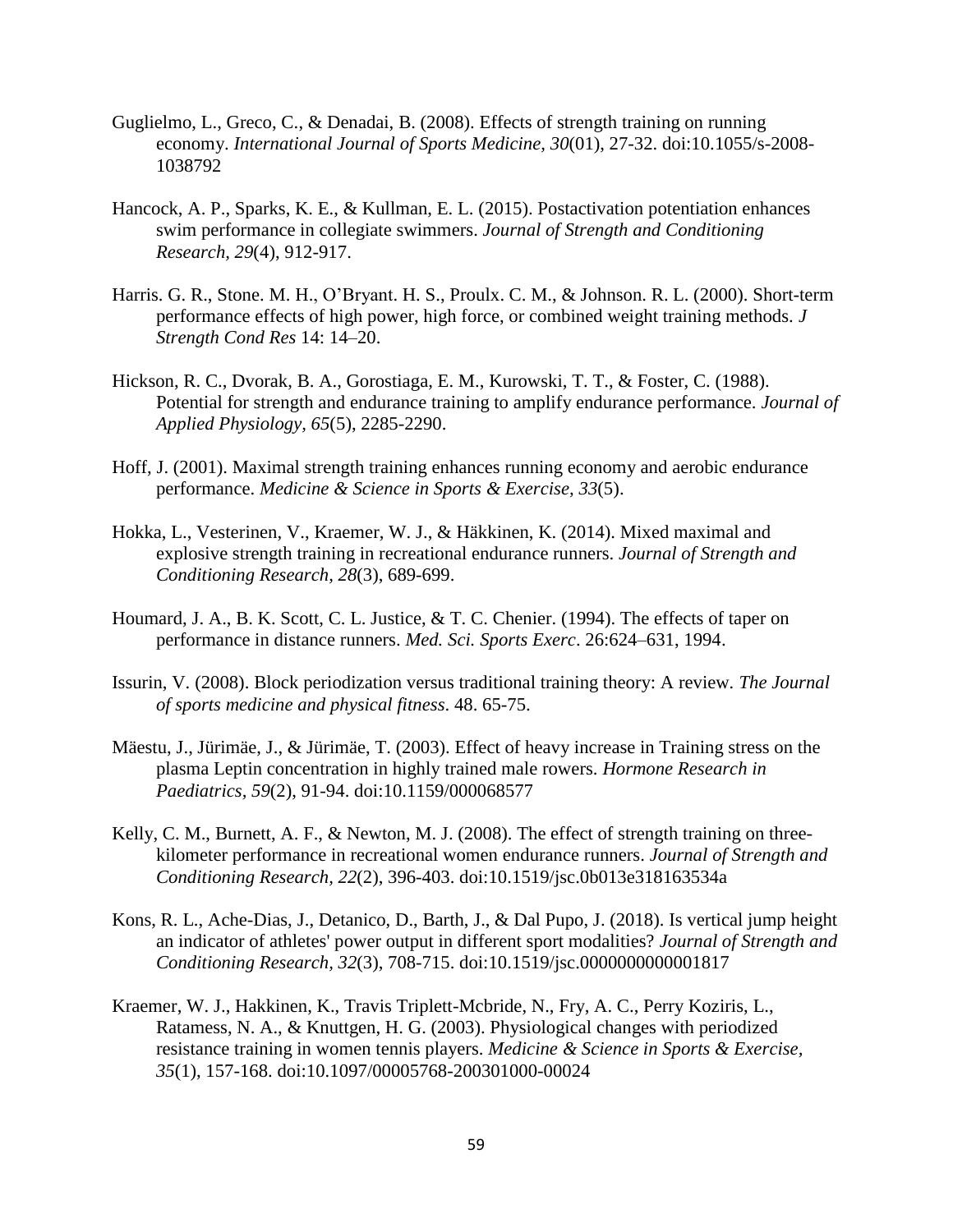Guglielmo, L., Greco, C., & Denadai, B. (2008). Effects of strength training on running economy. *International Journal of Sports Medicine, 30*(01), 27-32. doi:10.1055/s-2008-1038792

Hancock, A. P., Sparks, K. E., & Kullman, E. L. (2015). Postactivation potentiation enhances swim performance in collegiate swimmers. *Journal of Strength and Conditioning Research, 29*(4), 912-917.

Harris. G. R., Stone. M. H., O'Bryant. H. S., Proulx. C. M., & Johnson. R. L. (2000). Short-term performance effects of high power, high force, or combined weight training methods. *J Strength Cond Res* 14: 14–20.

Hickson, R. C., Dvorak, B. A., Gorostiaga, E. M., Kurowski, T. T., & Foster, C. (1988). Potential for strength and endurance training to amplify endurance performance. *Journal of Applied Physiology, 65*(5), 2285-2290.

Hoff, J. (2001). Maximal strength training enhances running economy and aerobic endurance performance. *Medicine & Science in Sports & Exercise, 33*(5).

Hokka, L., Vesterinen, V., Kraemer, W. J., & Häkkinen, K. (2014). Mixed maximal and explosive strength training in recreational endurance runners. *Journal of Strength and Conditioning Research, 28*(3), 689-699.

Houmard, J. A., B. K. Scott, C. L. Justice, & T. C. Chenier. (1994). The effects of taper on performance in distance runners. *Med. Sci. Sports Exerc*. 26:624–631, 1994.

Issurin, V. (2008). Block periodization versus traditional training theory: A review. *The Journal of sports medicine and physical fitness*. 48. 65-75.

Mäestu, J., Jürimäe, J., & Jürimäe, T. (2003). Effect of heavy increase in Training stress on the plasma Leptin concentration in highly trained male rowers. *Hormone Research in Paediatrics, 59*(2), 91-94. doi:10.1159/000068577

Kelly, C. M., Burnett, A. F., & Newton, M. J. (2008). The effect of strength training on three-kilometer performance in recreational women endurance runners. *Journal of Strength and Conditioning Research, 22*(2), 396-403. doi:10.1519/jsc.0b013e318163534a

Kons, R. L., Ache-Dias, J., Detanico, D., Barth, J., & Dal Pupo, J. (2018). Is vertical jump height an indicator of athletes' power output in different sport modalities? *Journal of Strength and Conditioning Research, 32*(3), 708-715. doi:10.1519/jsc.0000000000001817

Kraemer, W. J., Hakkinen, K., Travis Triplett-Mcbride, N., Fry, A. C., Perry Koziris, L., Ratamess, N. A., & Knuttgen, H. G. (2003). Physiological changes with periodized resistance training in women tennis players. *Medicine & Science in Sports & Exercise, 35*(1), 157-168. doi:10.1097/00005768-200301000-00024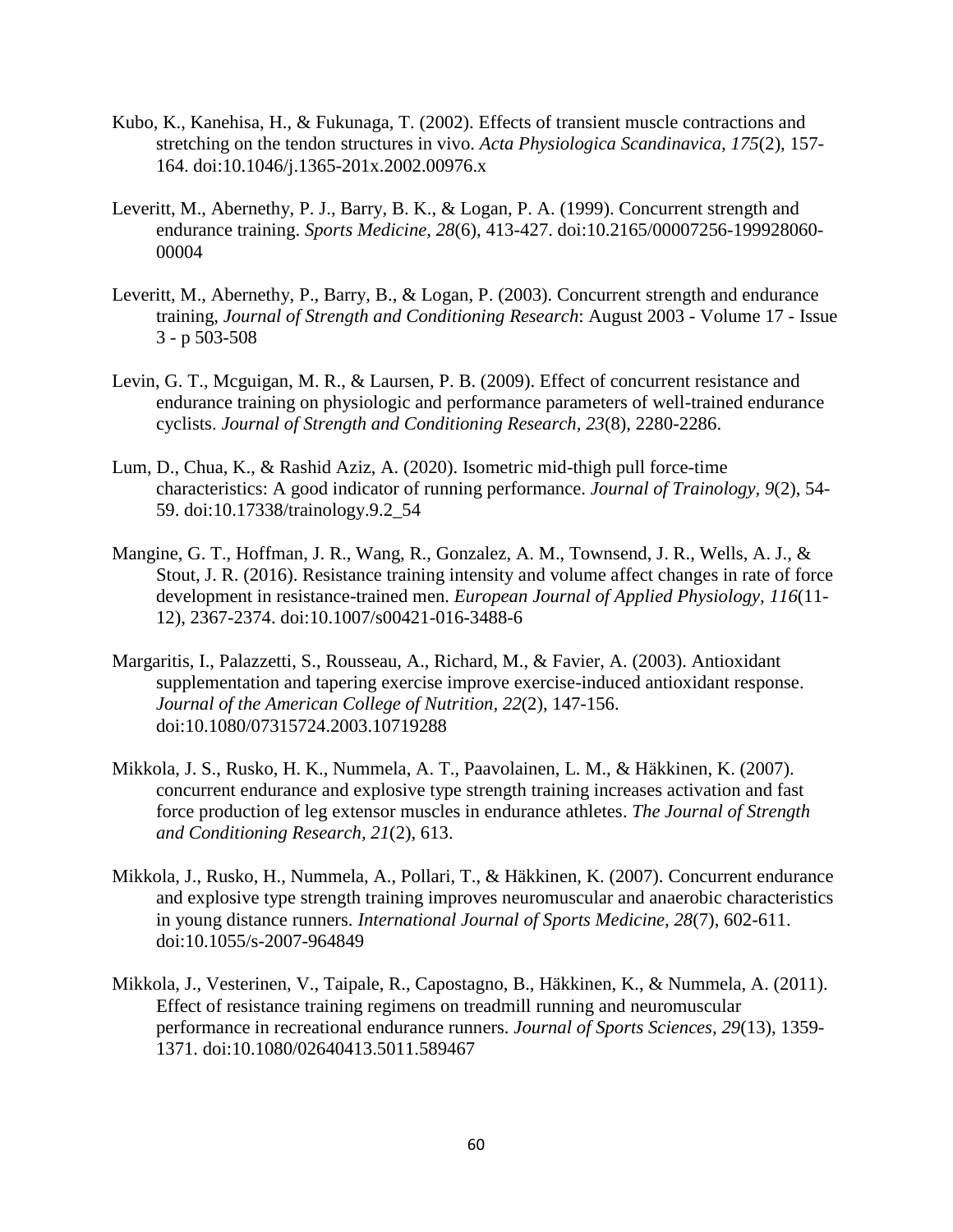Kubo, K., Kanehisa, H., & Fukunaga, T. (2002). Effects of transient muscle contractions and stretching on the tendon structures in vivo. *Acta Physiologica Scandinavica, 175*(2), 157-164. doi:10.1046/j.1365-201x.2002.00976.x

Leveritt, M., Abernethy, P. J., Barry, B. K., & Logan, P. A. (1999). Concurrent strength and endurance training. *Sports Medicine, 28*(6), 413-427. doi:10.2165/00007256-199928060-00004

Leveritt, M., Abernethy, P., Barry, B., & Logan, P. (2003). Concurrent strength and endurance training, *Journal of Strength and Conditioning Research*: August 2003 - Volume 17 - Issue 3 - p 503-508

Levin, G. T., Mcguigan, M. R., & Laursen, P. B. (2009). Effect of concurrent resistance and endurance training on physiologic and performance parameters of well-trained endurance cyclists. *Journal of Strength and Conditioning Research, 23*(8), 2280-2286.

Lum, D., Chua, K., & Rashid Aziz, A. (2020). Isometric mid-thigh pull force-time characteristics: A good indicator of running performance. *Journal of Trainology, 9*(2), 54-59. doi:10.17338/trainology.9.2_54

Mangine, G. T., Hoffman, J. R., Wang, R., Gonzalez, A. M., Townsend, J. R., Wells, A. J., & Stout, J. R. (2016). Resistance training intensity and volume affect changes in rate of force development in resistance-trained men. *European Journal of Applied Physiology, 116*(11-12), 2367-2374. doi:10.1007/s00421-016-3488-6

Margaritis, I., Palazzetti, S., Rousseau, A., Richard, M., & Favier, A. (2003). Antioxidant supplementation and tapering exercise improve exercise-induced antioxidant response. *Journal of the American College of Nutrition, 22*(2), 147-156. doi:10.1080/07315724.2003.10719288

Mikkola, J. S., Rusko, H. K., Nummela, A. T., Paavolainen, L. M., & Häkkinen, K. (2007). concurrent endurance and explosive type strength training increases activation and fast force production of leg extensor muscles in endurance athletes. *The Journal of Strength and Conditioning Research, 21*(2), 613.

Mikkola, J., Rusko, H., Nummela, A., Pollari, T., & Häkkinen, K. (2007). Concurrent endurance and explosive type strength training improves neuromuscular and anaerobic characteristics in young distance runners. *International Journal of Sports Medicine, 28*(7), 602-611. doi:10.1055/s-2007-964849

Mikkola, J., Vesterinen, V., Taipale, R., Capostagno, B., Häkkinen, K., & Nummela, A. (2011). Effect of resistance training regimens on treadmill running and neuromuscular performance in recreational endurance runners. *Journal of Sports Sciences, 29*(13), 1359-1371. doi:10.1080/02640413.5011.589467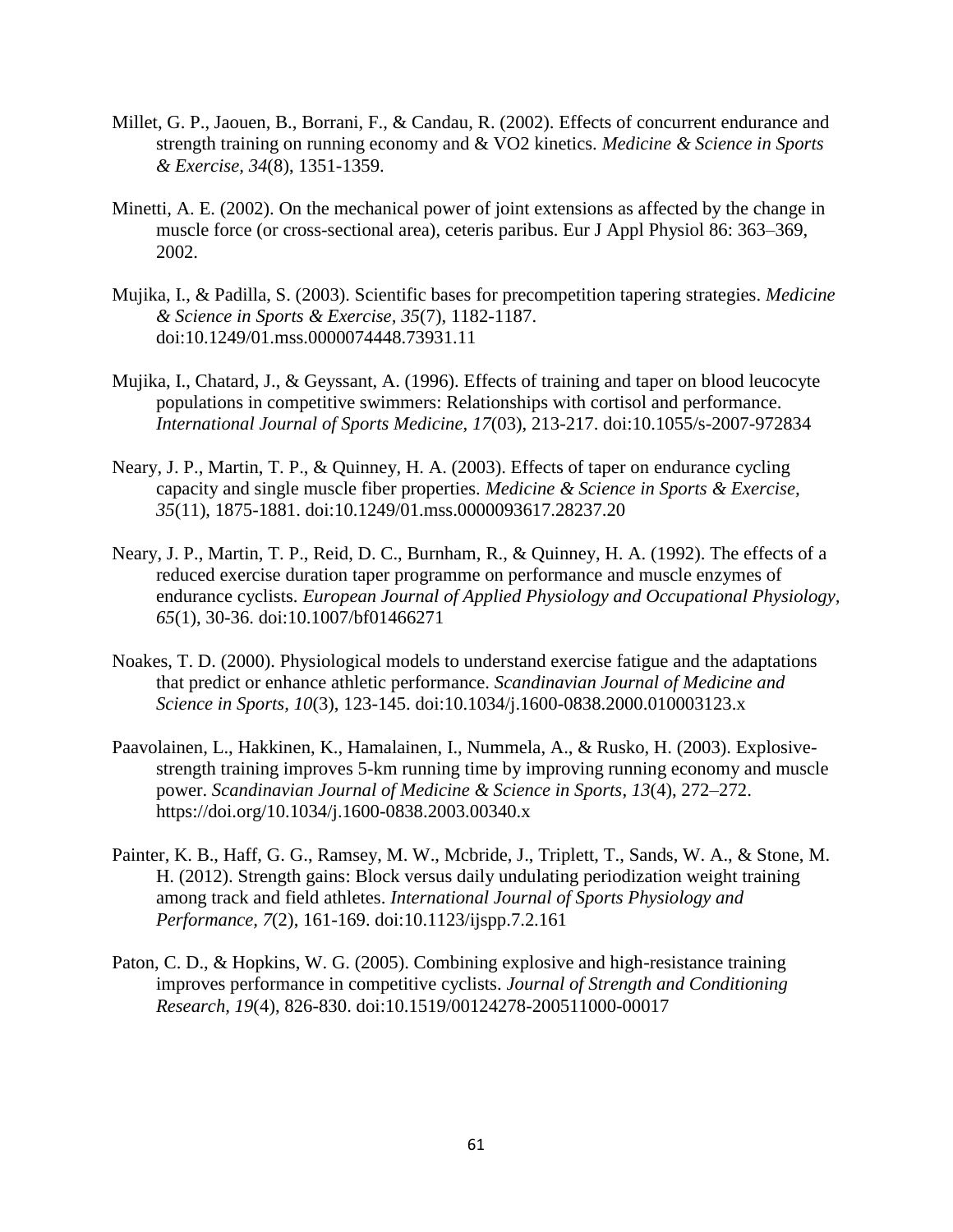Millet, G. P., Jaouen, B., Borrani, F., & Candau, R. (2002). Effects of concurrent endurance and strength training on running economy and & VO2 kinetics. *Medicine & Science in Sports & Exercise, 34*(8), 1351-1359.

Minetti, A. E. (2002). On the mechanical power of joint extensions as affected by the change in muscle force (or cross-sectional area), ceteris paribus. Eur J Appl Physiol 86: 363–369, 2002.

Mujika, I., & Padilla, S. (2003). Scientific bases for precompetition tapering strategies. *Medicine & Science in Sports & Exercise, 35*(7), 1182-1187. doi:10.1249/01.mss.0000074448.73931.11

Mujika, I., Chatard, J., & Geyssant, A. (1996). Effects of training and taper on blood leucocyte populations in competitive swimmers: Relationships with cortisol and performance. *International Journal of Sports Medicine, 17*(03), 213-217. doi:10.1055/s-2007-972834

Neary, J. P., Martin, T. P., & Quinney, H. A. (2003). Effects of taper on endurance cycling capacity and single muscle fiber properties. *Medicine & Science in Sports & Exercise, 35*(11), 1875-1881. doi:10.1249/01.mss.0000093617.28237.20

Neary, J. P., Martin, T. P., Reid, D. C., Burnham, R., & Quinney, H. A. (1992). The effects of a reduced exercise duration taper programme on performance and muscle enzymes of endurance cyclists. *European Journal of Applied Physiology and Occupational Physiology, 65*(1), 30-36. doi:10.1007/bf01466271

Noakes, T. D. (2000). Physiological models to understand exercise fatigue and the adaptations that predict or enhance athletic performance. *Scandinavian Journal of Medicine and Science in Sports, 10*(3), 123-145. doi:10.1034/j.1600-0838.2000.010003123.x

Paavolainen, L., Hakkinen, K., Hamalainen, I., Nummela, A., & Rusko, H. (2003). Explosive-strength training improves 5-km running time by improving running economy and muscle power. *Scandinavian Journal of Medicine & Science in Sports*, *13*(4), 272–272. https://doi.org/10.1034/j.1600-0838.2003.00340.x

Painter, K. B., Haff, G. G., Ramsey, M. W., Mcbride, J., Triplett, T., Sands, W. A., & Stone, M. H. (2012). Strength gains: Block versus daily undulating periodization weight training among track and field athletes. *International Journal of Sports Physiology and Performance, 7*(2), 161-169. doi:10.1123/ijspp.7.2.161

Paton, C. D., & Hopkins, W. G. (2005). Combining explosive and high-resistance training improves performance in competitive cyclists. *Journal of Strength and Conditioning Research, 19*(4), 826-830. doi:10.1519/00124278-200511000-00017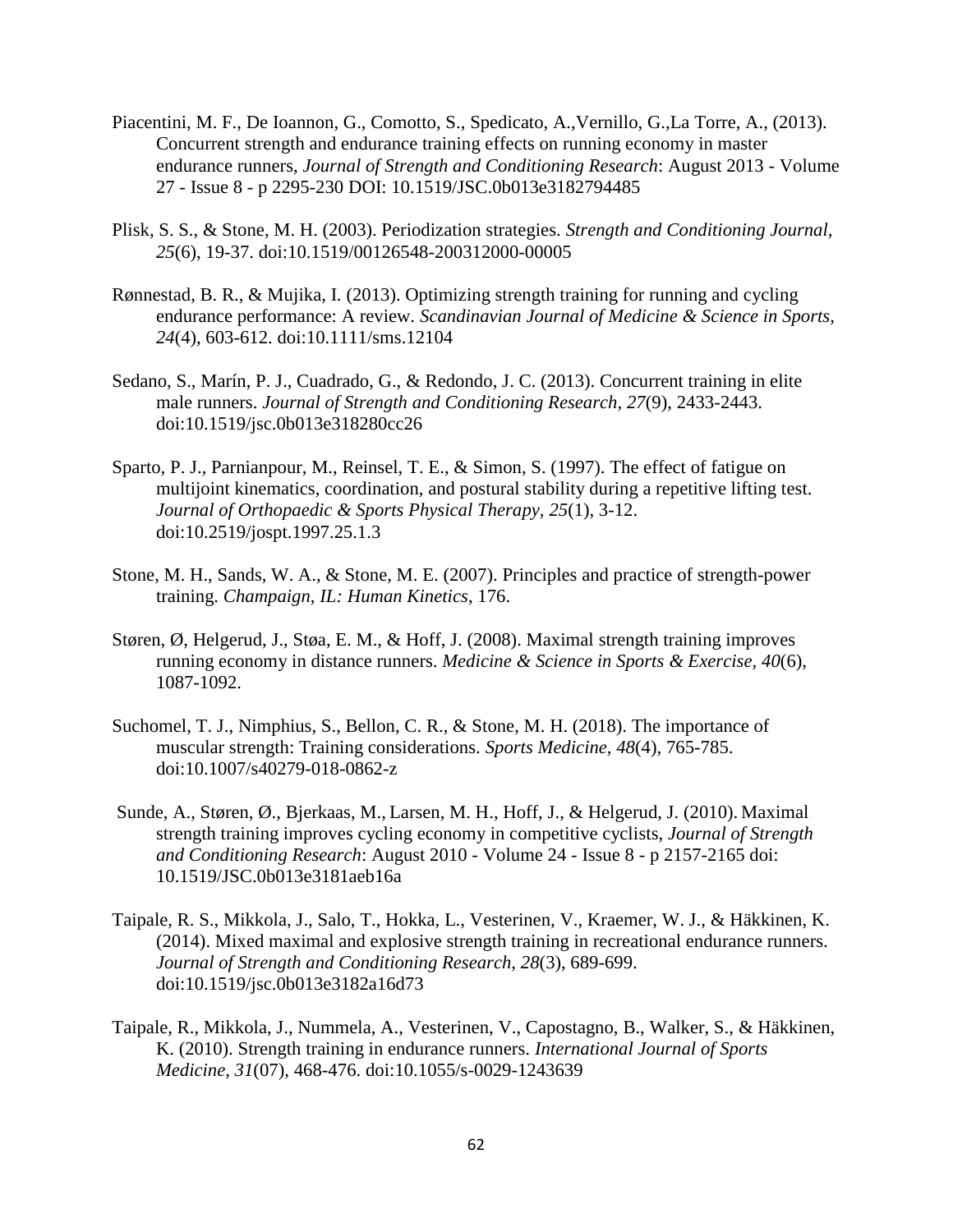Piacentini, M. F., De Ioannon, G., Comotto, S., Spedicato, A.,Vernillo, G.,La Torre, A., (2013). Concurrent strength and endurance training effects on running economy in master endurance runners, *Journal of Strength and Conditioning Research*: August 2013 - Volume 27 - Issue 8 - p 2295-230 DOI: 10.1519/JSC.0b013e3182794485

Plisk, S. S., & Stone, M. H. (2003). Periodization strategies. *Strength and Conditioning Journal, 25*(6), 19-37. doi:10.1519/00126548-200312000-00005

Rønnestad, B. R., & Mujika, I. (2013). Optimizing strength training for running and cycling endurance performance: A review. *Scandinavian Journal of Medicine & Science in Sports, 24*(4), 603-612. doi:10.1111/sms.12104

Sedano, S., Marín, P. J., Cuadrado, G., & Redondo, J. C. (2013). Concurrent training in elite male runners. *Journal of Strength and Conditioning Research, 27*(9), 2433-2443. doi:10.1519/jsc.0b013e318280cc26

Sparto, P. J., Parnianpour, M., Reinsel, T. E., & Simon, S. (1997). The effect of fatigue on multijoint kinematics, coordination, and postural stability during a repetitive lifting test. *Journal of Orthopaedic & Sports Physical Therapy, 25*(1), 3-12. doi:10.2519/jospt.1997.25.1.3

Stone, M. H., Sands, W. A., & Stone, M. E. (2007). Principles and practice of strength-power training. *Champaign, IL: Human Kinetics*, 176.

Støren, Ø, Helgerud, J., Støa, E. M., & Hoff, J. (2008). Maximal strength training improves running economy in distance runners. *Medicine & Science in Sports & Exercise, 40*(6), 1087-1092.

Suchomel, T. J., Nimphius, S., Bellon, C. R., & Stone, M. H. (2018). The importance of muscular strength: Training considerations. *Sports Medicine, 48*(4), 765-785. doi:10.1007/s40279-018-0862-z

Sunde, A., Støren, Ø., Bjerkaas, M., Larsen, M. H., Hoff, J., & Helgerud, J. (2010). Maximal strength training improves cycling economy in competitive cyclists, *Journal of Strength and Conditioning Research*: August 2010 - Volume 24 - Issue 8 - p 2157-2165 doi: 10.1519/JSC.0b013e3181aeb16a

Taipale, R. S., Mikkola, J., Salo, T., Hokka, L., Vesterinen, V., Kraemer, W. J., & Häkkinen, K. (2014). Mixed maximal and explosive strength training in recreational endurance runners. *Journal of Strength and Conditioning Research, 28*(3), 689-699. doi:10.1519/jsc.0b013e3182a16d73

Taipale, R., Mikkola, J., Nummela, A., Vesterinen, V., Capostagno, B., Walker, S., & Häkkinen, K. (2010). Strength training in endurance runners. *International Journal of Sports Medicine, 31*(07), 468-476. doi:10.1055/s-0029-1243639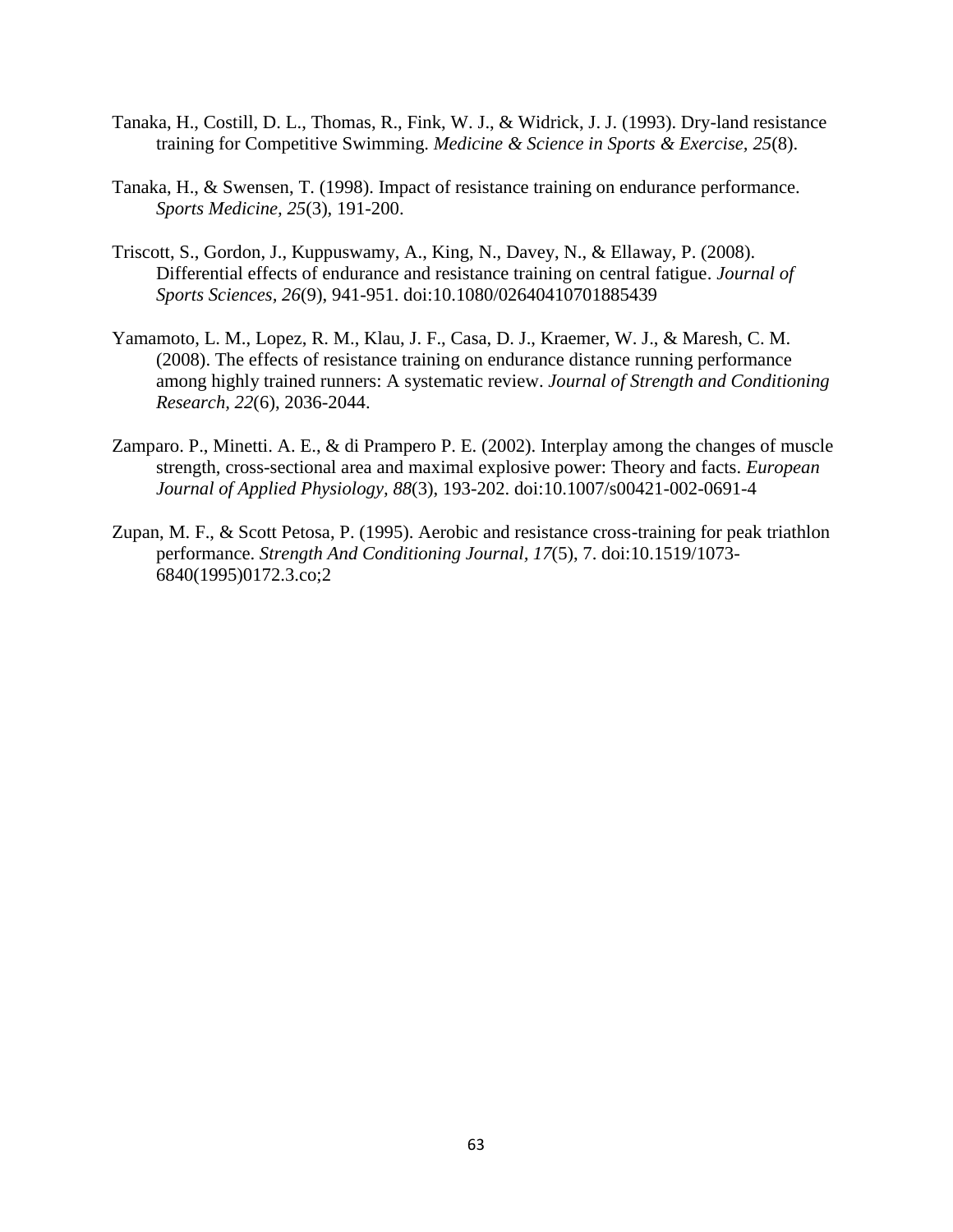Tanaka, H., Costill, D. L., Thomas, R., Fink, W. J., & Widrick, J. J. (1993). Dry-land resistance training for Competitive Swimming. *Medicine & Science in Sports & Exercise, 25*(8).

Tanaka, H., & Swensen, T. (1998). Impact of resistance training on endurance performance. *Sports Medicine, 25*(3), 191-200.

Triscott, S., Gordon, J., Kuppuswamy, A., King, N., Davey, N., & Ellaway, P. (2008). Differential effects of endurance and resistance training on central fatigue. *Journal of Sports Sciences*, *26*(9), 941-951. doi:10.1080/02640410701885439

Yamamoto, L. M., Lopez, R. M., Klau, J. F., Casa, D. J., Kraemer, W. J., & Maresh, C. M. (2008). The effects of resistance training on endurance distance running performance among highly trained runners: A systematic review. *Journal of Strength and Conditioning Research, 22*(6), 2036-2044.

Zamparo. P., Minetti. A. E., & di Prampero P. E. (2002). Interplay among the changes of muscle strength, cross-sectional area and maximal explosive power: Theory and facts. *European Journal of Applied Physiology, 88*(3), 193-202. doi:10.1007/s00421-002-0691-4

Zupan, M. F., & Scott Petosa, P. (1995). Aerobic and resistance cross-training for peak triathlon performance. *Strength And Conditioning Journal*, *17*(5), 7. doi:10.1519/1073-6840(1995)0172.3.co;2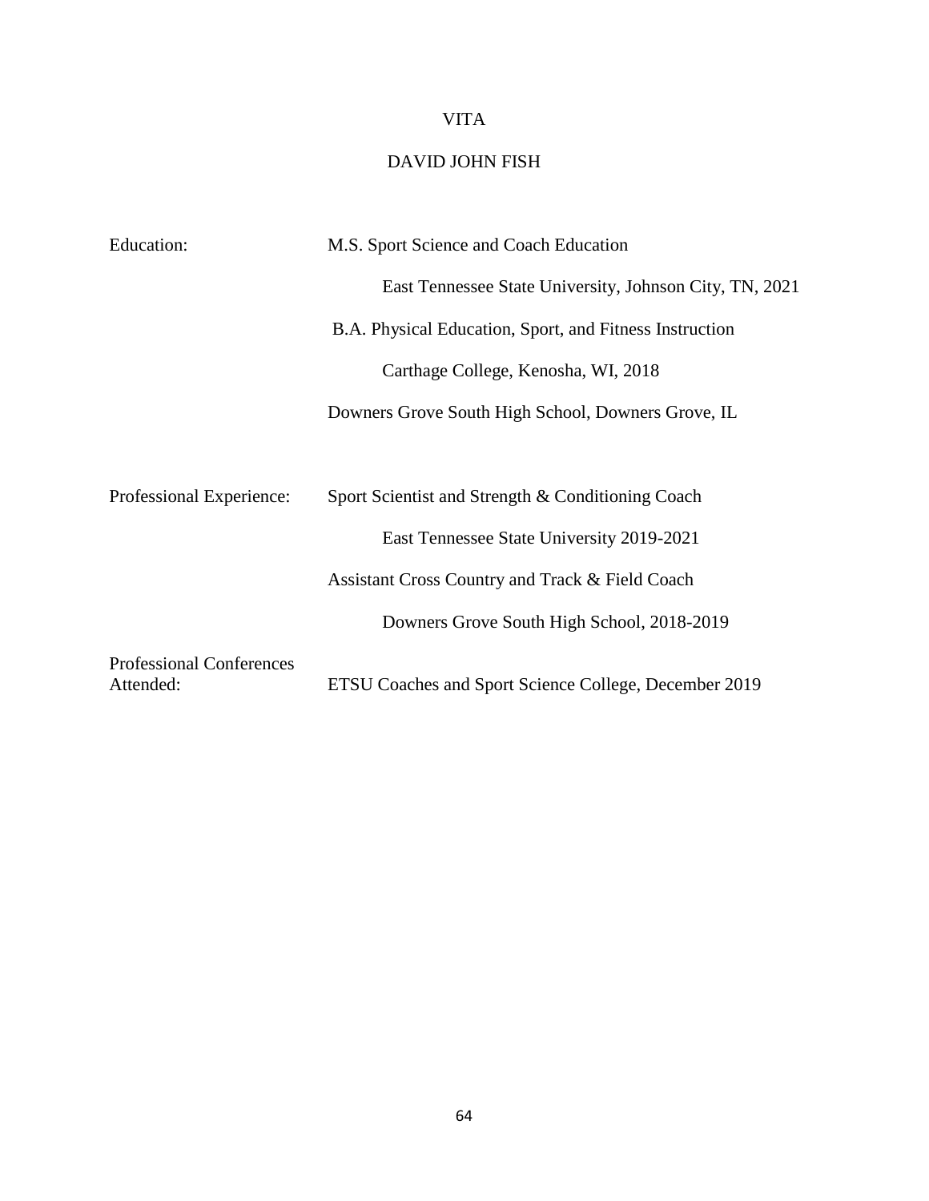# VITA

## DAVID JOHN FISH

| | |
|---|---|
| Education: | M.S. Sport Science and Coach Education |
| | East Tennessee State University, Johnson City, TN, 2021 |
| | B.A. Physical Education, Sport, and Fitness Instruction |
| | Carthage College, Kenosha, WI, 2018 |
| | Downers Grove South High School, Downers Grove, IL |
| Professional Experience: | Sport Scientist and Strength & Conditioning Coach |
| | East Tennessee State University 2019-2021 |
| | Assistant Cross Country and Track & Field Coach |
| | Downers Grove South High School, 2018-2019 |
| Professional Conferences Attended: | ETSU Coaches and Sport Science College, December 2019 |